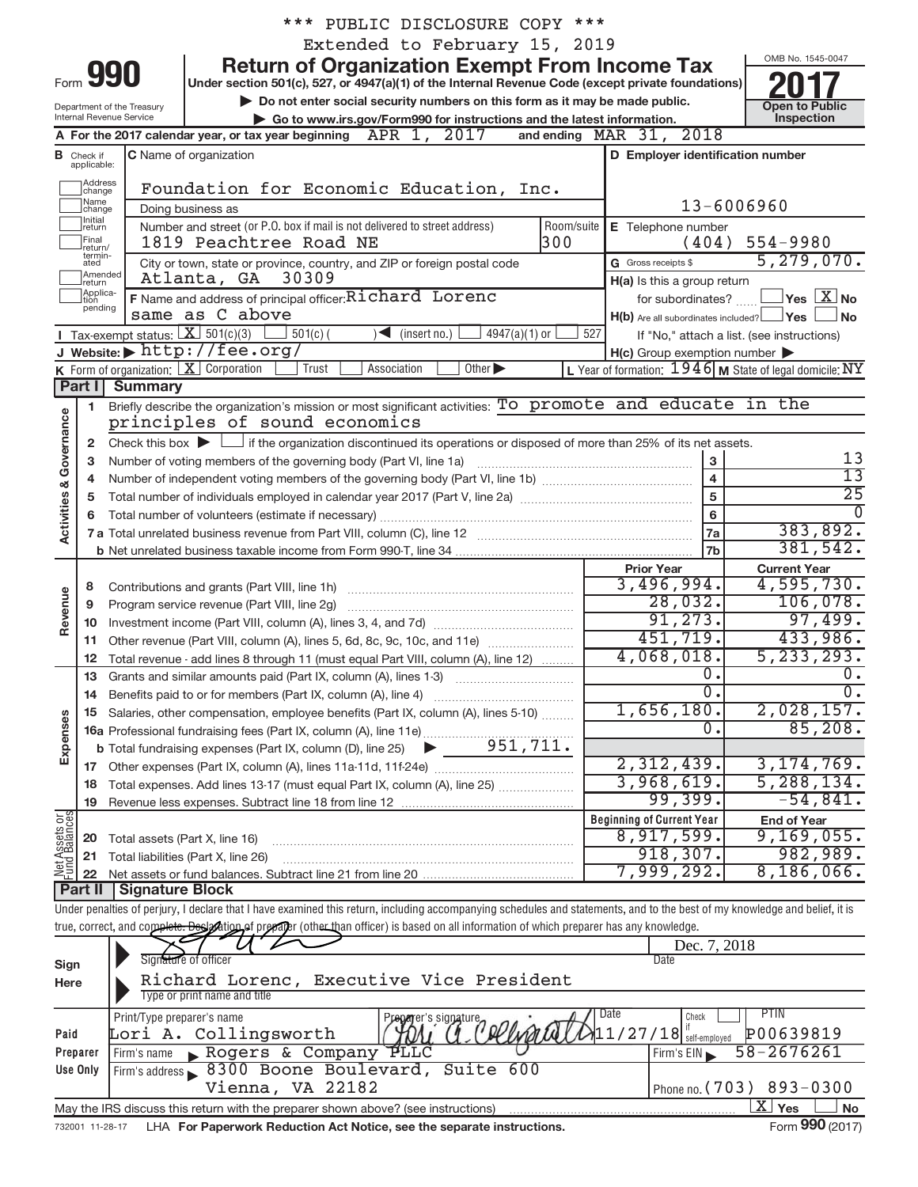\*\*\* PUBLIC DISCLOSURE COPY \*\*\*

Extended to February 15, 2019

# Form 990 — Return of Organization Exempt From Income Tax — 2017

Under section 501(c), 527, or 4947(a)(1) of the Internal Revenue Code (except private foundations)

▶ Do not enter social security numbers on this form as it may be made public.

▶ Go to www.irs.gov/Form990 for instructions and the latest information.

Department of the Treasury, Internal Revenue Service

OMB No. 1545-0047

Open to Public Inspection

**A** For the 2017 calendar year, or tax year beginning APR 1, 2017 and ending MAR 31, 2018

**B** Check if applicable: Address change; Name change; Initial return; Final return/terminated; Amended return; Application pending

**C** Name of organization: Foundation for Economic Education, Inc.

Doing business as

Number and street (or P.O. box if mail is not delivered to street address): 1819 Peachtree Road NE — Room/suite: 300

City or town, state or province, country, and ZIP or foreign postal code: Atlanta, GA 30309

**D** Employer identification number: 13-6006960

**E** Telephone number: (404) 554-9980

**G** Gross receipts $ 5,279,070.

**F** Name and address of principal officer: Richard Lorenc, same as C above

**H(a)** Is this a group return for subordinates? Yes [ ] No [X]

**H(b)** Are all subordinates included? Yes [ ] No [ ]

If "No," attach a list. (see instructions)

**H(c)** Group exemption number ▶

**I** Tax-exempt status: [X] 501(c)(3) [ ] 501(c) ( ) ◀ (insert no.) [ ] 4947(a)(1) or [ ] 527

**J** Website: ▶ http://fee.org/

**K** Form of organization: [X] Corporation [ ] Trust [ ] Association [ ] Other ▶

**L** Year of formation: 1946 **M** State of legal domicile: NY

## Part I Summary

**Activities & Governance**

1 Briefly describe the organization's mission or most significant activities: To promote and educate in the principles of sound economics

2 Check this box ▶ [ ] if the organization discontinued its operations or disposed of more than 25% of its net assets.

| Line | Description | No. | Value |
|---|---|---|---|
| 3 | Number of voting members of the governing body (Part VI, line 1a) | 3 | 13 |
| 4 | Number of independent voting members of the governing body (Part VI, line 1b) | 4 | 13 |
| 5 | Total number of individuals employed in calendar year 2017 (Part V, line 2a) | 5 | 25 |
| 6 | Total number of volunteers (estimate if necessary) | 6 | 0 |
| 7a | Total unrelated business revenue from Part VIII, column (C), line 12 | 7a | 383,892. |
| 7b | Net unrelated business taxable income from Form 990-T, line 34 | 7b | 381,542. |

| Line | Description | Prior Year | Current Year |
|---|---|---|---|
| **Revenue** | | | |
| 8 | Contributions and grants (Part VIII, line 1h) | 3,496,994. | 4,595,730. |
| 9 | Program service revenue (Part VIII, line 2g) | 28,032. | 106,078. |
| 10 | Investment income (Part VIII, column (A), lines 3, 4, and 7d) | 91,273. | 97,499. |
| 11 | Other revenue (Part VIII, column (A), lines 5, 6d, 8c, 9c, 10c, and 11e) | 451,719. | 433,986. |
| 12 | Total revenue - add lines 8 through 11 (must equal Part VIII, column (A), line 12) | 4,068,018. | 5,233,293. |
| **Expenses** | | | |
| 13 | Grants and similar amounts paid (Part IX, column (A), lines 1-3) | 0. | 0. |
| 14 | Benefits paid to or for members (Part IX, column (A), line 4) | 0. | 0. |
| 15 | Salaries, other compensation, employee benefits (Part IX, column (A), lines 5-10) | 1,656,180. | 2,028,157. |
| 16a | Professional fundraising fees (Part IX, column (A), line 11e) | 0. | 85,208. |
| b | Total fundraising expenses (Part IX, column (D), line 25) ▶ 951,711. | | |
| 17 | Other expenses (Part IX, column (A), lines 11a-11d, 11f-24e) | 2,312,439. | 3,174,769. |
| 18 | Total expenses. Add lines 13-17 (must equal Part IX, column (A), line 25) | 3,968,619. | 5,288,134. |
| 19 | Revenue less expenses. Subtract line 18 from line 12 | 99,399. | -54,841. |

| Line | Net Assets or Fund Balances | Beginning of Current Year | End of Year |
|---|---|---|---|
| 20 | Total assets (Part X, line 16) | 8,917,599. | 9,169,055. |
| 21 | Total liabilities (Part X, line 26) | 918,307. | 982,989. |
| 22 | Net assets or fund balances. Subtract line 21 from line 20 | 7,999,292. | 8,186,066. |

## Part II Signature Block

Under penalties of perjury, I declare that I have examined this return, including accompanying schedules and statements, and to the best of my knowledge and belief, it is true, correct, and complete. Declaration of preparer (other than officer) is based on all information of which preparer has any knowledge.

**Sign Here**

Signature of officer — Date: Dec. 7, 2018

Richard Lorenc, Executive Vice President

Type or print name and title

**Paid Preparer Use Only**

Print/Type preparer's name: Lori A. Collingsworth — Preparer's signature: Lori A. Collingsworth — Date: 11/27/18 — Check [ ] if self-employed — PTIN: P00639819

Firm's name ▶ Rogers & Company PLLC — Firm's EIN ▶ 58-2676261

Firm's address ▶ 8300 Boone Boulevard, Suite 600, Vienna, VA 22182 — Phone no. (703) 893-0300

May the IRS discuss this return with the preparer shown above? (see instructions) [X] Yes [ ] No

732001 11-28-17 LHA For Paperwork Reduction Act Notice, see the separate instructions. Form 990 (2017)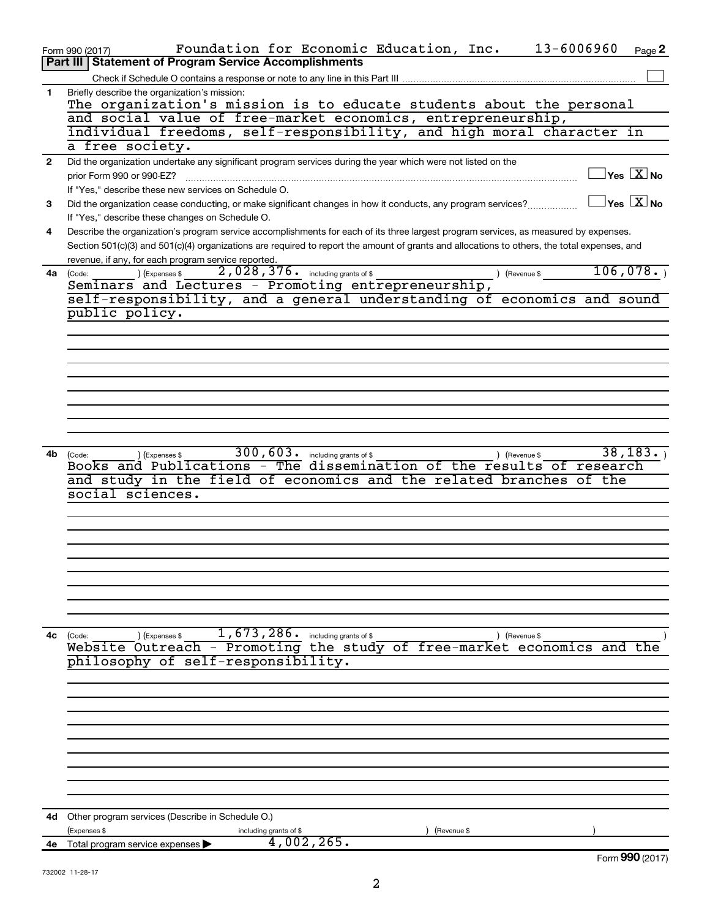Form 990 (2017) Foundation for Economic Education, Inc. 13-6006960 Page **2**

## Part III Statement of Program Service Accomplishments

Check if Schedule O contains a response or note to any line in this Part III ☐

**1** Briefly describe the organization's mission:

The organization's mission is to educate students about the personal and social value of free-market economics, entrepreneurship, individual freedoms, self-responsibility, and high moral character in a free society.

**2** Did the organization undertake any significant program services during the year which were not listed on the prior Form 990 or 990-EZ? ☐ Yes ☒ No

If "Yes," describe these new services on Schedule O.

**3** Did the organization cease conducting, or make significant changes in how it conducts, any program services? ☐ Yes ☒ No

If "Yes," describe these changes on Schedule O.

**4** Describe the organization's program service accomplishments for each of its three largest program services, as measured by expenses. Section 501(c)(3) and 501(c)(4) organizations are required to report the amount of grants and allocations to others, the total expenses, and revenue, if any, for each program service reported.

**4a** (Code: ) (Expenses $ 2,028,376. including grants of $ ) (Revenue $ 106,078. )

Seminars and Lectures - Promoting entrepreneurship, self-responsibility, and a general understanding of economics and sound public policy.

**4b** (Code: ) (Expenses $ 300,603. including grants of $ ) (Revenue $ 38,183. )

Books and Publications - The dissemination of the results of research and study in the field of economics and the related branches of the social sciences.

**4c** (Code: ) (Expenses $ 1,673,286. including grants of $ ) (Revenue $ )

Website Outreach - Promoting the study of free-market economics and the philosophy of self-responsibility.

**4d** Other program services (Describe in Schedule O.)

(Expenses $ including grants of $ ) (Revenue $ )

**4e** Total program service expenses ▶ 4,002,265.

Form **990** (2017)

732002 11-28-17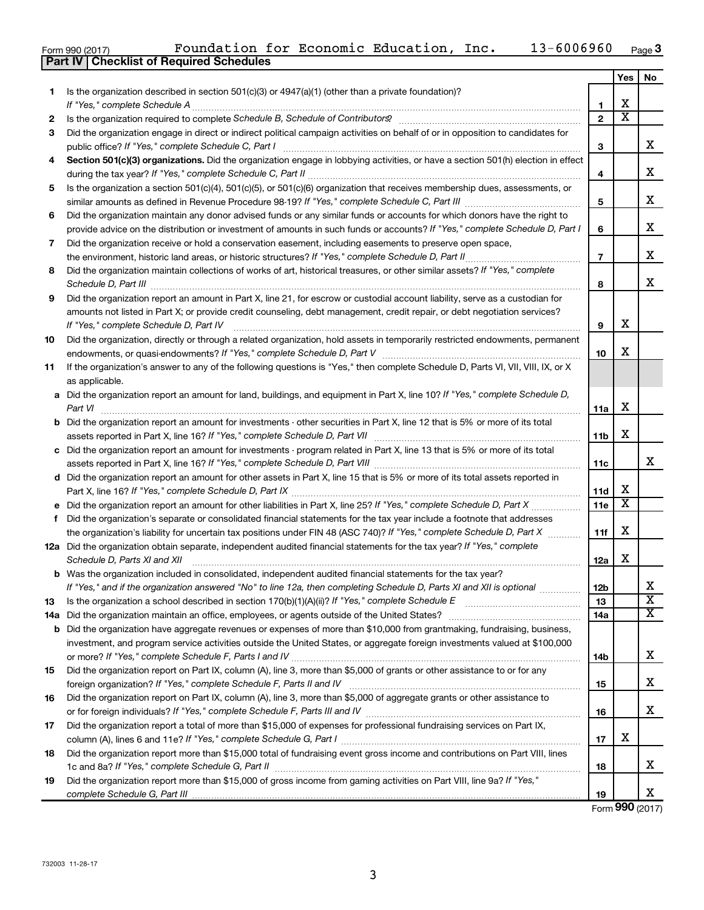Form 990 (2017) Foundation for Economic Education, Inc. 13-6006960 Page 3

**Part IV | Checklist of Required Schedules**

| | | | Yes | No |
|---|---|---|---|---|
| 1 | Is the organization described in section 501(c)(3) or 4947(a)(1) (other than a private foundation)? *If "Yes," complete Schedule A* | 1 | X | |
| 2 | Is the organization required to complete *Schedule B, Schedule of Contributors*? | 2 | X | |
| 3 | Did the organization engage in direct or indirect political campaign activities on behalf of or in opposition to candidates for public office? *If "Yes," complete Schedule C, Part I* | 3 | | X |
| 4 | **Section 501(c)(3) organizations.** Did the organization engage in lobbying activities, or have a section 501(h) election in effect during the tax year? *If "Yes," complete Schedule C, Part II* | 4 | | X |
| 5 | Is the organization a section 501(c)(4), 501(c)(5), or 501(c)(6) organization that receives membership dues, assessments, or similar amounts as defined in Revenue Procedure 98-19? *If "Yes," complete Schedule C, Part III* | 5 | | X |
| 6 | Did the organization maintain any donor advised funds or any similar funds or accounts for which donors have the right to provide advice on the distribution or investment of amounts in such funds or accounts? *If "Yes," complete Schedule D, Part I* | 6 | | X |
| 7 | Did the organization receive or hold a conservation easement, including easements to preserve open space, the environment, historic land areas, or historic structures? *If "Yes," complete Schedule D, Part II* | 7 | | X |
| 8 | Did the organization maintain collections of works of art, historical treasures, or other similar assets? *If "Yes," complete Schedule D, Part III* | 8 | | X |
| 9 | Did the organization report an amount in Part X, line 21, for escrow or custodial account liability, serve as a custodian for amounts not listed in Part X; or provide credit counseling, debt management, credit repair, or debt negotiation services? *If "Yes," complete Schedule D, Part IV* | 9 | X | |
| 10 | Did the organization, directly or through a related organization, hold assets in temporarily restricted endowments, permanent endowments, or quasi-endowments? *If "Yes," complete Schedule D, Part V* | 10 | X | |
| 11 | If the organization's answer to any of the following questions is "Yes," then complete Schedule D, Parts VI, VII, VIII, IX, or X as applicable. | | | |
| a | Did the organization report an amount for land, buildings, and equipment in Part X, line 10? *If "Yes," complete Schedule D, Part VI* | 11a | X | |
| b | Did the organization report an amount for investments - other securities in Part X, line 12 that is 5% or more of its total assets reported in Part X, line 16? *If "Yes," complete Schedule D, Part VII* | 11b | X | |
| c | Did the organization report an amount for investments - program related in Part X, line 13 that is 5% or more of its total assets reported in Part X, line 16? *If "Yes," complete Schedule D, Part VIII* | 11c | | X |
| d | Did the organization report an amount for other assets in Part X, line 15 that is 5% or more of its total assets reported in Part X, line 16? *If "Yes," complete Schedule D, Part IX* | 11d | X | |
| e | Did the organization report an amount for other liabilities in Part X, line 25? *If "Yes," complete Schedule D, Part X* | 11e | X | |
| f | Did the organization's separate or consolidated financial statements for the tax year include a footnote that addresses the organization's liability for uncertain tax positions under FIN 48 (ASC 740)? *If "Yes," complete Schedule D, Part X* | 11f | X | |
| 12a | Did the organization obtain separate, independent audited financial statements for the tax year? *If "Yes," complete Schedule D, Parts XI and XII* | 12a | X | |
| b | Was the organization included in consolidated, independent audited financial statements for the tax year? *If "Yes," and if the organization answered "No" to line 12a, then completing Schedule D, Parts XI and XII is optional* | 12b | | X |
| 13 | Is the organization a school described in section 170(b)(1)(A)(ii)? *If "Yes," complete Schedule E* | 13 | | X |
| 14a | Did the organization maintain an office, employees, or agents outside of the United States? | 14a | | X |
| b | Did the organization have aggregate revenues or expenses of more than $10,000 from grantmaking, fundraising, business, investment, and program service activities outside the United States, or aggregate foreign investments valued at $100,000 or more? *If "Yes," complete Schedule F, Parts I and IV* | 14b | | X |
| 15 | Did the organization report on Part IX, column (A), line 3, more than $5,000 of grants or other assistance to or for any foreign organization? *If "Yes," complete Schedule F, Parts II and IV* | 15 | | X |
| 16 | Did the organization report on Part IX, column (A), line 3, more than $5,000 of aggregate grants or other assistance to or for foreign individuals? *If "Yes," complete Schedule F, Parts III and IV* | 16 | | X |
| 17 | Did the organization report a total of more than $15,000 of expenses for professional fundraising services on Part IX, column (A), lines 6 and 11e? *If "Yes," complete Schedule G, Part I* | 17 | X | |
| 18 | Did the organization report more than $15,000 total of fundraising event gross income and contributions on Part VIII, lines 1c and 8a? *If "Yes," complete Schedule G, Part II* | 18 | | X |
| 19 | Did the organization report more than $15,000 of gross income from gaming activities on Part VIII, line 9a? *If "Yes," complete Schedule G, Part III* | 19 | | X |

Form **990** (2017)

732003 11-28-17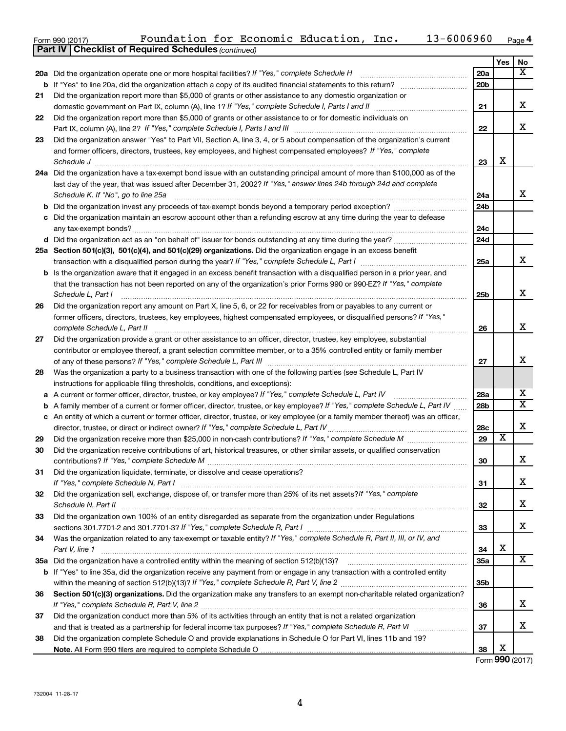Form 990 (2017) Foundation for Economic Education, Inc. 13-6006960 Page 4

**Part IV | Checklist of Required Schedules** *(continued)*

| | | | Yes | No |
|---|---|---|---|---|
| **20a** | Did the organization operate one or more hospital facilities? *If "Yes," complete Schedule H* | **20a** | | X |
| **b** | If "Yes" to line 20a, did the organization attach a copy of its audited financial statements to this return? | **20b** | | |
| **21** | Did the organization report more than $5,000 of grants or other assistance to any domestic organization or domestic government on Part IX, column (A), line 1? *If "Yes," complete Schedule I, Parts I and II* | **21** | | X |
| **22** | Did the organization report more than $5,000 of grants or other assistance to or for domestic individuals on Part IX, column (A), line 2? *If "Yes," complete Schedule I, Parts I and III* | **22** | | X |
| **23** | Did the organization answer "Yes" to Part VII, Section A, line 3, 4, or 5 about compensation of the organization's current and former officers, directors, trustees, key employees, and highest compensated employees? *If "Yes," complete Schedule J* | **23** | X | |
| **24a** | Did the organization have a tax-exempt bond issue with an outstanding principal amount of more than $100,000 as of the last day of the year, that was issued after December 31, 2002? *If "Yes," answer lines 24b through 24d and complete Schedule K. If "No", go to line 25a* | **24a** | | X |
| **b** | Did the organization invest any proceeds of tax-exempt bonds beyond a temporary period exception? | **24b** | | |
| **c** | Did the organization maintain an escrow account other than a refunding escrow at any time during the year to defease any tax-exempt bonds? | **24c** | | |
| **d** | Did the organization act as an "on behalf of" issuer for bonds outstanding at any time during the year? | **24d** | | |
| **25a** | **Section 501(c)(3), 501(c)(4), and 501(c)(29) organizations.** Did the organization engage in an excess benefit transaction with a disqualified person during the year? *If "Yes," complete Schedule L, Part I* | **25a** | | X |
| **b** | Is the organization aware that it engaged in an excess benefit transaction with a disqualified person in a prior year, and that the transaction has not been reported on any of the organization's prior Forms 990 or 990-EZ? *If "Yes," complete Schedule L, Part I* | **25b** | | X |
| **26** | Did the organization report any amount on Part X, line 5, 6, or 22 for receivables from or payables to any current or former officers, directors, trustees, key employees, highest compensated employees, or disqualified persons? *If "Yes," complete Schedule L, Part II* | **26** | | X |
| **27** | Did the organization provide a grant or other assistance to an officer, director, trustee, key employee, substantial contributor or employee thereof, a grant selection committee member, or to a 35% controlled entity or family member of any of these persons? *If "Yes," complete Schedule L, Part III* | **27** | | X |
| **28** | Was the organization a party to a business transaction with one of the following parties (see Schedule L, Part IV instructions for applicable filing thresholds, conditions, and exceptions): | | | |
| **a** | A current or former officer, director, trustee, or key employee? *If "Yes," complete Schedule L, Part IV* | **28a** | | X |
| **b** | A family member of a current or former officer, director, trustee, or key employee? *If "Yes," complete Schedule L, Part IV* | **28b** | | X |
| **c** | An entity of which a current or former officer, director, trustee, or key employee (or a family member thereof) was an officer, director, trustee, or direct or indirect owner? *If "Yes," complete Schedule L, Part IV* | **28c** | | X |
| **29** | Did the organization receive more than $25,000 in non-cash contributions? *If "Yes," complete Schedule M* | **29** | X | |
| **30** | Did the organization receive contributions of art, historical treasures, or other similar assets, or qualified conservation contributions? *If "Yes," complete Schedule M* | **30** | | X |
| **31** | Did the organization liquidate, terminate, or dissolve and cease operations? *If "Yes," complete Schedule N, Part I* | **31** | | X |
| **32** | Did the organization sell, exchange, dispose of, or transfer more than 25% of its net assets? *If "Yes," complete Schedule N, Part II* | **32** | | X |
| **33** | Did the organization own 100% of an entity disregarded as separate from the organization under Regulations sections 301.7701-2 and 301.7701-3? *If "Yes," complete Schedule R, Part I* | **33** | | X |
| **34** | Was the organization related to any tax-exempt or taxable entity? *If "Yes," complete Schedule R, Part II, III, or IV, and Part V, line 1* | **34** | X | |
| **35a** | Did the organization have a controlled entity within the meaning of section 512(b)(13)? | **35a** | | X |
| **b** | If "Yes" to line 35a, did the organization receive any payment from or engage in any transaction with a controlled entity within the meaning of section 512(b)(13)? *If "Yes," complete Schedule R, Part V, line 2* | **35b** | | |
| **36** | **Section 501(c)(3) organizations.** Did the organization make any transfers to an exempt non-charitable related organization? *If "Yes," complete Schedule R, Part V, line 2* | **36** | | X |
| **37** | Did the organization conduct more than 5% of its activities through an entity that is not a related organization and that is treated as a partnership for federal income tax purposes? *If "Yes," complete Schedule R, Part VI* | **37** | | X |
| **38** | Did the organization complete Schedule O and provide explanations in Schedule O for Part VI, lines 11b and 19? **Note.** All Form 990 filers are required to complete Schedule O | **38** | X | |

Form **990** (2017)

732004 11-28-17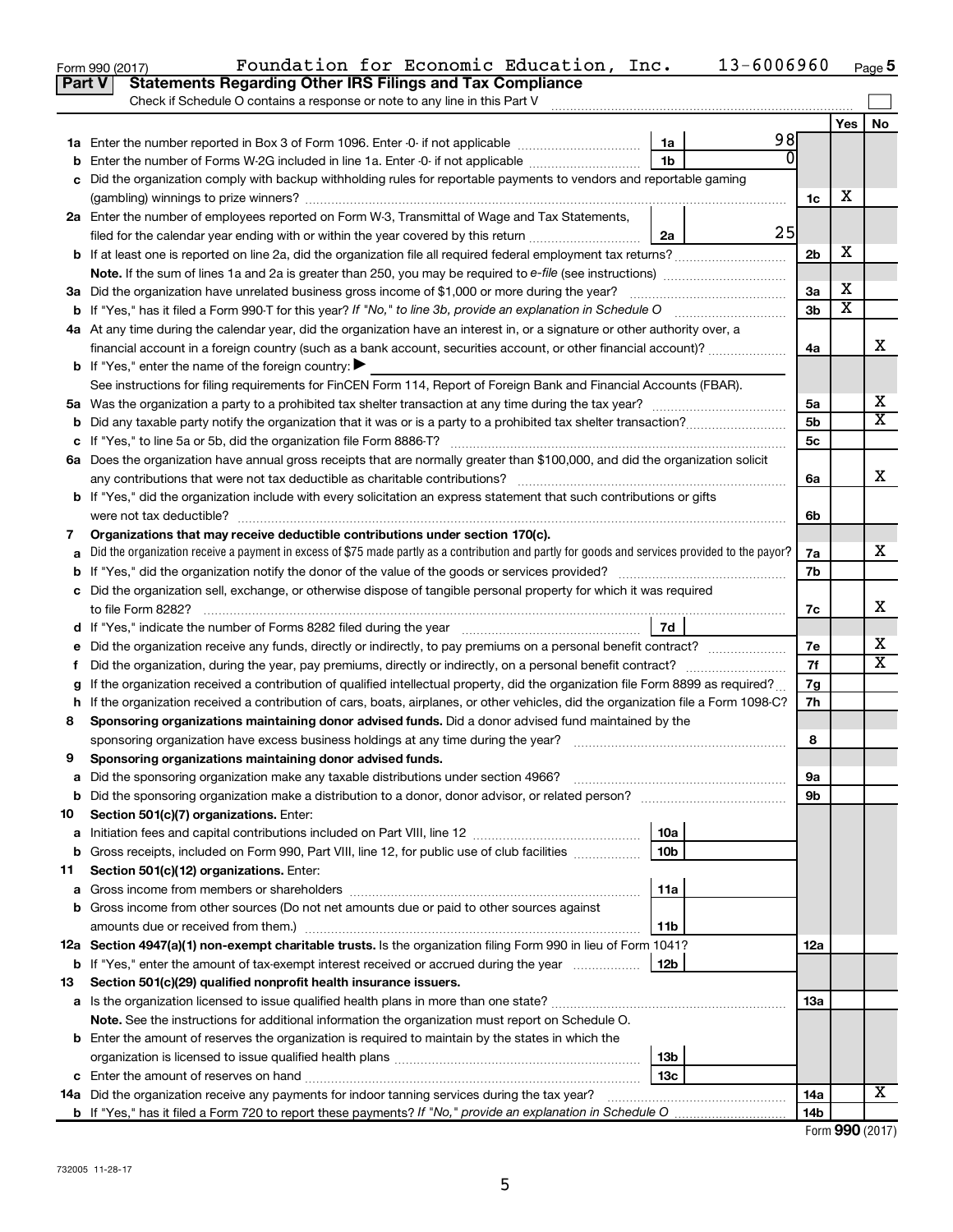Form 990 (2017) Foundation for Economic Education, Inc. 13-6006960 Page 5

## Part V Statements Regarding Other IRS Filings and Tax Compliance

Check if Schedule O contains a response or note to any line in this Part V

| | | | | | Yes | No |
|---|---|---|---|---|---|---|
| 1a | Enter the number reported in Box 3 of Form 1096. Enter -0- if not applicable | 1a | 98 | | | |
| b | Enter the number of Forms W-2G included in line 1a. Enter -0- if not applicable | 1b | 0 | | | |
| c | Did the organization comply with backup withholding rules for reportable payments to vendors and reportable gaming (gambling) winnings to prize winners? | | | 1c | X | |
| 2a | Enter the number of employees reported on Form W-3, Transmittal of Wage and Tax Statements, filed for the calendar year ending with or within the year covered by this return | 2a | 25 | | | |
| b | If at least one is reported on line 2a, did the organization file all required federal employment tax returns? | | | 2b | X | |
| | **Note.** If the sum of lines 1a and 2a is greater than 250, you may be required to *e-file* (see instructions) | | | | | |
| 3a | Did the organization have unrelated business gross income of $1,000 or more during the year? | | | 3a | X | |
| b | If "Yes," has it filed a Form 990-T for this year? *If "No," to line 3b, provide an explanation in Schedule O* | | | 3b | X | |
| 4a | At any time during the calendar year, did the organization have an interest in, or a signature or other authority over, a financial account in a foreign country (such as a bank account, securities account, or other financial account)? | | | 4a | | X |
| b | If "Yes," enter the name of the foreign country: ▶ | | | | | |
| | See instructions for filing requirements for FinCEN Form 114, Report of Foreign Bank and Financial Accounts (FBAR). | | | | | |
| 5a | Was the organization a party to a prohibited tax shelter transaction at any time during the tax year? | | | 5a | | X |
| b | Did any taxable party notify the organization that it was or is a party to a prohibited tax shelter transaction? | | | 5b | | X |
| c | If "Yes," to line 5a or 5b, did the organization file Form 8886-T? | | | 5c | | |
| 6a | Does the organization have annual gross receipts that are normally greater than $100,000, and did the organization solicit any contributions that were not tax deductible as charitable contributions? | | | 6a | | X |
| b | If "Yes," did the organization include with every solicitation an express statement that such contributions or gifts were not tax deductible? | | | 6b | | |
| 7 | **Organizations that may receive deductible contributions under section 170(c).** | | | | | |
| a | Did the organization receive a payment in excess of $75 made partly as a contribution and partly for goods and services provided to the payor? | | | 7a | | X |
| b | If "Yes," did the organization notify the donor of the value of the goods or services provided? | | | 7b | | |
| c | Did the organization sell, exchange, or otherwise dispose of tangible personal property for which it was required to file Form 8282? | | | 7c | | X |
| d | If "Yes," indicate the number of Forms 8282 filed during the year | 7d | | | | |
| e | Did the organization receive any funds, directly or indirectly, to pay premiums on a personal benefit contract? | | | 7e | | X |
| f | Did the organization, during the year, pay premiums, directly or indirectly, on a personal benefit contract? | | | 7f | | X |
| g | If the organization received a contribution of qualified intellectual property, did the organization file Form 8899 as required? | | | 7g | | |
| h | If the organization received a contribution of cars, boats, airplanes, or other vehicles, did the organization file a Form 1098-C? | | | 7h | | |
| 8 | **Sponsoring organizations maintaining donor advised funds.** Did a donor advised fund maintained by the sponsoring organization have excess business holdings at any time during the year? | | | 8 | | |
| 9 | **Sponsoring organizations maintaining donor advised funds.** | | | | | |
| a | Did the sponsoring organization make any taxable distributions under section 4966? | | | 9a | | |
| b | Did the sponsoring organization make a distribution to a donor, donor advisor, or related person? | | | 9b | | |
| 10 | **Section 501(c)(7) organizations.** Enter: | | | | | |
| a | Initiation fees and capital contributions included on Part VIII, line 12 | 10a | | | | |
| b | Gross receipts, included on Form 990, Part VIII, line 12, for public use of club facilities | 10b | | | | |
| 11 | **Section 501(c)(12) organizations.** Enter: | | | | | |
| a | Gross income from members or shareholders | 11a | | | | |
| b | Gross income from other sources (Do not net amounts due or paid to other sources against amounts due or received from them.) | 11b | | | | |
| 12a | **Section 4947(a)(1) non-exempt charitable trusts.** Is the organization filing Form 990 in lieu of Form 1041? | | | 12a | | |
| b | If "Yes," enter the amount of tax-exempt interest received or accrued during the year | 12b | | | | |
| 13 | **Section 501(c)(29) qualified nonprofit health insurance issuers.** | | | | | |
| a | Is the organization licensed to issue qualified health plans in more than one state? | | | 13a | | |
| | **Note.** See the instructions for additional information the organization must report on Schedule O. | | | | | |
| b | Enter the amount of reserves the organization is required to maintain by the states in which the organization is licensed to issue qualified health plans | 13b | | | | |
| c | Enter the amount of reserves on hand | 13c | | | | |
| 14a | Did the organization receive any payments for indoor tanning services during the tax year? | | | 14a | | X |
| b | If "Yes," has it filed a Form 720 to report these payments? *If "No," provide an explanation in Schedule O* | | | 14b | | |

Form **990** (2017)

732005 11-28-17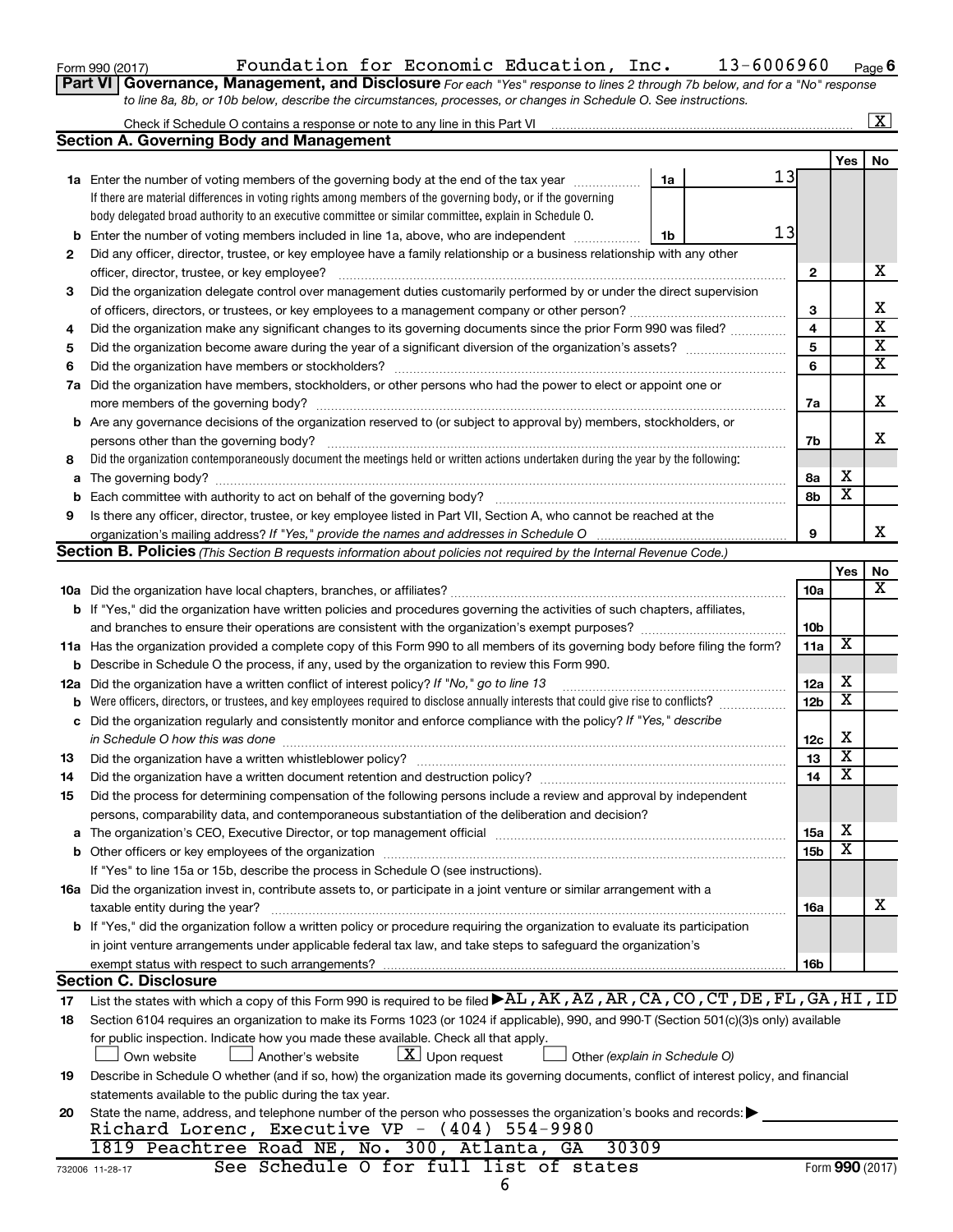Form 990 (2017) Foundation for Economic Education, Inc. 13-6006960 Page 6

**Part VI | Governance, Management, and Disclosure** *For each "Yes" response to lines 2 through 7b below, and for a "No" response to line 8a, 8b, or 10b below, describe the circumstances, processes, or changes in Schedule O. See instructions.*

Check if Schedule O contains a response or note to any line in this Part VI ☒

## Section A. Governing Body and Management

| | | | | Yes | No |
|---|---|---|---|---|---|
| **1a** | Enter the number of voting members of the governing body at the end of the tax year. If there are material differences in voting rights among members of the governing body, or if the governing body delegated broad authority to an executive committee or similar committee, explain in Schedule O. | **1a** 13 | | | |
| **b** | Enter the number of voting members included in line 1a, above, who are independent | **1b** 13 | | | |
| **2** | Did any officer, director, trustee, or key employee have a family relationship or a business relationship with any other officer, director, trustee, or key employee? | | **2** | | X |
| **3** | Did the organization delegate control over management duties customarily performed by or under the direct supervision of officers, directors, or trustees, or key employees to a management company or other person? | | **3** | | X |
| **4** | Did the organization make any significant changes to its governing documents since the prior Form 990 was filed? | | **4** | | X |
| **5** | Did the organization become aware during the year of a significant diversion of the organization's assets? | | **5** | | X |
| **6** | Did the organization have members or stockholders? | | **6** | | X |
| **7a** | Did the organization have members, stockholders, or other persons who had the power to elect or appoint one or more members of the governing body? | | **7a** | | X |
| **b** | Are any governance decisions of the organization reserved to (or subject to approval by) members, stockholders, or persons other than the governing body? | | **7b** | | X |
| **8** | Did the organization contemporaneously document the meetings held or written actions undertaken during the year by the following: | | | | |
| **a** | The governing body? | | **8a** | X | |
| **b** | Each committee with authority to act on behalf of the governing body? | | **8b** | X | |
| **9** | Is there any officer, director, trustee, or key employee listed in Part VII, Section A, who cannot be reached at the organization's mailing address? *If "Yes," provide the names and addresses in Schedule O* | | **9** | | X |

## Section B. Policies *(This Section B requests information about policies not required by the Internal Revenue Code.)*

| | | | Yes | No |
|---|---|---|---|---|
| **10a** | Did the organization have local chapters, branches, or affiliates? | **10a** | | X |
| **b** | If "Yes," did the organization have written policies and procedures governing the activities of such chapters, affiliates, and branches to ensure their operations are consistent with the organization's exempt purposes? | **10b** | | |
| **11a** | Has the organization provided a complete copy of this Form 990 to all members of its governing body before filing the form? | **11a** | X | |
| **b** | Describe in Schedule O the process, if any, used by the organization to review this Form 990. | | | |
| **12a** | Did the organization have a written conflict of interest policy? *If "No," go to line 13* | **12a** | X | |
| **b** | Were officers, directors, or trustees, and key employees required to disclose annually interests that could give rise to conflicts? | **12b** | X | |
| **c** | Did the organization regularly and consistently monitor and enforce compliance with the policy? *If "Yes," describe in Schedule O how this was done* | **12c** | X | |
| **13** | Did the organization have a written whistleblower policy? | **13** | X | |
| **14** | Did the organization have a written document retention and destruction policy? | **14** | X | |
| **15** | Did the process for determining compensation of the following persons include a review and approval by independent persons, comparability data, and contemporaneous substantiation of the deliberation and decision? | | | |
| **a** | The organization's CEO, Executive Director, or top management official | **15a** | X | |
| **b** | Other officers or key employees of the organization | **15b** | X | |
| | If "Yes" to line 15a or 15b, describe the process in Schedule O (see instructions). | | | |
| **16a** | Did the organization invest in, contribute assets to, or participate in a joint venture or similar arrangement with a taxable entity during the year? | **16a** | | X |
| **b** | If "Yes," did the organization follow a written policy or procedure requiring the organization to evaluate its participation in joint venture arrangements under applicable federal tax law, and take steps to safeguard the organization's exempt status with respect to such arrangements? | **16b** | | |

## Section C. Disclosure

**17** List the states with which a copy of this Form 990 is required to be filed ▶ AL,AK,AZ,AR,CA,CO,CT,DE,FL,GA,HI,ID

**18** Section 6104 requires an organization to make its Forms 1023 (or 1024 if applicable), 990, and 990-T (Section 501(c)(3)s only) available for public inspection. Indicate how you made these available. Check all that apply.

☐ Own website ☐ Another's website ☒ Upon request ☐ Other *(explain in Schedule O)*

**19** Describe in Schedule O whether (and if so, how) the organization made its governing documents, conflict of interest policy, and financial statements available to the public during the tax year.

**20** State the name, address, and telephone number of the person who possesses the organization's books and records: ▶
Richard Lorenc, Executive VP - (404) 554-9980
1819 Peachtree Road NE, No. 300, Atlanta, GA 30309

See Schedule O for full list of states

732006 11-28-17 Form **990** (2017)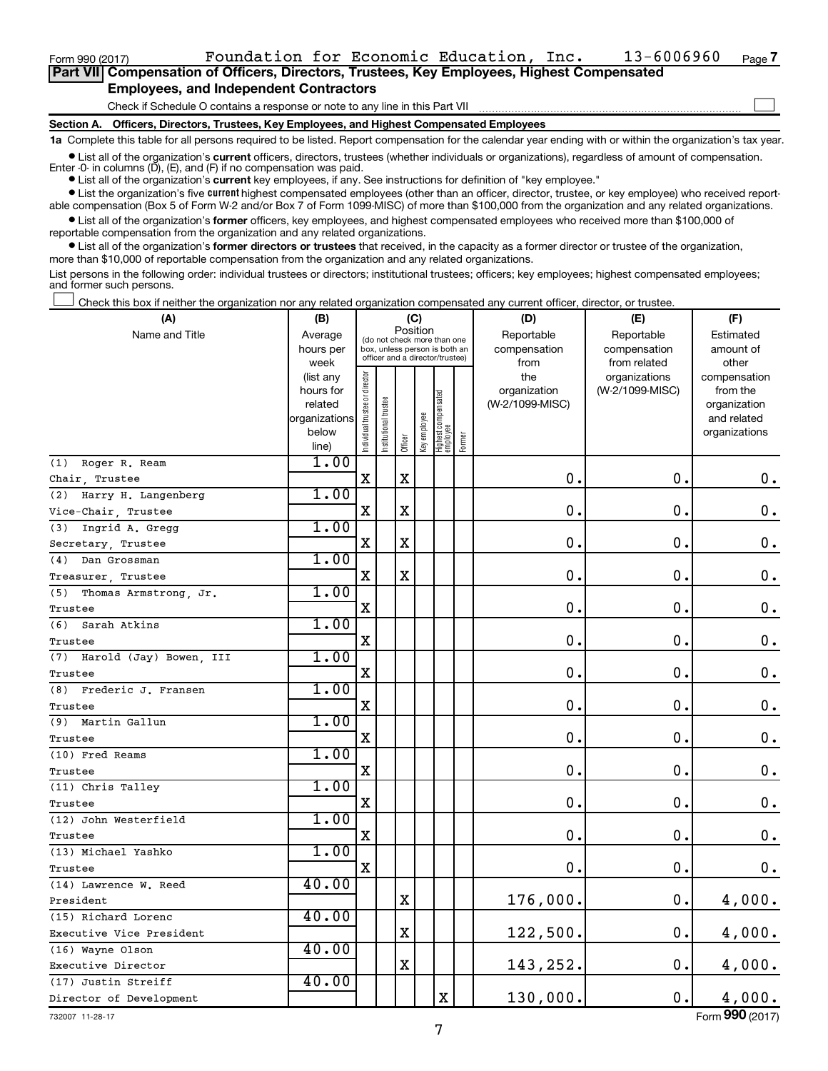Form 990 (2017) Foundation for Economic Education, Inc. 13-6006960 Page 7

## Part VII Compensation of Officers, Directors, Trustees, Key Employees, Highest Compensated Employees, and Independent Contractors

Check if Schedule O contains a response or note to any line in this Part VII ☐

### Section A. Officers, Directors, Trustees, Key Employees, and Highest Compensated Employees

**1a** Complete this table for all persons required to be listed. Report compensation for the calendar year ending with or within the organization's tax year.

- List all of the organization's **current** officers, directors, trustees (whether individuals or organizations), regardless of amount of compensation. Enter -0- in columns (D), (E), and (F) if no compensation was paid.
- List all of the organization's **current** key employees, if any. See instructions for definition of "key employee."
- List the organization's five **current** highest compensated employees (other than an officer, director, trustee, or key employee) who received reportable compensation (Box 5 of Form W-2 and/or Box 7 of Form 1099-MISC) of more than $100,000 from the organization and any related organizations.
- List all of the organization's **former** officers, key employees, and highest compensated employees who received more than $100,000 of reportable compensation from the organization and any related organizations.
- List all of the organization's **former directors or trustees** that received, in the capacity as a former director or trustee of the organization, more than $10,000 of reportable compensation from the organization and any related organizations.

List persons in the following order: individual trustees or directors; institutional trustees; officers; key employees; highest compensated employees; and former such persons.

☐ Check this box if neither the organization nor any related organization compensated any current officer, director, or trustee.

| (A) Name and Title | (B) Average hours per week (list any hours for related organizations below line) | (C) Position: Individual trustee or director | Institutional trustee | Officer | Key employee | Highest compensated employee | Former | (D) Reportable compensation from the organization (W-2/1099-MISC) | (E) Reportable compensation from related organizations (W-2/1099-MISC) | (F) Estimated amount of other compensation from the organization and related organizations |
|---|---|---|---|---|---|---|---|---|---|---|
| (1) Roger R. Ream<br>Chair, Trustee | 1.00 | X | | X | | | | 0. | 0. | 0. |
| (2) Harry H. Langenberg<br>Vice-Chair, Trustee | 1.00 | X | | X | | | | 0. | 0. | 0. |
| (3) Ingrid A. Gregg<br>Secretary, Trustee | 1.00 | X | | X | | | | 0. | 0. | 0. |
| (4) Dan Grossman<br>Treasurer, Trustee | 1.00 | X | | X | | | | 0. | 0. | 0. |
| (5) Thomas Armstrong, Jr.<br>Trustee | 1.00 | X | | | | | | 0. | 0. | 0. |
| (6) Sarah Atkins<br>Trustee | 1.00 | X | | | | | | 0. | 0. | 0. |
| (7) Harold (Jay) Bowen, III<br>Trustee | 1.00 | X | | | | | | 0. | 0. | 0. |
| (8) Frederic J. Fransen<br>Trustee | 1.00 | X | | | | | | 0. | 0. | 0. |
| (9) Martin Gallun<br>Trustee | 1.00 | X | | | | | | 0. | 0. | 0. |
| (10) Fred Reams<br>Trustee | 1.00 | X | | | | | | 0. | 0. | 0. |
| (11) Chris Talley<br>Trustee | 1.00 | X | | | | | | 0. | 0. | 0. |
| (12) John Westerfield<br>Trustee | 1.00 | X | | | | | | 0. | 0. | 0. |
| (13) Michael Yashko<br>Trustee | 1.00 | X | | | | | | 0. | 0. | 0. |
| (14) Lawrence W. Reed<br>President | 40.00 | | | X | | | | 176,000. | 0. | 4,000. |
| (15) Richard Lorenc<br>Executive Vice President | 40.00 | | | X | | | | 122,500. | 0. | 4,000. |
| (16) Wayne Olson<br>Executive Director | 40.00 | | | X | | | | 143,252. | 0. | 4,000. |
| (17) Justin Streiff<br>Director of Development | 40.00 | | | | | X | | 130,000. | 0. | 4,000. |

732007 11-28-17 Form 990 (2017)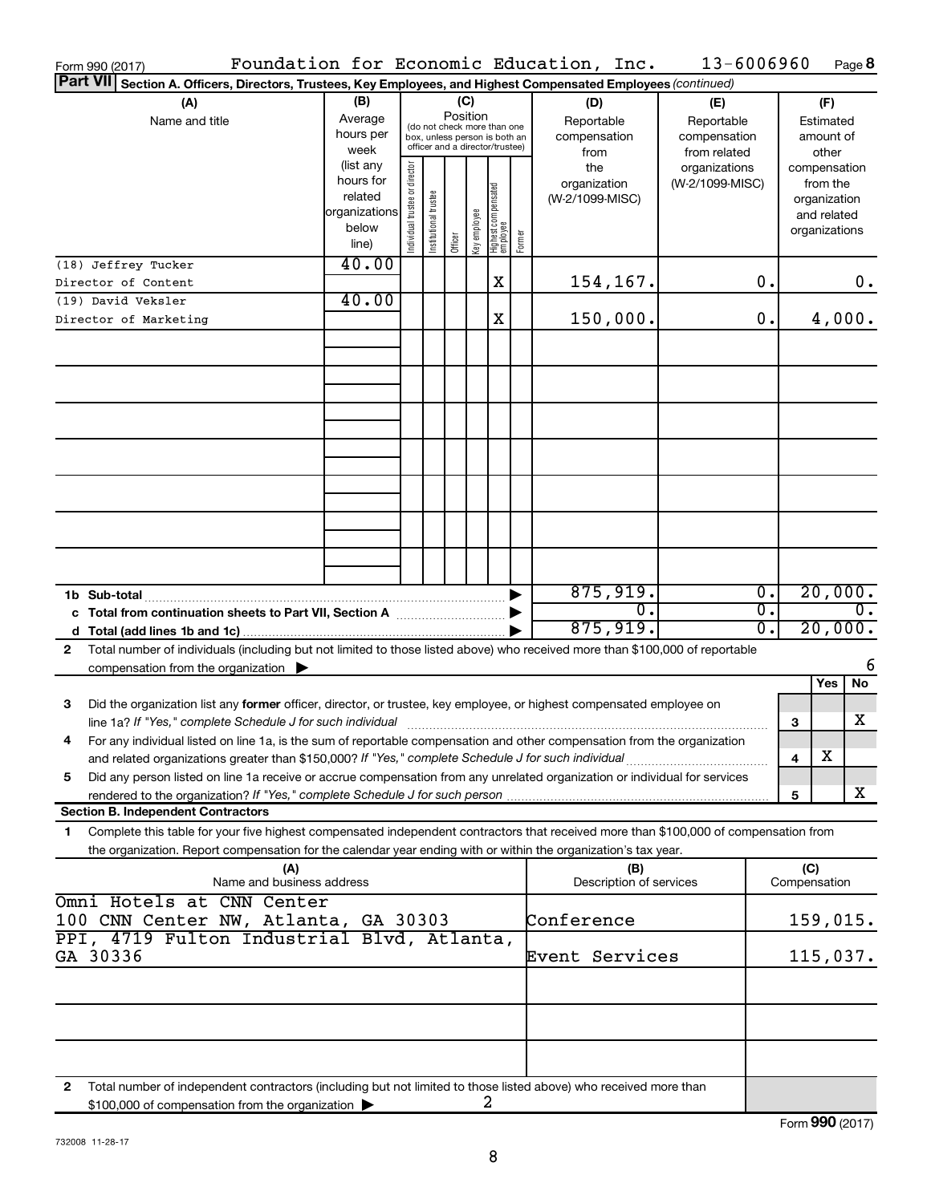Form 990 (2017) Foundation for Economic Education, Inc. 13-6006960 Page **8**

**Part VII** **Section A. Officers, Directors, Trustees, Key Employees, and Highest Compensated Employees** *(continued)*

| (A) Name and title | (B) Average hours per week (list any hours for related organizations below line) | (C) Position: Individual trustee or director | Institutional trustee | Officer | Key employee | Highest compensated employee | Former | (D) Reportable compensation from the organization (W-2/1099-MISC) | (E) Reportable compensation from related organizations (W-2/1099-MISC) | (F) Estimated amount of other compensation from the organization and related organizations |
|---|---|---|---|---|---|---|---|---|---|---|
| (18) Jeffrey Tucker<br>Director of Content | 40.00 | | | | | X | | 154,167. | 0. | 0. |
| (19) David Veksler<br>Director of Marketing | 40.00 | | | | | X | | 150,000. | 0. | 4,000. |
| **1b Sub-total** | | | | | | | | 875,919. | 0. | 20,000. |
| **c Total from continuation sheets to Part VII, Section A** | | | | | | | | 0. | 0. | 0. |
| **d Total (add lines 1b and 1c)** | | | | | | | | 875,919. | 0. | 20,000. |

**2** Total number of individuals (including but not limited to those listed above) who received more than $100,000 of reportable compensation from the organization ▶ 6

| | | Yes | No |
|---|---|---|---|
| **3** Did the organization list any **former** officer, director, or trustee, key employee, or highest compensated employee on line 1a? *If "Yes," complete Schedule J for such individual* | 3 | | X |
| **4** For any individual listed on line 1a, is the sum of reportable compensation and other compensation from the organization and related organizations greater than $150,000? *If "Yes," complete Schedule J for such individual* | 4 | X | |
| **5** Did any person listed on line 1a receive or accrue compensation from any unrelated organization or individual for services rendered to the organization? *If "Yes," complete Schedule J for such person* | 5 | | X |

**Section B. Independent Contractors**

**1** Complete this table for your five highest compensated independent contractors that received more than $100,000 of compensation from the organization. Report compensation for the calendar year ending with or within the organization's tax year.

| (A) Name and business address | (B) Description of services | (C) Compensation |
|---|---|---|
| Omni Hotels at CNN Center<br>100 CNN Center NW, Atlanta, GA 30303 | Conference | 159,015. |
| PPI, 4719 Fulton Industrial Blvd, Atlanta, GA 30336 | Event Services | 115,037. |

**2** Total number of independent contractors (including but not limited to those listed above) who received more than $100,000 of compensation from the organization ▶ 2

Form **990** (2017)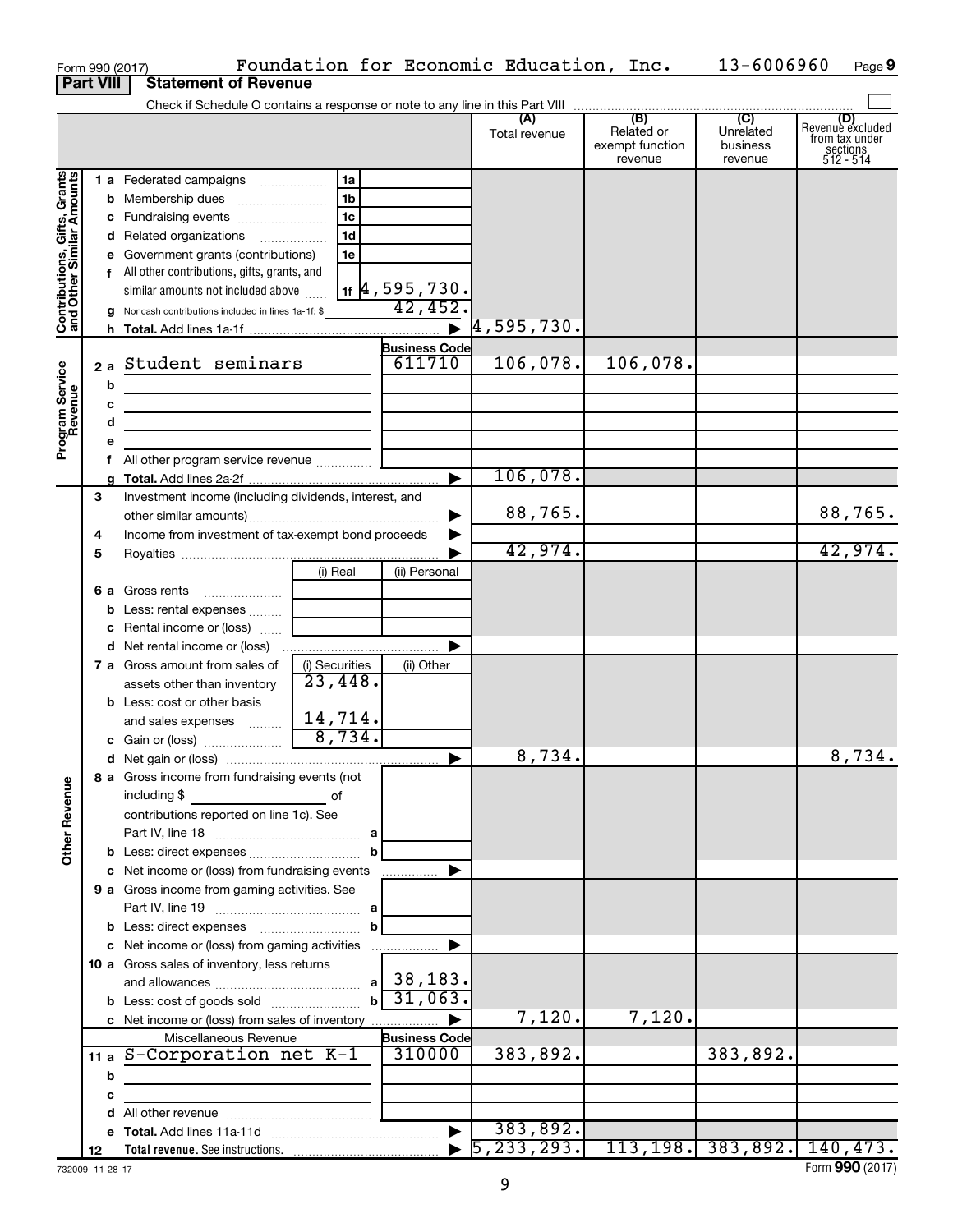Form 990 (2017) Foundation for Economic Education, Inc. 13-6006960 Page 9

**Part VIII Statement of Revenue**

Check if Schedule O contains a response or note to any line in this Part VIII

| | | | | (A) Total revenue | (B) Related or exempt function revenue | (C) Unrelated business revenue | (D) Revenue excluded from tax under sections 512 - 514 |
|---|---|---|---|---|---|---|---|
| Contributions, Gifts, Grants and Other Similar Amounts | 1 a | Federated campaigns | 1a | | | | |
| | b | Membership dues | 1b | | | | |
| | c | Fundraising events | 1c | | | | |
| | d | Related organizations | 1d | | | | |
| | e | Government grants (contributions) | 1e | | | | |
| | f | All other contributions, gifts, grants, and similar amounts not included above | 1f 4,595,730. | | | | |
| | g | Noncash contributions included in lines 1a-1f: $ | 42,452. | | | | |
| | h | **Total.** Add lines 1a-1f | | 4,595,730. | | | |
| Program Service Revenue | | | Business Code | | | | |
| | 2 a | Student seminars | 611710 | 106,078. | 106,078. | | |
| | b | | | | | | |
| | c | | | | | | |
| | d | | | | | | |
| | e | | | | | | |
| | f | All other program service revenue | | | | | |
| | g | **Total.** Add lines 2a-2f | | 106,078. | | | |
| Other Revenue | 3 | Investment income (including dividends, interest, and other similar amounts) | | 88,765. | | | 88,765. |
| | 4 | Income from investment of tax-exempt bond proceeds | | | | | |
| | 5 | Royalties | | 42,974. | | | 42,974. |
| | | | (i) Real / (ii) Personal | | | | |
| | 6 a | Gross rents | | | | | |
| | b | Less: rental expenses | | | | | |
| | c | Rental income or (loss) | | | | | |
| | d | Net rental income or (loss) | | | | | |
| | 7 a | Gross amount from sales of assets other than inventory | (i) Securities 23,448. / (ii) Other | | | | |
| | b | Less: cost or other basis and sales expenses | 14,714. | | | | |
| | c | Gain or (loss) | 8,734. | | | | |
| | d | Net gain or (loss) | | 8,734. | | | 8,734. |
| | 8 a | Gross income from fundraising events (not including $ ____ of contributions reported on line 1c). See Part IV, line 18 | a | | | | |
| | b | Less: direct expenses | b | | | | |
| | c | Net income or (loss) from fundraising events | | | | | |
| | 9 a | Gross income from gaming activities. See Part IV, line 19 | a | | | | |
| | b | Less: direct expenses | b | | | | |
| | c | Net income or (loss) from gaming activities | | | | | |
| | 10 a | Gross sales of inventory, less returns and allowances | a 38,183. | | | | |
| | b | Less: cost of goods sold | b 31,063. | | | | |
| | c | Net income or (loss) from sales of inventory | | 7,120. | 7,120. | | |
| | | Miscellaneous Revenue | Business Code | | | | |
| | 11 a | S-Corporation net K-1 | 310000 | 383,892. | | 383,892. | |
| | b | | | | | | |
| | c | | | | | | |
| | d | All other revenue | | | | | |
| | e | **Total.** Add lines 11a-11d | | 383,892. | | | |
| | 12 | **Total revenue.** See instructions. | | 5,233,293. | 113,198. | 383,892. | 140,473. |

732009 11-28-17 Form **990** (2017)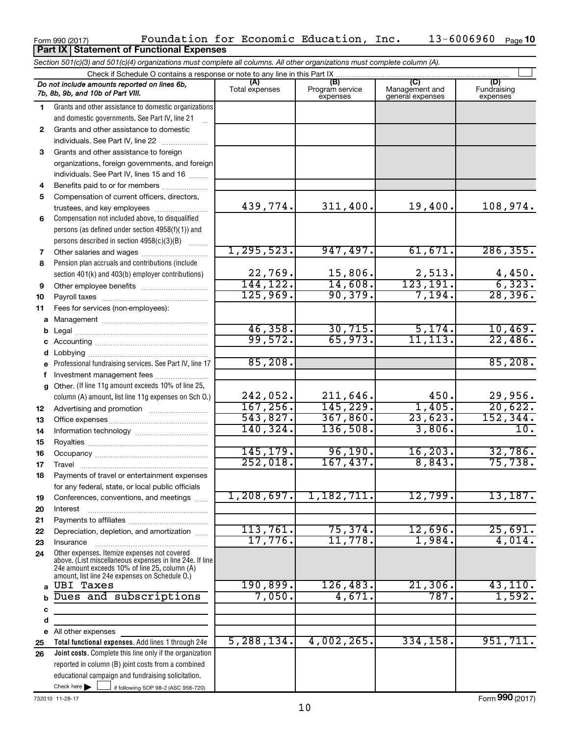Form 990 (2017) Foundation for Economic Education, Inc. 13-6006960 Page 10

**Part IX Statement of Functional Expenses**

*Section 501(c)(3) and 501(c)(4) organizations must complete all columns. All other organizations must complete column (A).*

Check if Schedule O contains a response or note to any line in this Part IX

| *Do not include amounts reported on lines 6b, 7b, 8b, 9b, and 10b of Part VIII.* | (A) Total expenses | (B) Program service expenses | (C) Management and general expenses | (D) Fundraising expenses |
|---|---|---|---|---|
| 1 Grants and other assistance to domestic organizations and domestic governments. See Part IV, line 21 | | | | |
| 2 Grants and other assistance to domestic individuals. See Part IV, line 22 | | | | |
| 3 Grants and other assistance to foreign organizations, foreign governments, and foreign individuals. See Part IV, lines 15 and 16 | | | | |
| 4 Benefits paid to or for members | | | | |
| 5 Compensation of current officers, directors, trustees, and key employees | 439,774. | 311,400. | 19,400. | 108,974. |
| 6 Compensation not included above, to disqualified persons (as defined under section 4958(f)(1)) and persons described in section 4958(c)(3)(B) | | | | |
| 7 Other salaries and wages | 1,295,523. | 947,497. | 61,671. | 286,355. |
| 8 Pension plan accruals and contributions (include section 401(k) and 403(b) employer contributions) | 22,769. | 15,806. | 2,513. | 4,450. |
| 9 Other employee benefits | 144,122. | 14,608. | 123,191. | 6,323. |
| 10 Payroll taxes | 125,969. | 90,379. | 7,194. | 28,396. |
| 11 Fees for services (non-employees): | | | | |
| a Management | | | | |
| b Legal | 46,358. | 30,715. | 5,174. | 10,469. |
| c Accounting | 99,572. | 65,973. | 11,113. | 22,486. |
| d Lobbying | | | | |
| e Professional fundraising services. See Part IV, line 17 | 85,208. | | | 85,208. |
| f Investment management fees | | | | |
| g Other. (If line 11g amount exceeds 10% of line 25, column (A) amount, list line 11g expenses on Sch O.) | 242,052. | 211,646. | 450. | 29,956. |
| 12 Advertising and promotion | 167,256. | 145,229. | 1,405. | 20,622. |
| 13 Office expenses | 543,827. | 367,860. | 23,623. | 152,344. |
| 14 Information technology | 140,324. | 136,508. | 3,806. | 10. |
| 15 Royalties | | | | |
| 16 Occupancy | 145,179. | 96,190. | 16,203. | 32,786. |
| 17 Travel | 252,018. | 167,437. | 8,843. | 75,738. |
| 18 Payments of travel or entertainment expenses for any federal, state, or local public officials | | | | |
| 19 Conferences, conventions, and meetings | 1,208,697. | 1,182,711. | 12,799. | 13,187. |
| 20 Interest | | | | |
| 21 Payments to affiliates | | | | |
| 22 Depreciation, depletion, and amortization | 113,761. | 75,374. | 12,696. | 25,691. |
| 23 Insurance | 17,776. | 11,778. | 1,984. | 4,014. |
| 24 Other expenses. Itemize expenses not covered above. (List miscellaneous expenses in line 24e. If line 24e amount exceeds 10% of line 25, column (A) amount, list line 24e expenses on Schedule O.) | | | | |
| a UBI Taxes | 190,899. | 126,483. | 21,306. | 43,110. |
| b Dues and subscriptions | 7,050. | 4,671. | 787. | 1,592. |
| c | | | | |
| d | | | | |
| e All other expenses | | | | |
| 25 **Total functional expenses.** Add lines 1 through 24e | 5,288,134. | 4,002,265. | 334,158. | 951,711. |
| 26 **Joint costs.** Complete this line only if the organization reported in column (B) joint costs from a combined educational campaign and fundraising solicitation. Check here ☐ if following SOP 98-2 (ASC 958-720) | | | | |

732010 11-28-17

Form **990** (2017)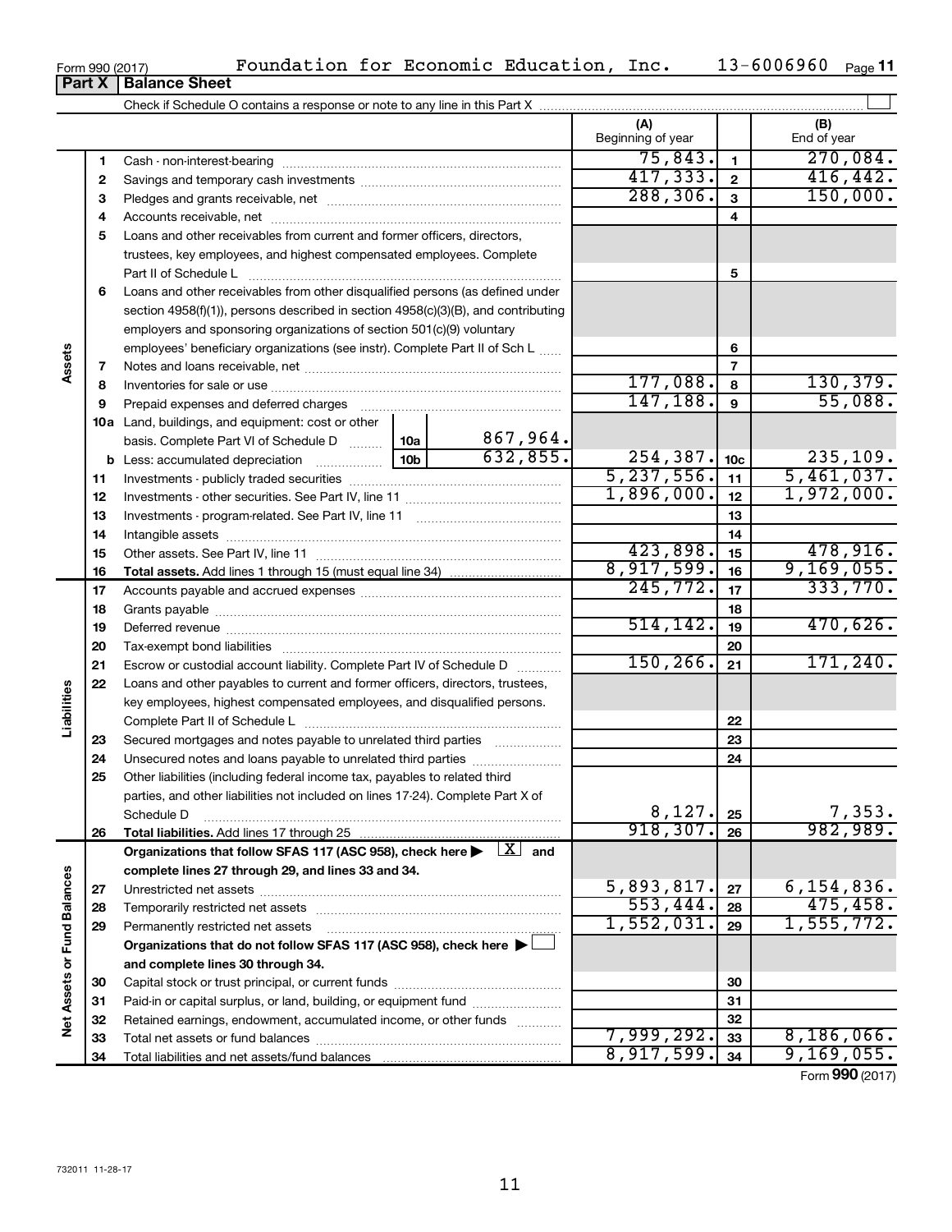Form 990 (2017) Foundation for Economic Education, Inc. 13-6006960 Page 11

**Part X | Balance Sheet**

Check if Schedule O contains a response or note to any line in this Part X

| | | | (A) Beginning of year | | (B) End of year |
|---|---|---|---|---|---|
| Assets | 1 | Cash - non-interest-bearing | 75,843. | 1 | 270,084. |
| | 2 | Savings and temporary cash investments | 417,333. | 2 | 416,442. |
| | 3 | Pledges and grants receivable, net | 288,306. | 3 | 150,000. |
| | 4 | Accounts receivable, net | | 4 | |
| | 5 | Loans and other receivables from current and former officers, directors, trustees, key employees, and highest compensated employees. Complete Part II of Schedule L | | 5 | |
| | 6 | Loans and other receivables from other disqualified persons (as defined under section 4958(f)(1)), persons described in section 4958(c)(3)(B), and contributing employers and sponsoring organizations of section 501(c)(9) voluntary employees' beneficiary organizations (see instr). Complete Part II of Sch L | | 6 | |
| | 7 | Notes and loans receivable, net | | 7 | |
| | 8 | Inventories for sale or use | 177,088. | 8 | 130,379. |
| | 9 | Prepaid expenses and deferred charges | 147,188. | 9 | 55,088. |
| | 10a | Land, buildings, and equipment: cost or other basis. Complete Part VI of Schedule D ... 10a: 867,964. | | | |
| | b | Less: accumulated depreciation ... 10b: 632,855. | 254,387. | 10c | 235,109. |
| | 11 | Investments - publicly traded securities | 5,237,556. | 11 | 5,461,037. |
| | 12 | Investments - other securities. See Part IV, line 11 | 1,896,000. | 12 | 1,972,000. |
| | 13 | Investments - program-related. See Part IV, line 11 | | 13 | |
| | 14 | Intangible assets | | 14 | |
| | 15 | Other assets. See Part IV, line 11 | 423,898. | 15 | 478,916. |
| | 16 | **Total assets.** Add lines 1 through 15 (must equal line 34) | 8,917,599. | 16 | 9,169,055. |
| Liabilities | 17 | Accounts payable and accrued expenses | 245,772. | 17 | 333,770. |
| | 18 | Grants payable | | 18 | |
| | 19 | Deferred revenue | 514,142. | 19 | 470,626. |
| | 20 | Tax-exempt bond liabilities | | 20 | |
| | 21 | Escrow or custodial account liability. Complete Part IV of Schedule D | 150,266. | 21 | 171,240. |
| | 22 | Loans and other payables to current and former officers, directors, trustees, key employees, highest compensated employees, and disqualified persons. Complete Part II of Schedule L | | 22 | |
| | 23 | Secured mortgages and notes payable to unrelated third parties | | 23 | |
| | 24 | Unsecured notes and loans payable to unrelated third parties | | 24 | |
| | 25 | Other liabilities (including federal income tax, payables to related third parties, and other liabilities not included on lines 17-24). Complete Part X of Schedule D | 8,127. | 25 | 7,353. |
| | 26 | **Total liabilities.** Add lines 17 through 25 | 918,307. | 26 | 982,989. |
| Net Assets or Fund Balances | | **Organizations that follow SFAS 117 (ASC 958), check here ▶ [X] and complete lines 27 through 29, and lines 33 and 34.** | | | |
| | 27 | Unrestricted net assets | 5,893,817. | 27 | 6,154,836. |
| | 28 | Temporarily restricted net assets | 553,444. | 28 | 475,458. |
| | 29 | Permanently restricted net assets | 1,552,031. | 29 | 1,555,772. |
| | | **Organizations that do not follow SFAS 117 (ASC 958), check here ▶ [ ] and complete lines 30 through 34.** | | | |
| | 30 | Capital stock or trust principal, or current funds | | 30 | |
| | 31 | Paid-in or capital surplus, or land, building, or equipment fund | | 31 | |
| | 32 | Retained earnings, endowment, accumulated income, or other funds | | 32 | |
| | 33 | Total net assets or fund balances | 7,999,292. | 33 | 8,186,066. |
| | 34 | Total liabilities and net assets/fund balances | 8,917,599. | 34 | 9,169,055. |

Form **990** (2017)

732011 11-28-17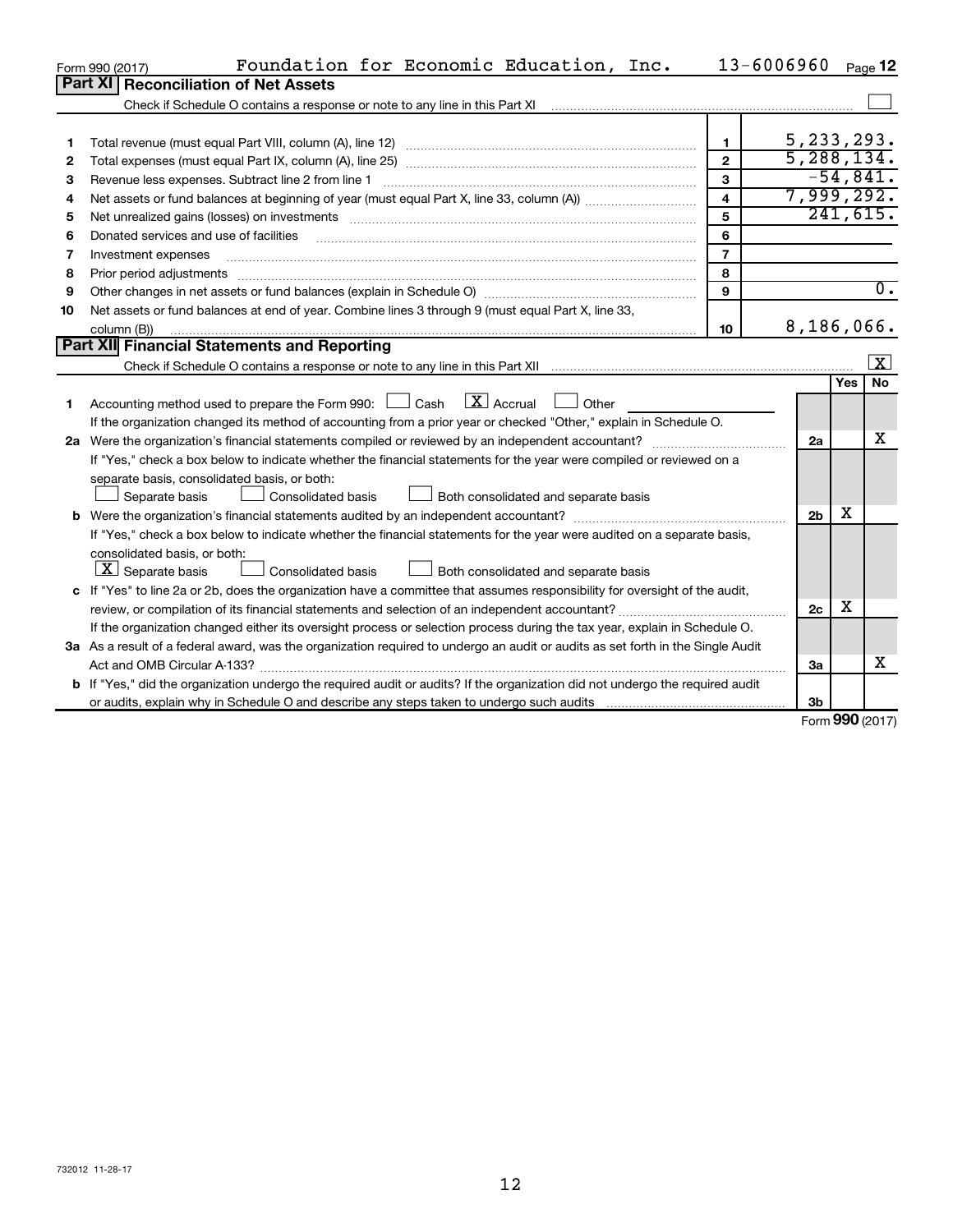Form 990 (2017) Foundation for Economic Education, Inc. 13-6006960 Page 12

## Part XI Reconciliation of Net Assets

Check if Schedule O contains a response or note to any line in this Part XI ☐

| | | | |
|---|---|---|---|
| 1 | Total revenue (must equal Part VIII, column (A), line 12) | 1 | 5,233,293. |
| 2 | Total expenses (must equal Part IX, column (A), line 25) | 2 | 5,288,134. |
| 3 | Revenue less expenses. Subtract line 2 from line 1 | 3 | -54,841. |
| 4 | Net assets or fund balances at beginning of year (must equal Part X, line 33, column (A)) | 4 | 7,999,292. |
| 5 | Net unrealized gains (losses) on investments | 5 | 241,615. |
| 6 | Donated services and use of facilities | 6 | |
| 7 | Investment expenses | 7 | |
| 8 | Prior period adjustments | 8 | |
| 9 | Other changes in net assets or fund balances (explain in Schedule O) | 9 | 0. |
| 10 | Net assets or fund balances at end of year. Combine lines 3 through 9 (must equal Part X, line 33, column (B)) | 10 | 8,186,066. |

## Part XII Financial Statements and Reporting

Check if Schedule O contains a response or note to any line in this Part XII ☒

| | | | Yes | No |
|---|---|---|---|---|
| 1 | Accounting method used to prepare the Form 990: ☐ Cash ☒ Accrual ☐ Other<br>If the organization changed its method of accounting from a prior year or checked "Other," explain in Schedule O. | | | |
| 2a | Were the organization's financial statements compiled or reviewed by an independent accountant?<br>If "Yes," check a box below to indicate whether the financial statements for the year were compiled or reviewed on a separate basis, consolidated basis, or both:<br>☐ Separate basis ☐ Consolidated basis ☐ Both consolidated and separate basis | 2a | | X |
| b | Were the organization's financial statements audited by an independent accountant?<br>If "Yes," check a box below to indicate whether the financial statements for the year were audited on a separate basis, consolidated basis, or both:<br>☒ Separate basis ☐ Consolidated basis ☐ Both consolidated and separate basis | 2b | X | |
| c | If "Yes" to line 2a or 2b, does the organization have a committee that assumes responsibility for oversight of the audit, review, or compilation of its financial statements and selection of an independent accountant?<br>If the organization changed either its oversight process or selection process during the tax year, explain in Schedule O. | 2c | X | |
| 3a | As a result of a federal award, was the organization required to undergo an audit or audits as set forth in the Single Audit Act and OMB Circular A-133? | 3a | | X |
| b | If "Yes," did the organization undergo the required audit or audits? If the organization did not undergo the required audit or audits, explain why in Schedule O and describe any steps taken to undergo such audits | 3b | | |

Form **990** (2017)

732012 11-28-17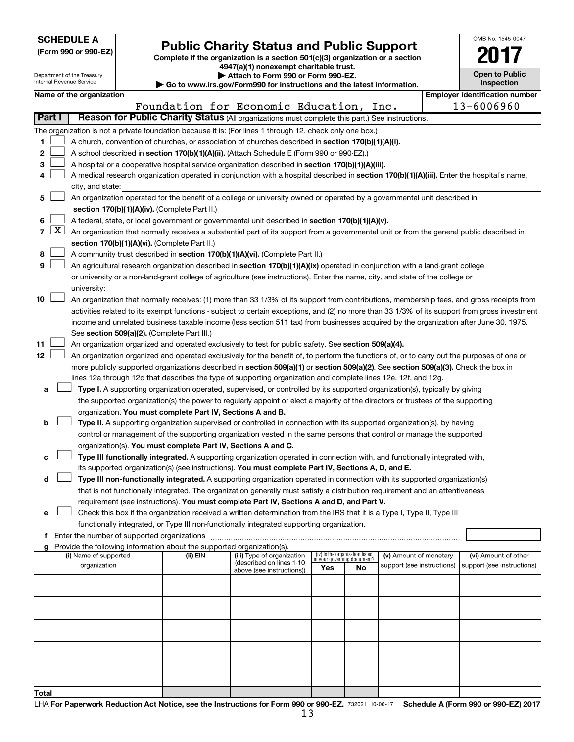**SCHEDULE A**
**(Form 990 or 990-EZ)**

Department of the Treasury
Internal Revenue Service

# Public Charity Status and Public Support

**Complete if the organization is a section 501(c)(3) organization or a section 4947(a)(1) nonexempt charitable trust.**
**▶ Attach to Form 990 or Form 990-EZ.**
**▶ Go to www.irs.gov/Form990 for instructions and the latest information.**

OMB No. 1545-0047

**2017**

**Open to Public Inspection**

**Name of the organization**
Foundation for Economic Education, Inc.

**Employer identification number**
13-6006960

**Part I** **Reason for Public Charity Status** (All organizations must complete this part.) See instructions.

The organization is not a private foundation because it is: (For lines 1 through 12, check only one box.)

1 ☐ A church, convention of churches, or association of churches described in **section 170(b)(1)(A)(i).**

2 ☐ A school described in **section 170(b)(1)(A)(ii).** (Attach Schedule E (Form 990 or 990-EZ).)

3 ☐ A hospital or a cooperative hospital service organization described in **section 170(b)(1)(A)(iii).**

4 ☐ A medical research organization operated in conjunction with a hospital described in **section 170(b)(1)(A)(iii).** Enter the hospital's name, city, and state:

5 ☐ An organization operated for the benefit of a college or university owned or operated by a governmental unit described in **section 170(b)(1)(A)(iv).** (Complete Part II.)

6 ☐ A federal, state, or local government or governmental unit described in **section 170(b)(1)(A)(v).**

7 ☒ An organization that normally receives a substantial part of its support from a governmental unit or from the general public described in **section 170(b)(1)(A)(vi).** (Complete Part II.)

8 ☐ A community trust described in **section 170(b)(1)(A)(vi).** (Complete Part II.)

9 ☐ An agricultural research organization described in **section 170(b)(1)(A)(ix)** operated in conjunction with a land-grant college or university or a non-land-grant college of agriculture (see instructions). Enter the name, city, and state of the college or university:

10 ☐ An organization that normally receives: (1) more than 33 1/3% of its support from contributions, membership fees, and gross receipts from activities related to its exempt functions - subject to certain exceptions, and (2) no more than 33 1/3% of its support from gross investment income and unrelated business taxable income (less section 511 tax) from businesses acquired by the organization after June 30, 1975. See **section 509(a)(2).** (Complete Part III.)

11 ☐ An organization organized and operated exclusively to test for public safety. See **section 509(a)(4).**

12 ☐ An organization organized and operated exclusively for the benefit of, to perform the functions of, or to carry out the purposes of one or more publicly supported organizations described in **section 509(a)(1)** or **section 509(a)(2).** See **section 509(a)(3).** Check the box in lines 12a through 12d that describes the type of supporting organization and complete lines 12e, 12f, and 12g.

a ☐ **Type I.** A supporting organization operated, supervised, or controlled by its supported organization(s), typically by giving the supported organization(s) the power to regularly appoint or elect a majority of the directors or trustees of the supporting organization. **You must complete Part IV, Sections A and B.**

b ☐ **Type II.** A supporting organization supervised or controlled in connection with its supported organization(s), by having control or management of the supporting organization vested in the same persons that control or manage the supported organization(s). **You must complete Part IV, Sections A and C.**

c ☐ **Type III functionally integrated.** A supporting organization operated in connection with, and functionally integrated with, its supported organization(s) (see instructions). **You must complete Part IV, Sections A, D, and E.**

d ☐ **Type III non-functionally integrated.** A supporting organization operated in connection with its supported organization(s) that is not functionally integrated. The organization generally must satisfy a distribution requirement and an attentiveness requirement (see instructions). **You must complete Part IV, Sections A and D, and Part V.**

e ☐ Check this box if the organization received a written determination from the IRS that it is a Type I, Type II, Type III functionally integrated, or Type III non-functionally integrated supporting organization.

f Enter the number of supported organizations

g Provide the following information about the supported organization(s).

| (i) Name of supported organization | (ii) EIN | (iii) Type of organization (described on lines 1-10 above (see instructions)) | (iv) Is the organization listed in your governing document? Yes | No | (v) Amount of monetary support (see instructions) | (vi) Amount of other support (see instructions) |
|---|---|---|---|---|---|---|
| | | | | | | |
| | | | | | | |
| | | | | | | |
| | | | | | | |
| | | | | | | |
| **Total** | | | | | | |

LHA **For Paperwork Reduction Act Notice, see the Instructions for Form 990 or 990-EZ.** 732021 10-06-17 **Schedule A (Form 990 or 990-EZ) 2017**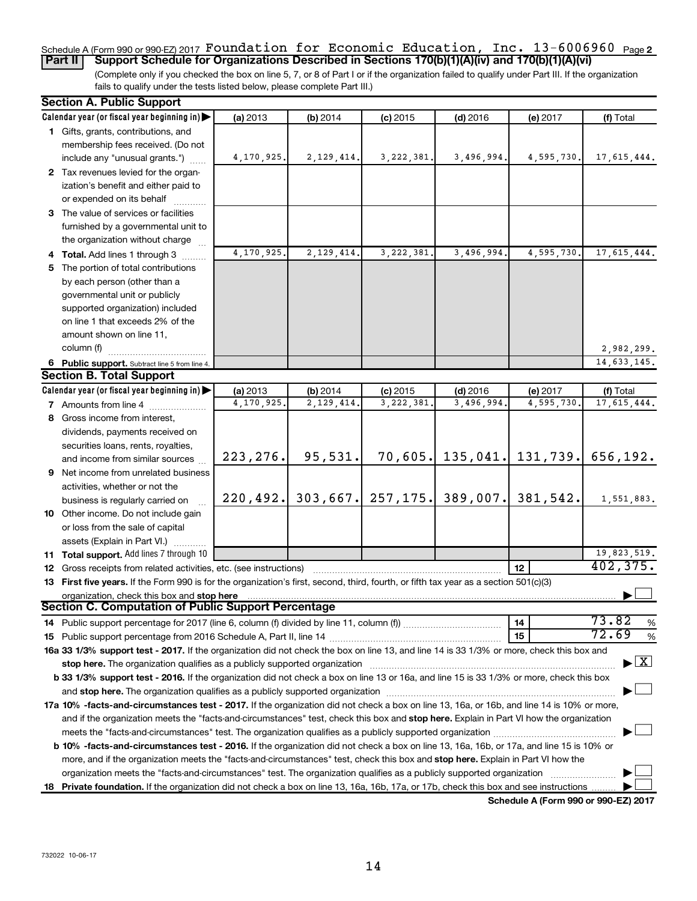Schedule A (Form 990 or 990-EZ) 2017 Foundation for Economic Education, Inc. 13-6006960 Page 2

**Part II** **Support Schedule for Organizations Described in Sections 170(b)(1)(A)(iv) and 170(b)(1)(A)(vi)**

(Complete only if you checked the box on line 5, 7, or 8 of Part I or if the organization failed to qualify under Part III. If the organization fails to qualify under the tests listed below, please complete Part III.)

## Section A. Public Support

| Calendar year (or fiscal year beginning in) | (a) 2013 | (b) 2014 | (c) 2015 | (d) 2016 | (e) 2017 | (f) Total |
|---|---|---|---|---|---|---|
| **1** Gifts, grants, contributions, and membership fees received. (Do not include any "unusual grants.") | 4,170,925. | 2,129,414. | 3,222,381. | 3,496,994. | 4,595,730. | 17,615,444. |
| **2** Tax revenues levied for the organization's benefit and either paid to or expended on its behalf | | | | | | |
| **3** The value of services or facilities furnished by a governmental unit to the organization without charge | | | | | | |
| **4 Total.** Add lines 1 through 3 | 4,170,925. | 2,129,414. | 3,222,381. | 3,496,994. | 4,595,730. | 17,615,444. |
| **5** The portion of total contributions by each person (other than a governmental unit or publicly supported organization) included on line 1 that exceeds 2% of the amount shown on line 11, column (f) | | | | | | 2,982,299. |
| **6 Public support.** Subtract line 5 from line 4. | | | | | | 14,633,145. |

## Section B. Total Support

| Calendar year (or fiscal year beginning in) | (a) 2013 | (b) 2014 | (c) 2015 | (d) 2016 | (e) 2017 | (f) Total |
|---|---|---|---|---|---|---|
| **7** Amounts from line 4 | 4,170,925. | 2,129,414. | 3,222,381. | 3,496,994. | 4,595,730. | 17,615,444. |
| **8** Gross income from interest, dividends, payments received on securities loans, rents, royalties, and income from similar sources | 223,276. | 95,531. | 70,605. | 135,041. | 131,739. | 656,192. |
| **9** Net income from unrelated business activities, whether or not the business is regularly carried on | 220,492. | 303,667. | 257,175. | 389,007. | 381,542. | 1,551,883. |
| **10** Other income. Do not include gain or loss from the sale of capital assets (Explain in Part VI.) | | | | | | |
| **11 Total support.** Add lines 7 through 10 | | | | | | 19,823,519. |

**12** Gross receipts from related activities, etc. (see instructions) — **12** 402,375.

**13 First five years.** If the Form 990 is for the organization's first, second, third, fourth, or fifth tax year as a section 501(c)(3) organization, check this box and **stop here** ☐

## Section C. Computation of Public Support Percentage

**14** Public support percentage for 2017 (line 6, column (f) divided by line 11, column (f)) — **14** 73.82 %

**15** Public support percentage from 2016 Schedule A, Part II, line 14 — **15** 72.69 %

**16a 33 1/3% support test - 2017.** If the organization did not check the box on line 13, and line 14 is 33 1/3% or more, check this box and **stop here.** The organization qualifies as a publicly supported organization ☒

**b 33 1/3% support test - 2016.** If the organization did not check a box on line 13 or 16a, and line 15 is 33 1/3% or more, check this box and **stop here.** The organization qualifies as a publicly supported organization ☐

**17a 10% -facts-and-circumstances test - 2017.** If the organization did not check a box on line 13, 16a, or 16b, and line 14 is 10% or more, and if the organization meets the "facts-and-circumstances" test, check this box and **stop here.** Explain in Part VI how the organization meets the "facts-and-circumstances" test. The organization qualifies as a publicly supported organization ☐

**b 10% -facts-and-circumstances test - 2016.** If the organization did not check a box on line 13, 16a, 16b, or 17a, and line 15 is 10% or more, and if the organization meets the "facts-and-circumstances" test, check this box and **stop here.** Explain in Part VI how the organization meets the "facts-and-circumstances" test. The organization qualifies as a publicly supported organization ☐

**18 Private foundation.** If the organization did not check a box on line 13, 16a, 16b, 17a, or 17b, check this box and see instructions ☐

**Schedule A (Form 990 or 990-EZ) 2017**

732022 10-06-17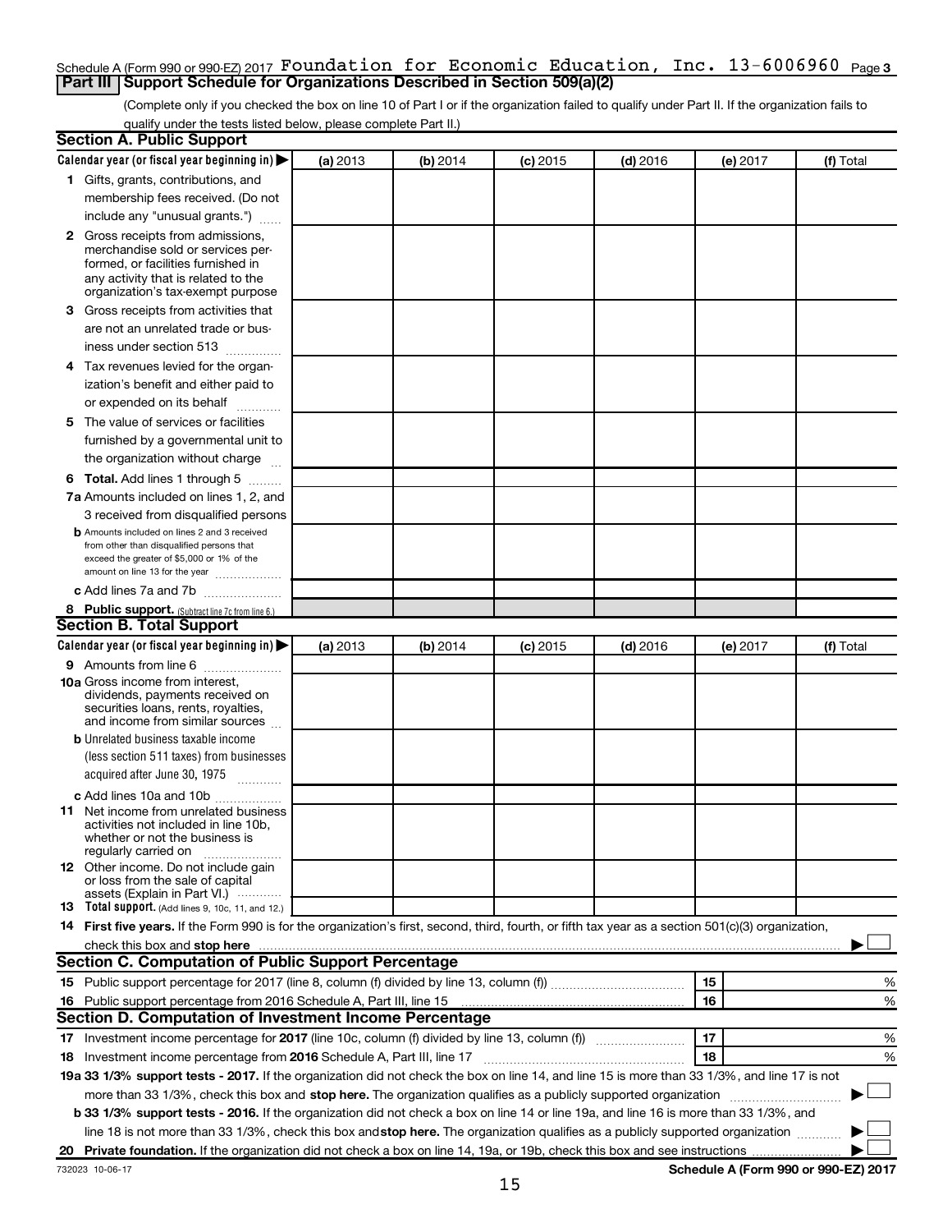Schedule A (Form 990 or 990-EZ) 2017 Foundation for Economic Education, Inc. 13-6006960 Page 3

## Part III Support Schedule for Organizations Described in Section 509(a)(2)

(Complete only if you checked the box on line 10 of Part I or if the organization failed to qualify under Part II. If the organization fails to qualify under the tests listed below, please complete Part II.)

### Section A. Public Support

| Calendar year (or fiscal year beginning in) ▶ | (a) 2013 | (b) 2014 | (c) 2015 | (d) 2016 | (e) 2017 | (f) Total |
|---|---|---|---|---|---|---|
| **1** Gifts, grants, contributions, and membership fees received. (Do not include any "unusual grants.") | | | | | | |
| **2** Gross receipts from admissions, merchandise sold or services performed, or facilities furnished in any activity that is related to the organization's tax-exempt purpose | | | | | | |
| **3** Gross receipts from activities that are not an unrelated trade or business under section 513 | | | | | | |
| **4** Tax revenues levied for the organization's benefit and either paid to or expended on its behalf | | | | | | |
| **5** The value of services or facilities furnished by a governmental unit to the organization without charge | | | | | | |
| **6 Total.** Add lines 1 through 5 | | | | | | |
| **7a** Amounts included on lines 1, 2, and 3 received from disqualified persons | | | | | | |
| **b** Amounts included on lines 2 and 3 received from other than disqualified persons that exceed the greater of $5,000 or 1% of the amount on line 13 for the year | | | | | | |
| **c** Add lines 7a and 7b | | | | | | |
| **8 Public support.** (Subtract line 7c from line 6.) | | | | | | |

### Section B. Total Support

| Calendar year (or fiscal year beginning in) ▶ | (a) 2013 | (b) 2014 | (c) 2015 | (d) 2016 | (e) 2017 | (f) Total |
|---|---|---|---|---|---|---|
| **9** Amounts from line 6 | | | | | | |
| **10a** Gross income from interest, dividends, payments received on securities loans, rents, royalties, and income from similar sources | | | | | | |
| **b** Unrelated business taxable income (less section 511 taxes) from businesses acquired after June 30, 1975 | | | | | | |
| **c** Add lines 10a and 10b | | | | | | |
| **11** Net income from unrelated business activities not included in line 10b, whether or not the business is regularly carried on | | | | | | |
| **12** Other income. Do not include gain or loss from the sale of capital assets (Explain in Part VI.) | | | | | | |
| **13 Total support.** (Add lines 9, 10c, 11, and 12.) | | | | | | |

**14 First five years.** If the Form 990 is for the organization's first, second, third, fourth, or fifth tax year as a section 501(c)(3) organization, check this box and **stop here** ▶ ☐

### Section C. Computation of Public Support Percentage

| | | | |
|---|---|---|---|
| **15** Public support percentage for 2017 (line 8, column (f) divided by line 13, column (f)) | 15 | | % |
| **16** Public support percentage from 2016 Schedule A, Part III, line 15 | 16 | | % |

### Section D. Computation of Investment Income Percentage

| | | | |
|---|---|---|---|
| **17** Investment income percentage for **2017** (line 10c, column (f) divided by line 13, column (f)) | 17 | | % |
| **18** Investment income percentage from **2016** Schedule A, Part III, line 17 | 18 | | % |

**19a 33 1/3% support tests - 2017.** If the organization did not check the box on line 14, and line 15 is more than 33 1/3%, and line 17 is not more than 33 1/3%, check this box and **stop here.** The organization qualifies as a publicly supported organization ▶ ☐

**b 33 1/3% support tests - 2016.** If the organization did not check a box on line 14 or line 19a, and line 16 is more than 33 1/3%, and line 18 is not more than 33 1/3%, check this box and **stop here.** The organization qualifies as a publicly supported organization ▶ ☐

**20 Private foundation.** If the organization did not check a box on line 14, 19a, or 19b, check this box and see instructions ▶ ☐

732023 10-06-17 **Schedule A (Form 990 or 990-EZ) 2017**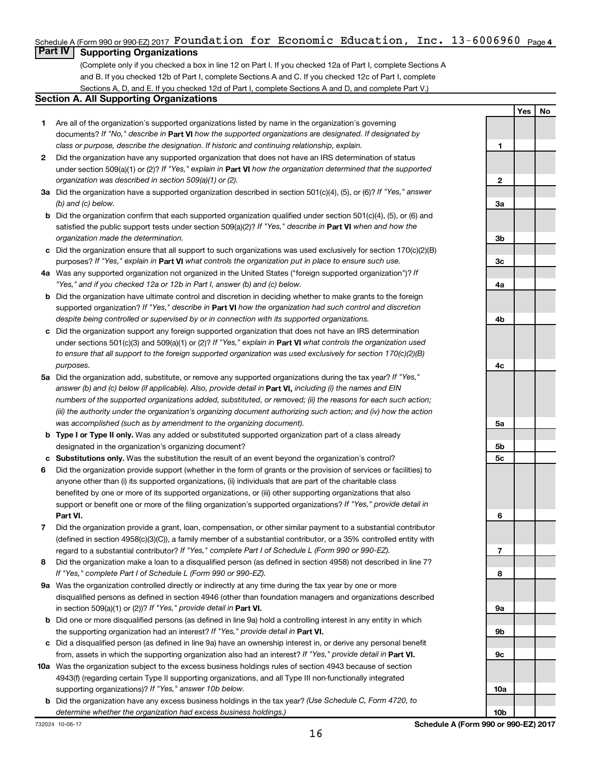Schedule A (Form 990 or 990-EZ) 2017 Foundation for Economic Education, Inc. 13-6006960 Page 4

## Part IV Supporting Organizations

(Complete only if you checked a box in line 12 on Part I. If you checked 12a of Part I, complete Sections A and B. If you checked 12b of Part I, complete Sections A and C. If you checked 12c of Part I, complete Sections A, D, and E. If you checked 12d of Part I, complete Sections A and D, and complete Part V.)

### Section A. All Supporting Organizations

| | | | Yes | No |
|---|---|---|---|---|
| 1 | Are all of the organization's supported organizations listed by name in the organization's governing documents? *If "No," describe in* **Part VI** *how the supported organizations are designated. If designated by class or purpose, describe the designation. If historic and continuing relationship, explain.* | 1 | | |
| 2 | Did the organization have any supported organization that does not have an IRS determination of status under section 509(a)(1) or (2)? *If "Yes," explain in* **Part VI** *how the organization determined that the supported organization was described in section 509(a)(1) or (2).* | 2 | | |
| 3a | Did the organization have a supported organization described in section 501(c)(4), (5), or (6)? *If "Yes," answer (b) and (c) below.* | 3a | | |
| b | Did the organization confirm that each supported organization qualified under section 501(c)(4), (5), or (6) and satisfied the public support tests under section 509(a)(2)? *If "Yes," describe in* **Part VI** *when and how the organization made the determination.* | 3b | | |
| c | Did the organization ensure that all support to such organizations was used exclusively for section 170(c)(2)(B) purposes? *If "Yes," explain in* **Part VI** *what controls the organization put in place to ensure such use.* | 3c | | |
| 4a | Was any supported organization not organized in the United States ("foreign supported organization")? *If "Yes," and if you checked 12a or 12b in Part I, answer (b) and (c) below.* | 4a | | |
| b | Did the organization have ultimate control and discretion in deciding whether to make grants to the foreign supported organization? *If "Yes," describe in* **Part VI** *how the organization had such control and discretion despite being controlled or supervised by or in connection with its supported organizations.* | 4b | | |
| c | Did the organization support any foreign supported organization that does not have an IRS determination under sections 501(c)(3) and 509(a)(1) or (2)? *If "Yes," explain in* **Part VI** *what controls the organization used to ensure that all support to the foreign supported organization was used exclusively for section 170(c)(2)(B) purposes.* | 4c | | |
| 5a | Did the organization add, substitute, or remove any supported organizations during the tax year? *If "Yes," answer (b) and (c) below (if applicable). Also, provide detail in* **Part VI,** *including (i) the names and EIN numbers of the supported organizations added, substituted, or removed; (ii) the reasons for each such action; (iii) the authority under the organization's organizing document authorizing such action; and (iv) how the action was accomplished (such as by amendment to the organizing document).* | 5a | | |
| b | **Type I or Type II only.** Was any added or substituted supported organization part of a class already designated in the organization's organizing document? | 5b | | |
| c | **Substitutions only.** Was the substitution the result of an event beyond the organization's control? | 5c | | |
| 6 | Did the organization provide support (whether in the form of grants or the provision of services or facilities) to anyone other than (i) its supported organizations, (ii) individuals that are part of the charitable class benefited by one or more of its supported organizations, or (iii) other supporting organizations that also support or benefit one or more of the filing organization's supported organizations? *If "Yes," provide detail in* **Part VI.** | 6 | | |
| 7 | Did the organization provide a grant, loan, compensation, or other similar payment to a substantial contributor (defined in section 4958(c)(3)(C)), a family member of a substantial contributor, or a 35% controlled entity with regard to a substantial contributor? *If "Yes," complete Part I of Schedule L (Form 990 or 990-EZ).* | 7 | | |
| 8 | Did the organization make a loan to a disqualified person (as defined in section 4958) not described in line 7? *If "Yes," complete Part I of Schedule L (Form 990 or 990-EZ).* | 8 | | |
| 9a | Was the organization controlled directly or indirectly at any time during the tax year by one or more disqualified persons as defined in section 4946 (other than foundation managers and organizations described in section 509(a)(1) or (2))? *If "Yes," provide detail in* **Part VI.** | 9a | | |
| b | Did one or more disqualified persons (as defined in line 9a) hold a controlling interest in any entity in which the supporting organization had an interest? *If "Yes," provide detail in* **Part VI.** | 9b | | |
| c | Did a disqualified person (as defined in line 9a) have an ownership interest in, or derive any personal benefit from, assets in which the supporting organization also had an interest? *If "Yes," provide detail in* **Part VI.** | 9c | | |
| 10a | Was the organization subject to the excess business holdings rules of section 4943 because of section 4943(f) (regarding certain Type II supporting organizations, and all Type III non-functionally integrated supporting organizations)? *If "Yes," answer 10b below.* | 10a | | |
| b | Did the organization have any excess business holdings in the tax year? *(Use Schedule C, Form 4720, to determine whether the organization had excess business holdings.)* | 10b | | |

732024 10-06-17 **Schedule A (Form 990 or 990-EZ) 2017**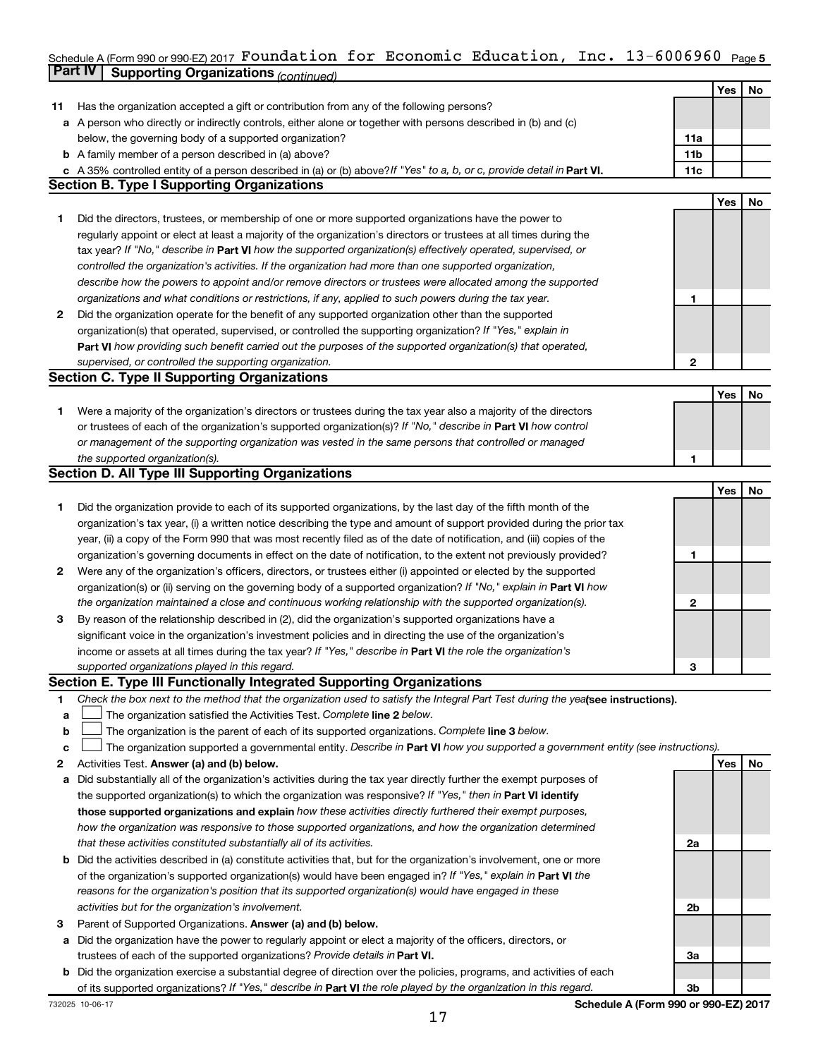Schedule A (Form 990 or 990-EZ) 2017 Foundation for Economic Education, Inc. 13-6006960 Page 5

## Part IV Supporting Organizations *(continued)*

| | | | Yes | No |
|---|---|---|---|---|
| **11** | Has the organization accepted a gift or contribution from any of the following persons? | | | |
| **a** | A person who directly or indirectly controls, either alone or together with persons described in (b) and (c) below, the governing body of a supported organization? | 11a | | |
| **b** | A family member of a person described in (a) above? | 11b | | |
| **c** | A 35% controlled entity of a person described in (a) or (b) above? *If "Yes" to a, b, or c, provide detail in* **Part VI.** | 11c | | |

### Section B. Type I Supporting Organizations

| | | | Yes | No |
|---|---|---|---|---|
| **1** | Did the directors, trustees, or membership of one or more supported organizations have the power to regularly appoint or elect at least a majority of the organization's directors or trustees at all times during the tax year? *If "No," describe in* **Part VI** *how the supported organization(s) effectively operated, supervised, or controlled the organization's activities. If the organization had more than one supported organization, describe how the powers to appoint and/or remove directors or trustees were allocated among the supported organizations and what conditions or restrictions, if any, applied to such powers during the tax year.* | 1 | | |
| **2** | Did the organization operate for the benefit of any supported organization other than the supported organization(s) that operated, supervised, or controlled the supporting organization? *If "Yes," explain in* **Part VI** *how providing such benefit carried out the purposes of the supported organization(s) that operated, supervised, or controlled the supporting organization.* | 2 | | |

### Section C. Type II Supporting Organizations

| | | | Yes | No |
|---|---|---|---|---|
| **1** | Were a majority of the organization's directors or trustees during the tax year also a majority of the directors or trustees of each of the organization's supported organization(s)? *If "No," describe in* **Part VI** *how control or management of the supporting organization was vested in the same persons that controlled or managed the supported organization(s).* | 1 | | |

### Section D. All Type III Supporting Organizations

| | | | Yes | No |
|---|---|---|---|---|
| **1** | Did the organization provide to each of its supported organizations, by the last day of the fifth month of the organization's tax year, (i) a written notice describing the type and amount of support provided during the prior tax year, (ii) a copy of the Form 990 that was most recently filed as of the date of notification, and (iii) copies of the organization's governing documents in effect on the date of notification, to the extent not previously provided? | 1 | | |
| **2** | Were any of the organization's officers, directors, or trustees either (i) appointed or elected by the supported organization(s) or (ii) serving on the governing body of a supported organization? *If "No," explain in* **Part VI** *how the organization maintained a close and continuous working relationship with the supported organization(s).* | 2 | | |
| **3** | By reason of the relationship described in (2), did the organization's supported organizations have a significant voice in the organization's investment policies and in directing the use of the organization's income or assets at all times during the tax year? *If "Yes," describe in* **Part VI** *the role the organization's supported organizations played in this regard.* | 3 | | |

### Section E. Type III Functionally Integrated Supporting Organizations

**1** *Check the box next to the method that the organization used to satisfy the Integral Part Test during the year* **(see instructions).**

- **a** ☐ The organization satisfied the Activities Test. *Complete* **line 2** *below.*
- **b** ☐ The organization is the parent of each of its supported organizations. *Complete* **line 3** *below.*
- **c** ☐ The organization supported a governmental entity. *Describe in* **Part VI** *how you supported a government entity (see instructions).*

| | | | Yes | No |
|---|---|---|---|---|
| **2** | Activities Test. **Answer (a) and (b) below.** | | | |
| **a** | Did substantially all of the organization's activities during the tax year directly further the exempt purposes of the supported organization(s) to which the organization was responsive? *If "Yes," then in* **Part VI identify those supported organizations and explain** *how these activities directly furthered their exempt purposes, how the organization was responsive to those supported organizations, and how the organization determined that these activities constituted substantially all of its activities.* | 2a | | |
| **b** | Did the activities described in (a) constitute activities that, but for the organization's involvement, one or more of the organization's supported organization(s) would have been engaged in? *If "Yes," explain in* **Part VI** *the reasons for the organization's position that its supported organization(s) would have engaged in these activities but for the organization's involvement.* | 2b | | |
| **3** | Parent of Supported Organizations. **Answer (a) and (b) below.** | | | |
| **a** | Did the organization have the power to regularly appoint or elect a majority of the officers, directors, or trustees of each of the supported organizations? *Provide details in* **Part VI.** | 3a | | |
| **b** | Did the organization exercise a substantial degree of direction over the policies, programs, and activities of each of its supported organizations? *If "Yes," describe in* **Part VI** *the role played by the organization in this regard.* | 3b | | |

732025 10-06-17 **Schedule A (Form 990 or 990-EZ) 2017**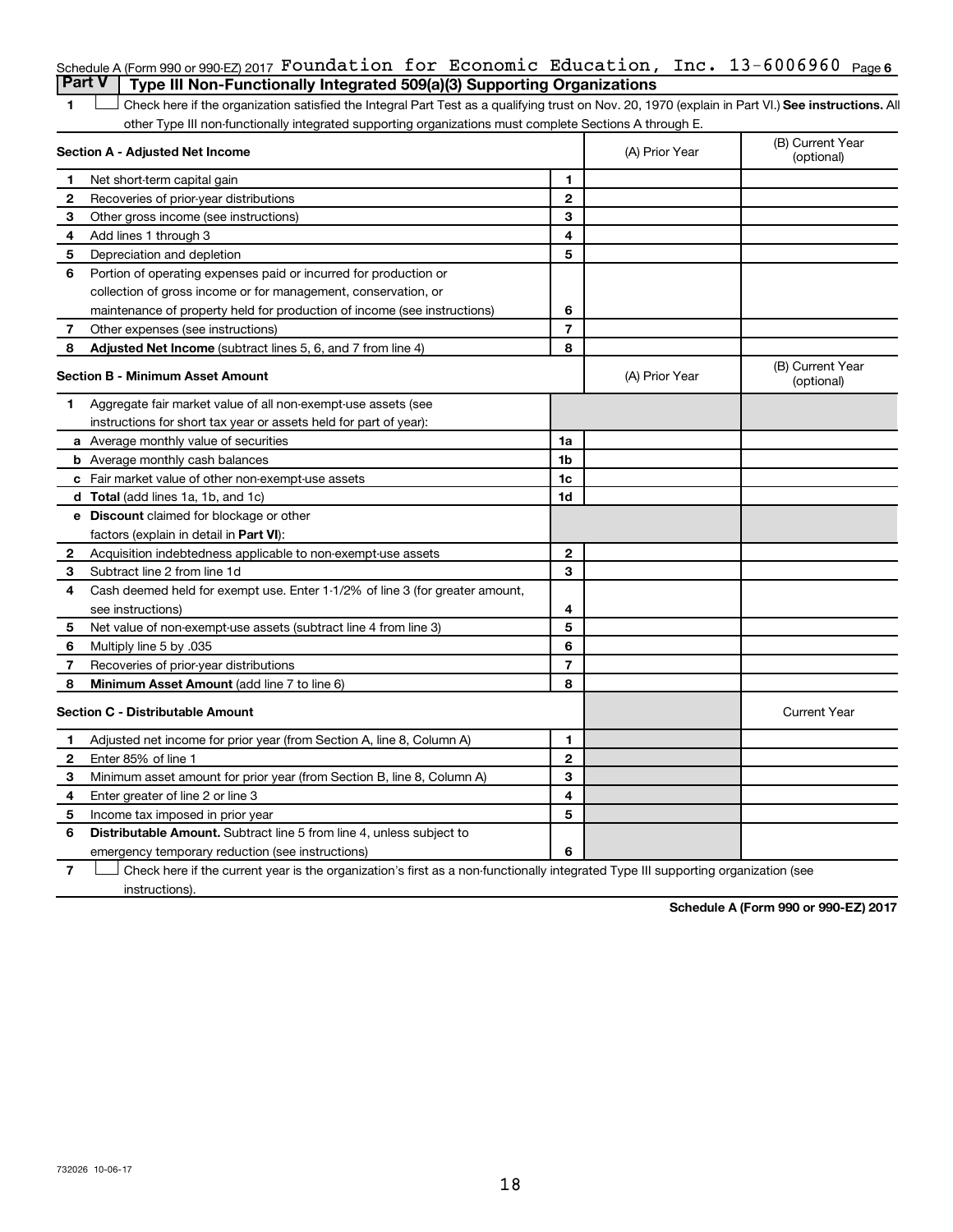Schedule A (Form 990 or 990-EZ) 2017 Foundation for Economic Education, Inc. 13-6006960 Page 6

## Part V Type III Non-Functionally Integrated 509(a)(3) Supporting Organizations

1 ☐ Check here if the organization satisfied the Integral Part Test as a qualifying trust on Nov. 20, 1970 (explain in Part VI.) **See instructions.** All other Type III non-functionally integrated supporting organizations must complete Sections A through E.

| **Section A - Adjusted Net Income** | | (A) Prior Year | (B) Current Year (optional) |
|---|---|---|---|
| 1 Net short-term capital gain | 1 | | |
| 2 Recoveries of prior-year distributions | 2 | | |
| 3 Other gross income (see instructions) | 3 | | |
| 4 Add lines 1 through 3 | 4 | | |
| 5 Depreciation and depletion | 5 | | |
| 6 Portion of operating expenses paid or incurred for production or collection of gross income or for management, conservation, or maintenance of property held for production of income (see instructions) | 6 | | |
| 7 Other expenses (see instructions) | 7 | | |
| 8 **Adjusted Net Income** (subtract lines 5, 6, and 7 from line 4) | 8 | | |

| **Section B - Minimum Asset Amount** | | (A) Prior Year | (B) Current Year (optional) |
|---|---|---|---|
| 1 Aggregate fair market value of all non-exempt-use assets (see instructions for short tax year or assets held for part of year): | | | |
| a Average monthly value of securities | 1a | | |
| b Average monthly cash balances | 1b | | |
| c Fair market value of other non-exempt-use assets | 1c | | |
| d **Total** (add lines 1a, 1b, and 1c) | 1d | | |
| e **Discount** claimed for blockage or other factors (explain in detail in **Part VI**): | | | |
| 2 Acquisition indebtedness applicable to non-exempt-use assets | 2 | | |
| 3 Subtract line 2 from line 1d | 3 | | |
| 4 Cash deemed held for exempt use. Enter 1-1/2% of line 3 (for greater amount, see instructions) | 4 | | |
| 5 Net value of non-exempt-use assets (subtract line 4 from line 3) | 5 | | |
| 6 Multiply line 5 by .035 | 6 | | |
| 7 Recoveries of prior-year distributions | 7 | | |
| 8 **Minimum Asset Amount** (add line 7 to line 6) | 8 | | |

| **Section C - Distributable Amount** | | | Current Year |
|---|---|---|---|
| 1 Adjusted net income for prior year (from Section A, line 8, Column A) | 1 | | |
| 2 Enter 85% of line 1 | 2 | | |
| 3 Minimum asset amount for prior year (from Section B, line 8, Column A) | 3 | | |
| 4 Enter greater of line 2 or line 3 | 4 | | |
| 5 Income tax imposed in prior year | 5 | | |
| 6 **Distributable Amount.** Subtract line 5 from line 4, unless subject to emergency temporary reduction (see instructions) | 6 | | |

7 ☐ Check here if the current year is the organization's first as a non-functionally integrated Type III supporting organization (see instructions).

**Schedule A (Form 990 or 990-EZ) 2017**

732026 10-06-17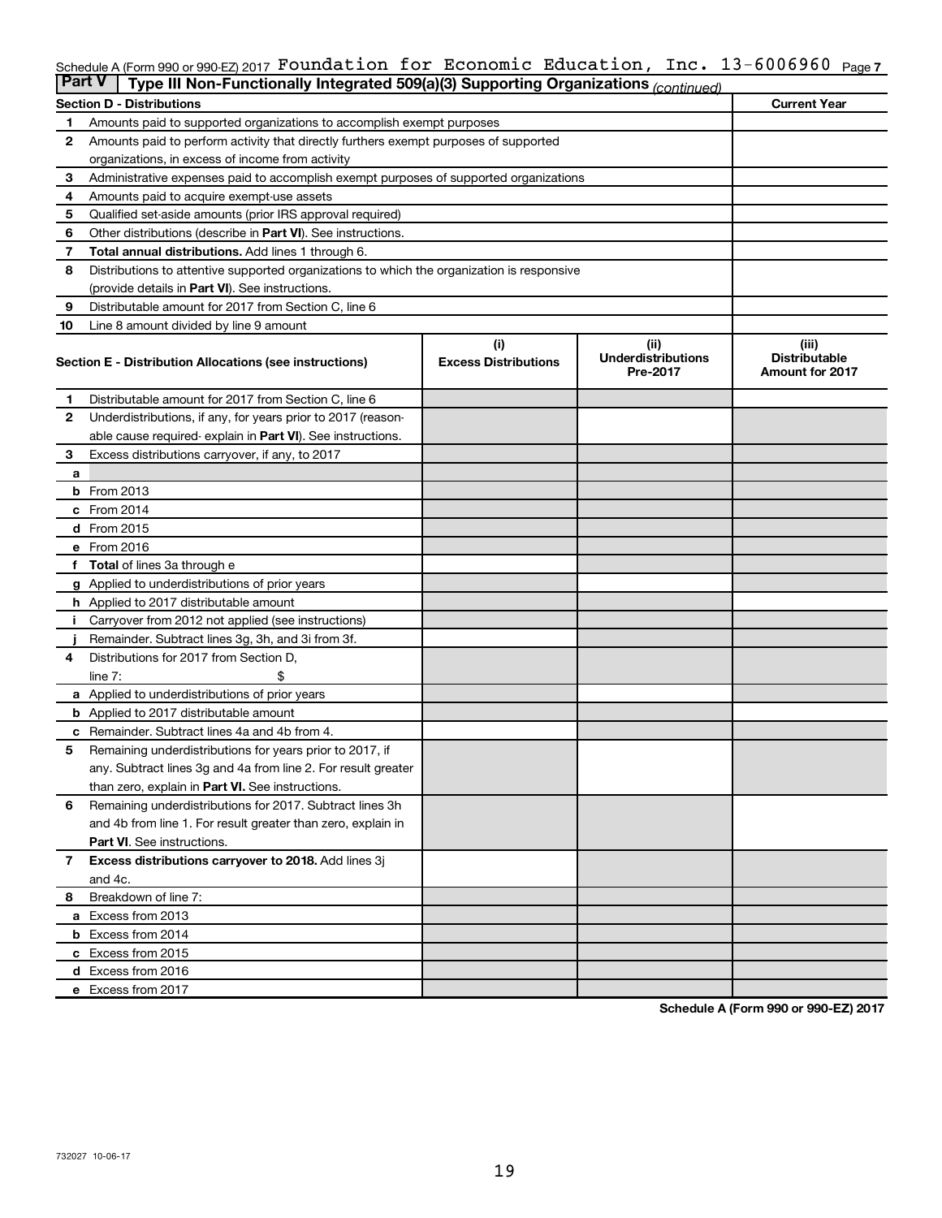Schedule A (Form 990 or 990-EZ) 2017 Foundation for Economic Education, Inc. 13-6006960 Page 7

**Part V | Type III Non-Functionally Integrated 509(a)(3) Supporting Organizations** *(continued)*

| Section D - Distributions | | Current Year |
|---|---|---|
| 1 | Amounts paid to supported organizations to accomplish exempt purposes | |
| 2 | Amounts paid to perform activity that directly furthers exempt purposes of supported organizations, in excess of income from activity | |
| 3 | Administrative expenses paid to accomplish exempt purposes of supported organizations | |
| 4 | Amounts paid to acquire exempt-use assets | |
| 5 | Qualified set-aside amounts (prior IRS approval required) | |
| 6 | Other distributions (describe in **Part VI**). See instructions. | |
| 7 | **Total annual distributions.** Add lines 1 through 6. | |
| 8 | Distributions to attentive supported organizations to which the organization is responsive (provide details in **Part VI**). See instructions. | |
| 9 | Distributable amount for 2017 from Section C, line 6 | |
| 10 | Line 8 amount divided by line 9 amount | |

| Section E - Distribution Allocations (see instructions) | | (i) Excess Distributions | (ii) Underdistributions Pre-2017 | (iii) Distributable Amount for 2017 |
|---|---|---|---|---|
| 1 | Distributable amount for 2017 from Section C, line 6 | | | |
| 2 | Underdistributions, if any, for years prior to 2017 (reasonable cause required- explain in **Part VI**). See instructions. | | | |
| 3 | Excess distributions carryover, if any, to 2017 | | | |
| a | | | | |
| b | From 2013 | | | |
| c | From 2014 | | | |
| d | From 2015 | | | |
| e | From 2016 | | | |
| f | **Total** of lines 3a through e | | | |
| g | Applied to underdistributions of prior years | | | |
| h | Applied to 2017 distributable amount | | | |
| i | Carryover from 2012 not applied (see instructions) | | | |
| j | Remainder. Subtract lines 3g, 3h, and 3i from 3f. | | | |
| 4 | Distributions for 2017 from Section D, line 7: $ | | | |
| a | Applied to underdistributions of prior years | | | |
| b | Applied to 2017 distributable amount | | | |
| c | Remainder. Subtract lines 4a and 4b from 4. | | | |
| 5 | Remaining underdistributions for years prior to 2017, if any. Subtract lines 3g and 4a from line 2. For result greater than zero, explain in **Part VI.** See instructions. | | | |
| 6 | Remaining underdistributions for 2017. Subtract lines 3h and 4b from line 1. For result greater than zero, explain in **Part VI**. See instructions. | | | |
| 7 | **Excess distributions carryover to 2018.** Add lines 3j and 4c. | | | |
| 8 | Breakdown of line 7: | | | |
| a | Excess from 2013 | | | |
| b | Excess from 2014 | | | |
| c | Excess from 2015 | | | |
| d | Excess from 2016 | | | |
| e | Excess from 2017 | | | |

**Schedule A (Form 990 or 990-EZ) 2017**

732027 10-06-17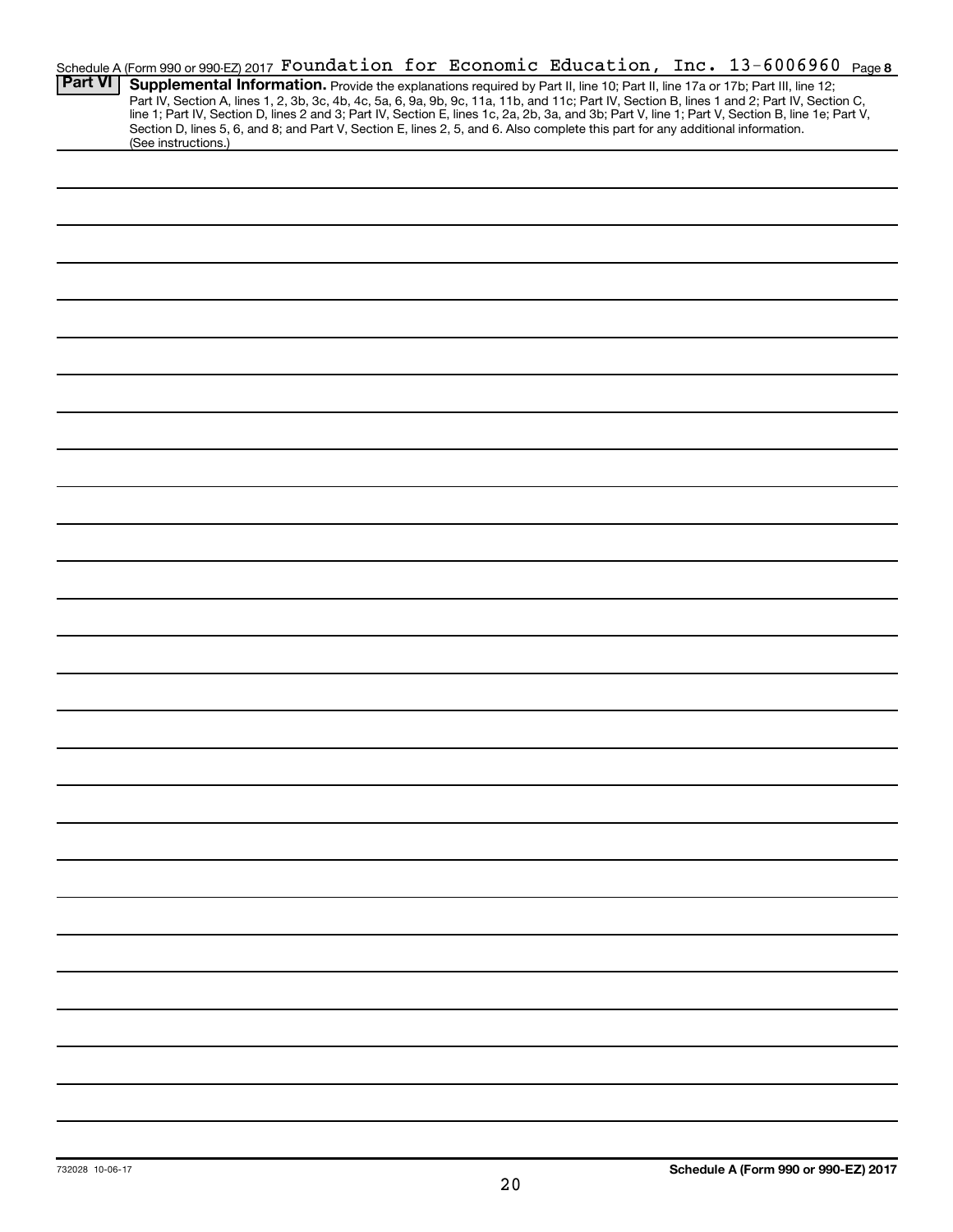Schedule A (Form 990 or 990-EZ) 2017 Foundation for Economic Education, Inc. 13-6006960 Page **8**

**Part VI** **Supplemental Information.** Provide the explanations required by Part II, line 10; Part II, line 17a or 17b; Part III, line 12; Part IV, Section A, lines 1, 2, 3b, 3c, 4b, 4c, 5a, 6, 9a, 9b, 9c, 11a, 11b, and 11c; Part IV, Section B, lines 1 and 2; Part IV, Section C, line 1; Part IV, Section D, lines 2 and 3; Part IV, Section E, lines 1c, 2a, 2b, 3a, and 3b; Part V, line 1; Part V, Section B, line 1e; Part V, Section D, lines 5, 6, and 8; and Part V, Section E, lines 2, 5, and 6. Also complete this part for any additional information. (See instructions.)

732028 10-06-17

**Schedule A (Form 990 or 990-EZ) 2017**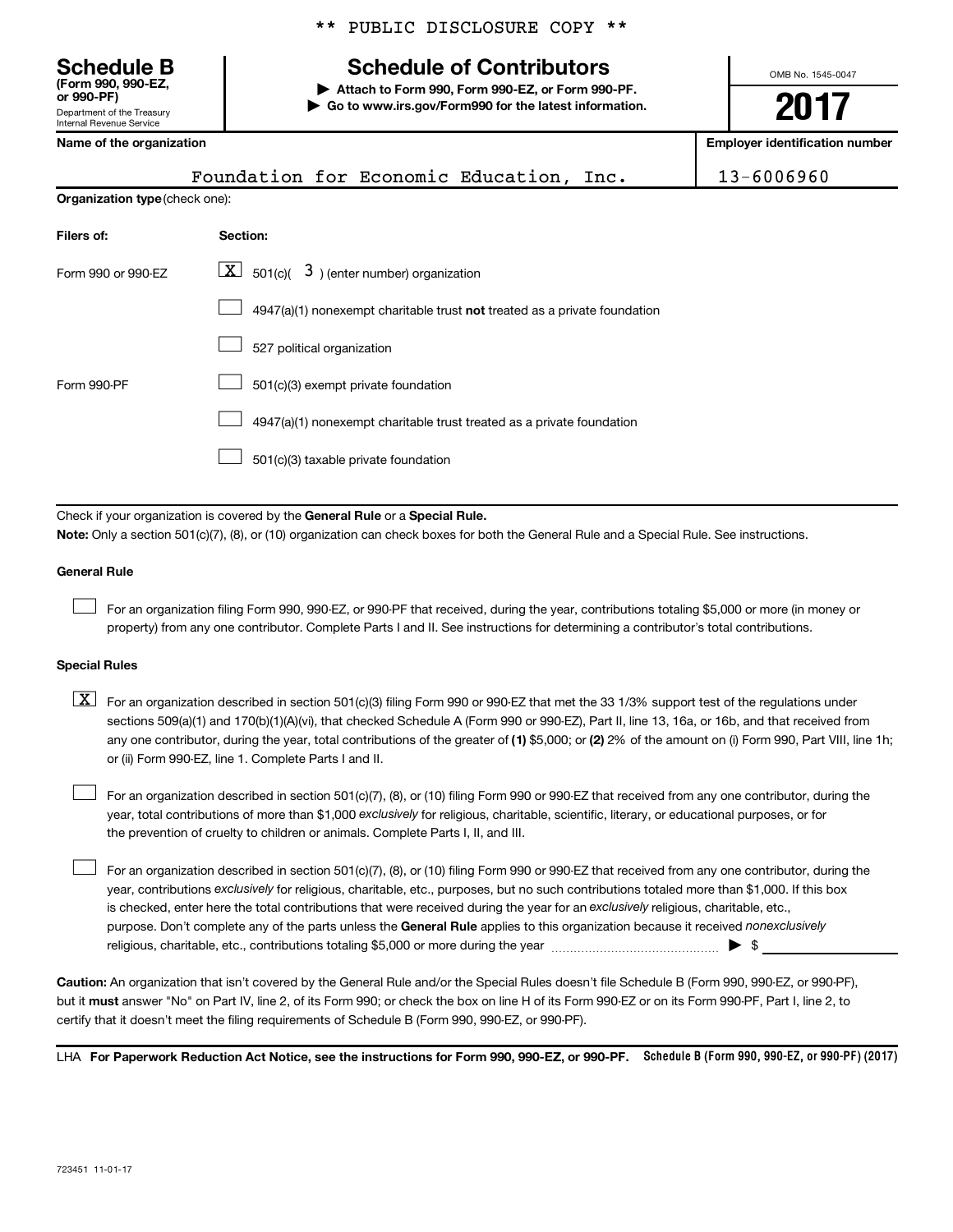** PUBLIC DISCLOSURE COPY **

**Schedule B**
**(Form 990, 990-EZ, or 990-PF)**
Department of the Treasury
Internal Revenue Service

# Schedule of Contributors

▶ **Attach to Form 990, Form 990-EZ, or Form 990-PF.**
▶ **Go to www.irs.gov/Form990 for the latest information.**

OMB No. 1545-0047

**2017**

| Name of the organization | Employer identification number |
|---|---|
| Foundation for Economic Education, Inc. | 13-6006960 |

**Organization type** (check one):

| Filers of: | Section: |
|---|---|
| Form 990 or 990-EZ | [X] 501(c)( 3 ) (enter number) organization |
| | [ ] 4947(a)(1) nonexempt charitable trust **not** treated as a private foundation |
| | [ ] 527 political organization |
| Form 990-PF | [ ] 501(c)(3) exempt private foundation |
| | [ ] 4947(a)(1) nonexempt charitable trust treated as a private foundation |
| | [ ] 501(c)(3) taxable private foundation |

Check if your organization is covered by the **General Rule** or a **Special Rule.**

**Note:** Only a section 501(c)(7), (8), or (10) organization can check boxes for both the General Rule and a Special Rule. See instructions.

**General Rule**

[ ] For an organization filing Form 990, 990-EZ, or 990-PF that received, during the year, contributions totaling $5,000 or more (in money or property) from any one contributor. Complete Parts I and II. See instructions for determining a contributor's total contributions.

**Special Rules**

[X] For an organization described in section 501(c)(3) filing Form 990 or 990-EZ that met the 33 1/3% support test of the regulations under sections 509(a)(1) and 170(b)(1)(A)(vi), that checked Schedule A (Form 990 or 990-EZ), Part II, line 13, 16a, or 16b, and that received from any one contributor, during the year, total contributions of the greater of **(1)** $5,000; or **(2)** 2% of the amount on (i) Form 990, Part VIII, line 1h; or (ii) Form 990-EZ, line 1. Complete Parts I and II.

[ ] For an organization described in section 501(c)(7), (8), or (10) filing Form 990 or 990-EZ that received from any one contributor, during the year, total contributions of more than $1,000 *exclusively* for religious, charitable, scientific, literary, or educational purposes, or for the prevention of cruelty to children or animals. Complete Parts I, II, and III.

[ ] For an organization described in section 501(c)(7), (8), or (10) filing Form 990 or 990-EZ that received from any one contributor, during the year, contributions *exclusively* for religious, charitable, etc., purposes, but no such contributions totaled more than $1,000. If this box is checked, enter here the total contributions that were received during the year for an *exclusively* religious, charitable, etc., purpose. Don't complete any of the parts unless the **General Rule** applies to this organization because it received *nonexclusively* religious, charitable, etc., contributions totaling $5,000 or more during the year ▶ $ ____________

**Caution:** An organization that isn't covered by the General Rule and/or the Special Rules doesn't file Schedule B (Form 990, 990-EZ, or 990-PF), but it **must** answer "No" on Part IV, line 2, of its Form 990; or check the box on line H of its Form 990-EZ or on its Form 990-PF, Part I, line 2, to certify that it doesn't meet the filing requirements of Schedule B (Form 990, 990-EZ, or 990-PF).

LHA **For Paperwork Reduction Act Notice, see the instructions for Form 990, 990-EZ, or 990-PF.** **Schedule B (Form 990, 990-EZ, or 990-PF) (2017)**

723451 11-01-17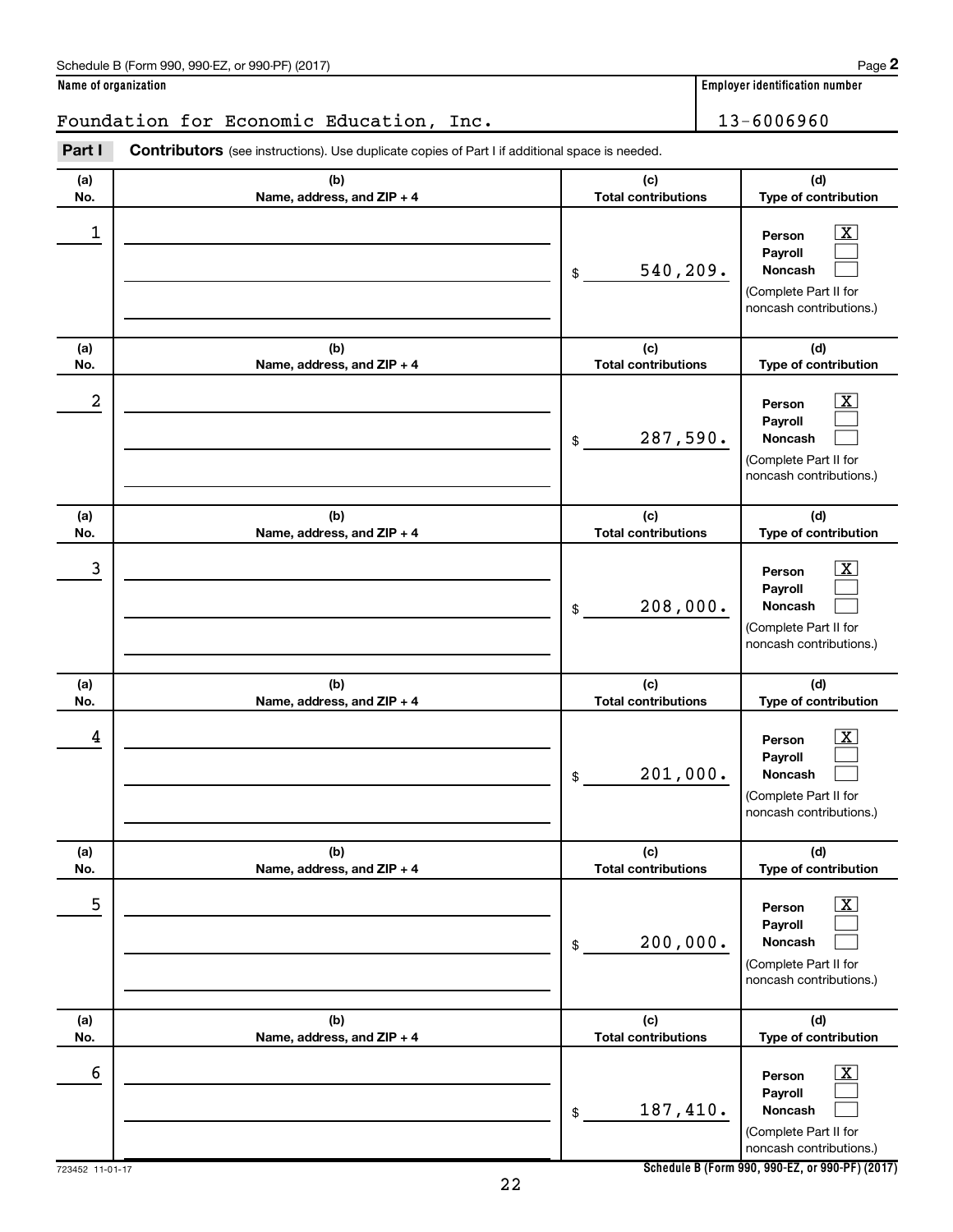Schedule B (Form 990, 990-EZ, or 990-PF) (2017) Page **2**

**Name of organization**

Foundation for Economic Education, Inc.

**Employer identification number**

13-6006960

**Part I** **Contributors** (see instructions). Use duplicate copies of Part I if additional space is needed.

| (a) No. | (b) Name, address, and ZIP + 4 | (c) Total contributions | (d) Type of contribution |
|---|---|---|---|
| 1 | | $ 540,209. | Person [X] Payroll [ ] Noncash [ ] (Complete Part II for noncash contributions.) |
| 2 | | $ 287,590. | Person [X] Payroll [ ] Noncash [ ] (Complete Part II for noncash contributions.) |
| 3 | | $ 208,000. | Person [X] Payroll [ ] Noncash [ ] (Complete Part II for noncash contributions.) |
| 4 | | $ 201,000. | Person [X] Payroll [ ] Noncash [ ] (Complete Part II for noncash contributions.) |
| 5 | | $ 200,000. | Person [X] Payroll [ ] Noncash [ ] (Complete Part II for noncash contributions.) |
| 6 | | $ 187,410. | Person [X] Payroll [ ] Noncash [ ] (Complete Part II for noncash contributions.) |

723452 11-01-17

**Schedule B (Form 990, 990-EZ, or 990-PF) (2017)**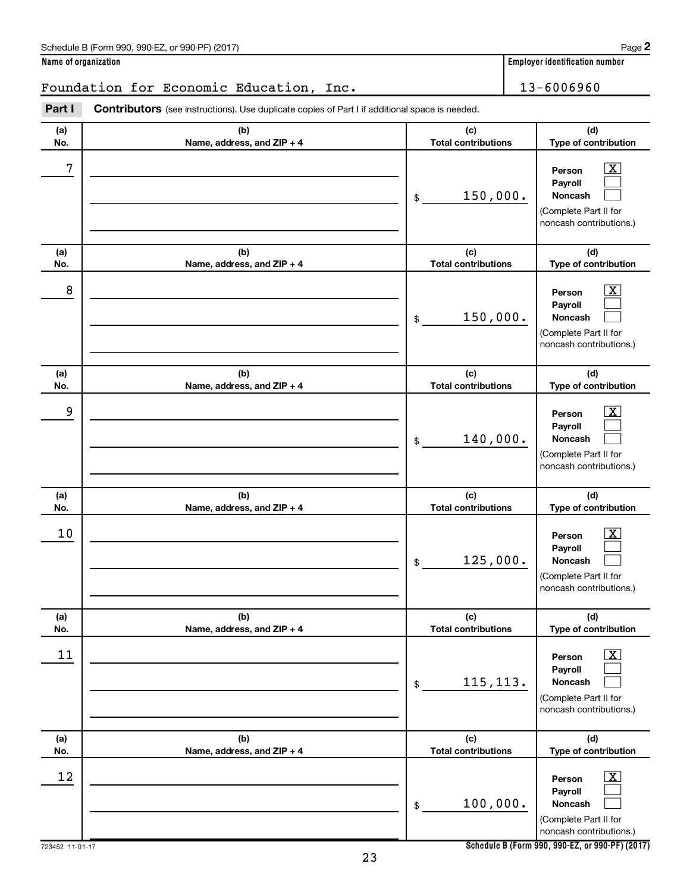Schedule B (Form 990, 990-EZ, or 990-PF) (2017)

**Name of organization**

Foundation for Economic Education, Inc.

**Employer identification number**

13-6006960

**Part I** **Contributors** (see instructions). Use duplicate copies of Part I if additional space is needed.

| (a) No. | (b) Name, address, and ZIP + 4 | (c) Total contributions | (d) Type of contribution |
|---|---|---|---|
| 7 | | $ 150,000. | Person [X] Payroll [ ] Noncash [ ] (Complete Part II for noncash contributions.) |
| 8 | | $ 150,000. | Person [X] Payroll [ ] Noncash [ ] (Complete Part II for noncash contributions.) |
| 9 | | $ 140,000. | Person [X] Payroll [ ] Noncash [ ] (Complete Part II for noncash contributions.) |
| 10 | | $ 125,000. | Person [X] Payroll [ ] Noncash [ ] (Complete Part II for noncash contributions.) |
| 11 | | $ 115,113. | Person [X] Payroll [ ] Noncash [ ] (Complete Part II for noncash contributions.) |
| 12 | | $ 100,000. | Person [X] Payroll [ ] Noncash [ ] (Complete Part II for noncash contributions.) |

723452 11-01-17

Schedule B (Form 990, 990-EZ, or 990-PF) (2017)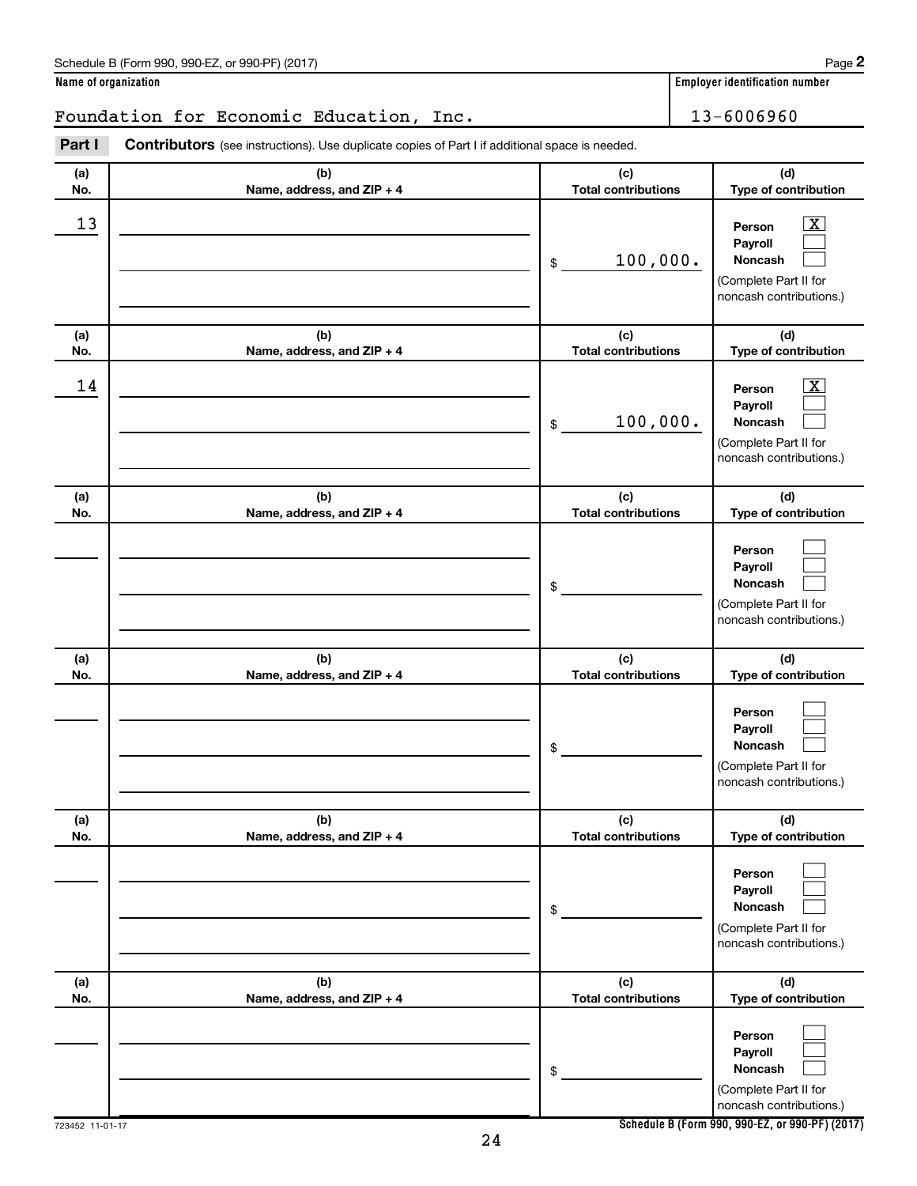Schedule B (Form 990, 990-EZ, or 990-PF) (2017) Page **2**

**Name of organization** | **Employer identification number**

Foundation for Economic Education, Inc. | 13-6006960

**Part I** **Contributors** (see instructions). Use duplicate copies of Part I if additional space is needed.

| (a) No. | (b) Name, address, and ZIP + 4 | (c) Total contributions | (d) Type of contribution |
|---|---|---|---|
| 13 | | $ 100,000. | Person [X] Payroll [ ] Noncash [ ] (Complete Part II for noncash contributions.) |
| 14 | | $ 100,000. | Person [X] Payroll [ ] Noncash [ ] (Complete Part II for noncash contributions.) |
| | | $ | Person [ ] Payroll [ ] Noncash [ ] (Complete Part II for noncash contributions.) |
| | | $ | Person [ ] Payroll [ ] Noncash [ ] (Complete Part II for noncash contributions.) |
| | | $ | Person [ ] Payroll [ ] Noncash [ ] (Complete Part II for noncash contributions.) |
| | | $ | Person [ ] Payroll [ ] Noncash [ ] (Complete Part II for noncash contributions.) |

723452 11-01-17 **Schedule B (Form 990, 990-EZ, or 990-PF) (2017)**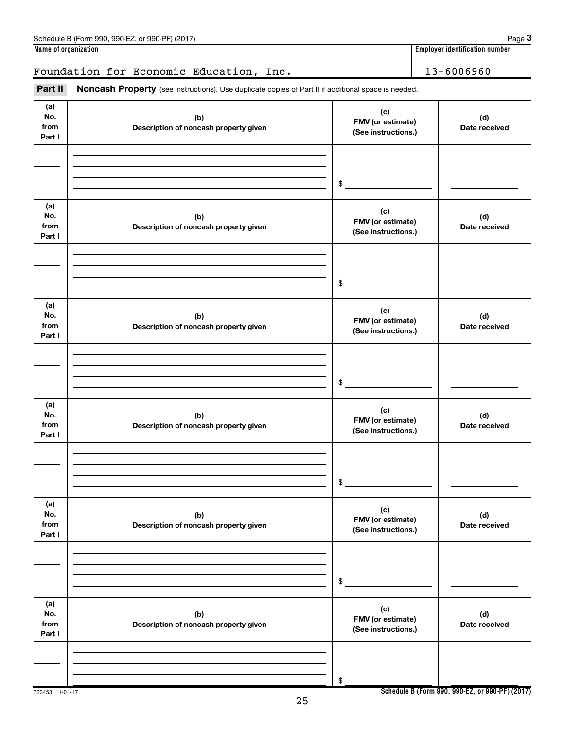Schedule B (Form 990, 990-EZ, or 990-PF) (2017) Page **3**

| Name of organization | Employer identification number |
|---|---|
| Foundation for Economic Education, Inc. | 13-6006960 |

**Part II** **Noncash Property** (see instructions). Use duplicate copies of Part II if additional space is needed.

| (a) No. from Part I | (b) Description of noncash property given | (c) FMV (or estimate) (See instructions.) | (d) Date received |
|---|---|---|---|
| | | $ | |

| (a) No. from Part I | (b) Description of noncash property given | (c) FMV (or estimate) (See instructions.) | (d) Date received |
|---|---|---|---|
| | | $ | |

| (a) No. from Part I | (b) Description of noncash property given | (c) FMV (or estimate) (See instructions.) | (d) Date received |
|---|---|---|---|
| | | $ | |

| (a) No. from Part I | (b) Description of noncash property given | (c) FMV (or estimate) (See instructions.) | (d) Date received |
|---|---|---|---|
| | | $ | |

| (a) No. from Part I | (b) Description of noncash property given | (c) FMV (or estimate) (See instructions.) | (d) Date received |
|---|---|---|---|
| | | $ | |

| (a) No. from Part I | (b) Description of noncash property given | (c) FMV (or estimate) (See instructions.) | (d) Date received |
|---|---|---|---|
| | | $ | |

723453 11-01-17 **Schedule B (Form 990, 990-EZ, or 990-PF) (2017)**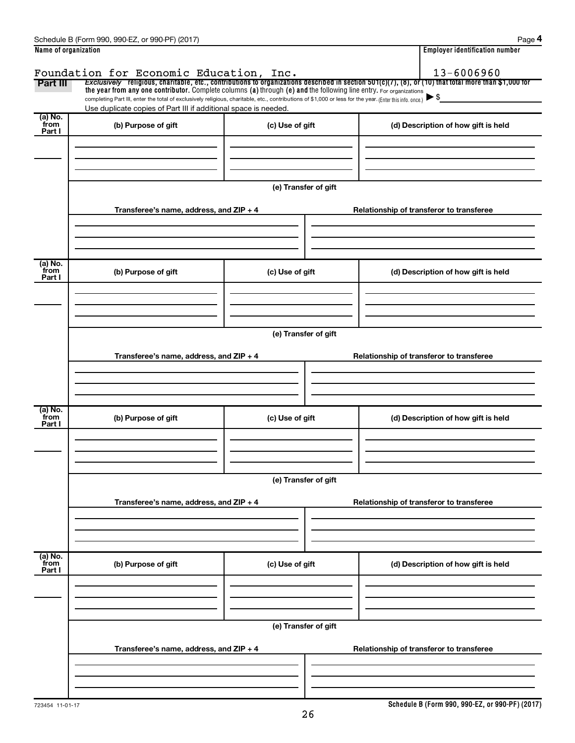Schedule B (Form 990, 990-EZ, or 990-PF) (2017) Page **4**

| Name of organization | Employer identification number |
|---|---|
| Foundation for Economic Education, Inc. | 13-6006960 |

**Part III** *Exclusively* religious, charitable, etc., contributions to organizations described in section 501(c)(7), (8), or (10) that total more than $1,000 for the year from any one contributor. Complete columns (a) through (e) and the following line entry. For organizations completing Part III, enter the total of exclusively religious, charitable, etc., contributions of $1,000 or less for the year. (Enter this info. once.) ▶ $

Use duplicate copies of Part III if additional space is needed.

| (a) No. from Part I | (b) Purpose of gift | (c) Use of gift | (d) Description of how gift is held |
|---|---|---|---|
| | | | |

(e) Transfer of gift

| Transferee's name, address, and ZIP + 4 | Relationship of transferor to transferee |
|---|---|
| | |

| (a) No. from Part I | (b) Purpose of gift | (c) Use of gift | (d) Description of how gift is held |
|---|---|---|---|
| | | | |

(e) Transfer of gift

| Transferee's name, address, and ZIP + 4 | Relationship of transferor to transferee |
|---|---|
| | |

| (a) No. from Part I | (b) Purpose of gift | (c) Use of gift | (d) Description of how gift is held |
|---|---|---|---|
| | | | |

(e) Transfer of gift

| Transferee's name, address, and ZIP + 4 | Relationship of transferor to transferee |
|---|---|
| | |

| (a) No. from Part I | (b) Purpose of gift | (c) Use of gift | (d) Description of how gift is held |
|---|---|---|---|
| | | | |

(e) Transfer of gift

| Transferee's name, address, and ZIP + 4 | Relationship of transferor to transferee |
|---|---|
| | |

723454 11-01-17 **Schedule B (Form 990, 990-EZ, or 990-PF) (2017)**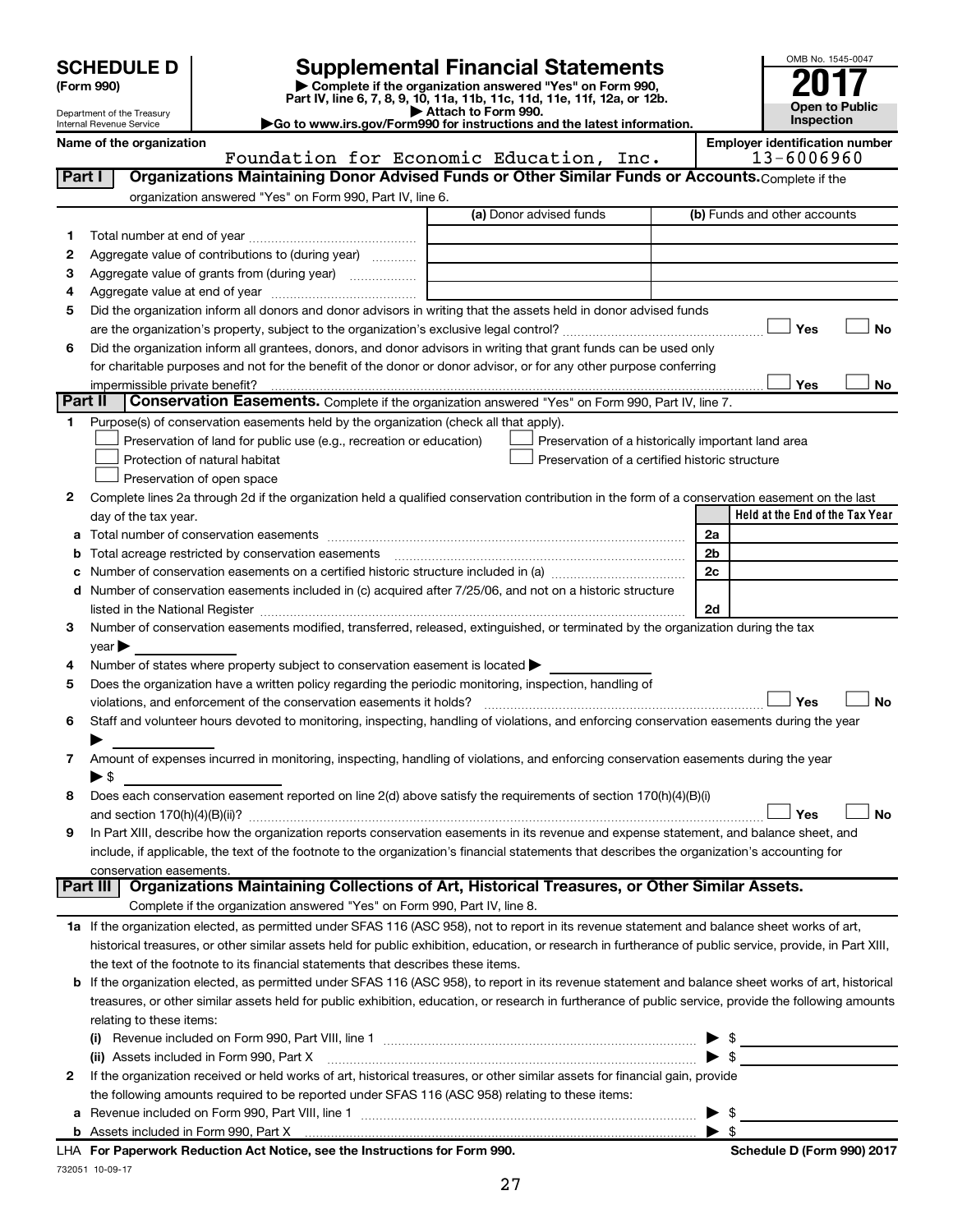# SCHEDULE D (Form 990)

Department of the Treasury
Internal Revenue Service

## Supplemental Financial Statements

▶ Complete if the organization answered "Yes" on Form 990, Part IV, line 6, 7, 8, 9, 10, 11a, 11b, 11c, 11d, 11e, 11f, 12a, or 12b.
▶ Attach to Form 990.
▶Go to www.irs.gov/Form990 for instructions and the latest information.

OMB No. 1545-0047
**2017**
**Open to Public Inspection**

**Name of the organization**
Foundation for Economic Education, Inc.

**Employer identification number**
13-6006960

**Part I — Organizations Maintaining Donor Advised Funds or Other Similar Funds or Accounts.** Complete if the organization answered "Yes" on Form 990, Part IV, line 6.

| | | (a) Donor advised funds | (b) Funds and other accounts |
|---|---|---|---|
| 1 | Total number at end of year | | |
| 2 | Aggregate value of contributions to (during year) | | |
| 3 | Aggregate value of grants from (during year) | | |
| 4 | Aggregate value at end of year | | |

5 Did the organization inform all donors and donor advisors in writing that the assets held in donor advised funds are the organization's property, subject to the organization's exclusive legal control? ☐ Yes ☐ No

6 Did the organization inform all grantees, donors, and donor advisors in writing that grant funds can be used only for charitable purposes and not for the benefit of the donor or donor advisor, or for any other purpose conferring impermissible private benefit? ☐ Yes ☐ No

**Part II — Conservation Easements.** Complete if the organization answered "Yes" on Form 990, Part IV, line 7.

1 Purpose(s) of conservation easements held by the organization (check all that apply).
- ☐ Preservation of land for public use (e.g., recreation or education)
- ☐ Preservation of a historically important land area
- ☐ Protection of natural habitat
- ☐ Preservation of a certified historic structure
- ☐ Preservation of open space

2 Complete lines 2a through 2d if the organization held a qualified conservation contribution in the form of a conservation easement on the last day of the tax year.

| | | | Held at the End of the Tax Year |
|---|---|---|---|
| a | Total number of conservation easements | 2a | |
| b | Total acreage restricted by conservation easements | 2b | |
| c | Number of conservation easements on a certified historic structure included in (a) | 2c | |
| d | Number of conservation easements included in (c) acquired after 7/25/06, and not on a historic structure listed in the National Register | 2d | |

3 Number of conservation easements modified, transferred, released, extinguished, or terminated by the organization during the tax year ▶

4 Number of states where property subject to conservation easement is located ▶

5 Does the organization have a written policy regarding the periodic monitoring, inspection, handling of violations, and enforcement of the conservation easements it holds? ☐ Yes ☐ No

6 Staff and volunteer hours devoted to monitoring, inspecting, handling of violations, and enforcing conservation easements during the year ▶

7 Amount of expenses incurred in monitoring, inspecting, handling of violations, and enforcing conservation easements during the year ▶ $

8 Does each conservation easement reported on line 2(d) above satisfy the requirements of section 170(h)(4)(B)(i) and section 170(h)(4)(B)(ii)? ☐ Yes ☐ No

9 In Part XIII, describe how the organization reports conservation easements in its revenue and expense statement, and balance sheet, and include, if applicable, the text of the footnote to the organization's financial statements that describes the organization's accounting for conservation easements.

**Part III — Organizations Maintaining Collections of Art, Historical Treasures, or Other Similar Assets.** Complete if the organization answered "Yes" on Form 990, Part IV, line 8.

1a If the organization elected, as permitted under SFAS 116 (ASC 958), not to report in its revenue statement and balance sheet works of art, historical treasures, or other similar assets held for public exhibition, education, or research in furtherance of public service, provide, in Part XIII, the text of the footnote to its financial statements that describes these items.

b If the organization elected, as permitted under SFAS 116 (ASC 958), to report in its revenue statement and balance sheet works of art, historical treasures, or other similar assets held for public exhibition, education, or research in furtherance of public service, provide the following amounts relating to these items:

(i) Revenue included on Form 990, Part VIII, line 1 ▶ $

(ii) Assets included in Form 990, Part X ▶ $

2 If the organization received or held works of art, historical treasures, or other similar assets for financial gain, provide the following amounts required to be reported under SFAS 116 (ASC 958) relating to these items:

a Revenue included on Form 990, Part VIII, line 1 ▶ $

b Assets included in Form 990, Part X ▶ $

LHA For Paperwork Reduction Act Notice, see the Instructions for Form 990. Schedule D (Form 990) 2017

732051 10-09-17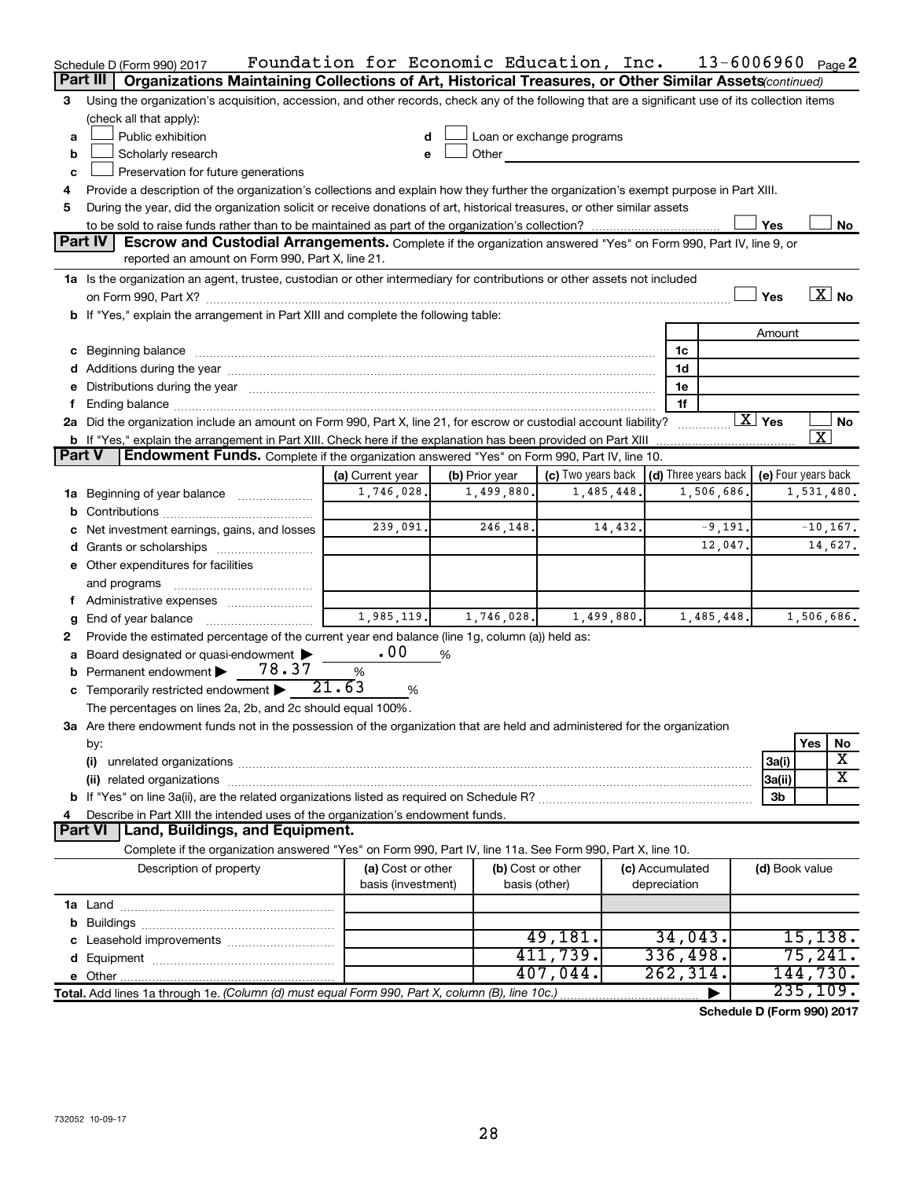Schedule D (Form 990) 2017 Foundation for Economic Education, Inc. 13-6006960 Page 2

## Part III Organizations Maintaining Collections of Art, Historical Treasures, or Other Similar Assets *(continued)*

**3** Using the organization's acquisition, accession, and other records, check any of the following that are a significant use of its collection items (check all that apply):

- **a** ☐ Public exhibition
- **b** ☐ Scholarly research
- **c** ☐ Preservation for future generations
- **d** ☐ Loan or exchange programs
- **e** ☐ Other

**4** Provide a description of the organization's collections and explain how they further the organization's exempt purpose in Part XIII.

**5** During the year, did the organization solicit or receive donations of art, historical treasures, or other similar assets to be sold to raise funds rather than to be maintained as part of the organization's collection? ☐ Yes ☐ No

## Part IV Escrow and Custodial Arrangements.

Complete if the organization answered "Yes" on Form 990, Part IV, line 9, or reported an amount on Form 990, Part X, line 21.

**1a** Is the organization an agent, trustee, custodian or other intermediary for contributions or other assets not included on Form 990, Part X? ☐ Yes ☒ No

**b** If "Yes," explain the arrangement in Part XIII and complete the following table:

| | | Amount |
|---|---|---|
| **c** Beginning balance | 1c | |
| **d** Additions during the year | 1d | |
| **e** Distributions during the year | 1e | |
| **f** Ending balance | 1f | |

**2a** Did the organization include an amount on Form 990, Part X, line 21, for escrow or custodial account liability? ☒ Yes ☐ No

**b** If "Yes," explain the arrangement in Part XIII. Check here if the explanation has been provided on Part XIII ☒

## Part V Endowment Funds.

Complete if the organization answered "Yes" on Form 990, Part IV, line 10.

| | (a) Current year | (b) Prior year | (c) Two years back | (d) Three years back | (e) Four years back |
|---|---|---|---|---|---|
| **1a** Beginning of year balance | 1,746,028. | 1,499,880. | 1,485,448. | 1,506,686. | 1,531,480. |
| **b** Contributions | | | | | |
| **c** Net investment earnings, gains, and losses | 239,091. | 246,148. | 14,432. | -9,191. | -10,167. |
| **d** Grants or scholarships | | | | 12,047. | 14,627. |
| **e** Other expenditures for facilities and programs | | | | | |
| **f** Administrative expenses | | | | | |
| **g** End of year balance | 1,985,119. | 1,746,028. | 1,499,880. | 1,485,448. | 1,506,686. |

**2** Provide the estimated percentage of the current year end balance (line 1g, column (a)) held as:

- **a** Board designated or quasi-endowment ▶ .00 %
- **b** Permanent endowment ▶ 78.37 %
- **c** Temporarily restricted endowment ▶ 21.63 %

The percentages on lines 2a, 2b, and 2c should equal 100%.

**3a** Are there endowment funds not in the possession of the organization that are held and administered for the organization by:

| | | Yes | No |
|---|---|---|---|
| (i) unrelated organizations | 3a(i) | | X |
| (ii) related organizations | 3a(ii) | | X |
| **b** If "Yes" on line 3a(ii), are the related organizations listed as required on Schedule R? | 3b | | |

**4** Describe in Part XIII the intended uses of the organization's endowment funds.

## Part VI Land, Buildings, and Equipment.

Complete if the organization answered "Yes" on Form 990, Part IV, line 11a. See Form 990, Part X, line 10.

| Description of property | (a) Cost or other basis (investment) | (b) Cost or other basis (other) | (c) Accumulated depreciation | (d) Book value |
|---|---|---|---|---|
| **1a** Land | | | | |
| **b** Buildings | | | | |
| **c** Leasehold improvements | | 49,181. | 34,043. | 15,138. |
| **d** Equipment | | 411,739. | 336,498. | 75,241. |
| **e** Other | | 407,044. | 262,314. | 144,730. |
| **Total.** Add lines 1a through 1e. *(Column (d) must equal Form 990, Part X, column (B), line 10c.)* | | | ▶ | 235,109. |

**Schedule D (Form 990) 2017**

732052 10-09-17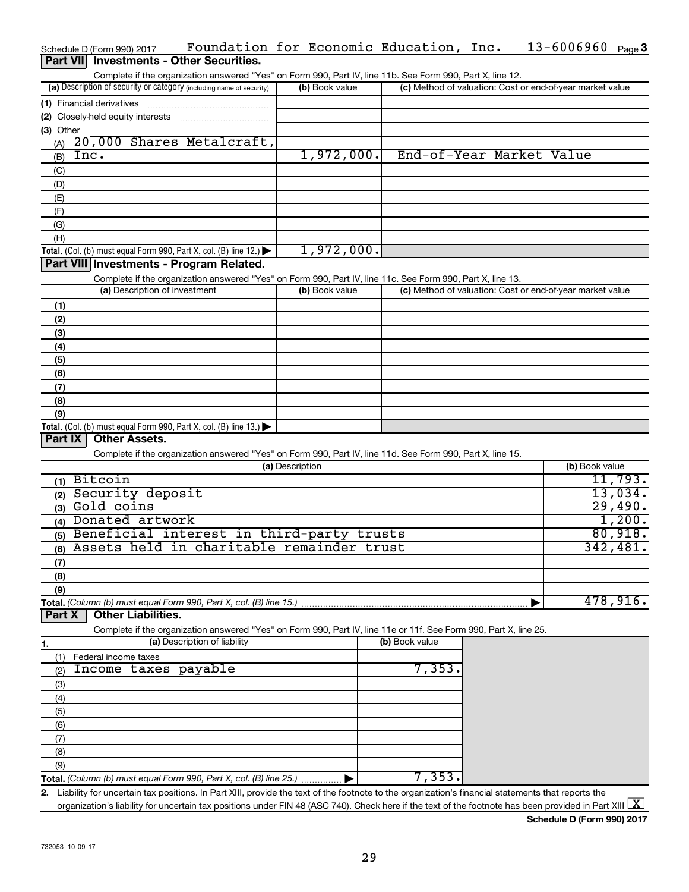Schedule D (Form 990) 2017 Foundation for Economic Education, Inc. 13-6006960 Page 3

## Part VII Investments - Other Securities.

Complete if the organization answered "Yes" on Form 990, Part IV, line 11b. See Form 990, Part X, line 12.

| (a) Description of security or category (including name of security) | (b) Book value | (c) Method of valuation: Cost or end-of-year market value |
|---|---|---|
| (1) Financial derivatives | | |
| (2) Closely-held equity interests | | |
| (3) Other | | |
| (A) 20,000 Shares Metalcraft, | | |
| (B) Inc. | 1,972,000. | End-of-Year Market Value |
| (C) | | |
| (D) | | |
| (E) | | |
| (F) | | |
| (G) | | |
| (H) | | |
| **Total.** (Col. (b) must equal Form 990, Part X, col. (B) line 12.) | 1,972,000. | |

## Part VIII Investments - Program Related.

Complete if the organization answered "Yes" on Form 990, Part IV, line 11c. See Form 990, Part X, line 13.

| (a) Description of investment | (b) Book value | (c) Method of valuation: Cost or end-of-year market value |
|---|---|---|
| (1) | | |
| (2) | | |
| (3) | | |
| (4) | | |
| (5) | | |
| (6) | | |
| (7) | | |
| (8) | | |
| (9) | | |
| **Total.** (Col. (b) must equal Form 990, Part X, col. (B) line 13.) | | |

## Part IX Other Assets.

Complete if the organization answered "Yes" on Form 990, Part IV, line 11d. See Form 990, Part X, line 15.

| (a) Description | (b) Book value |
|---|---|
| (1) Bitcoin | 11,793. |
| (2) Security deposit | 13,034. |
| (3) Gold coins | 29,490. |
| (4) Donated artwork | 1,200. |
| (5) Beneficial interest in third-party trusts | 80,918. |
| (6) Assets held in charitable remainder trust | 342,481. |
| (7) | |
| (8) | |
| (9) | |
| **Total.** (Column (b) must equal Form 990, Part X, col. (B) line 15.) | 478,916. |

## Part X Other Liabilities.

Complete if the organization answered "Yes" on Form 990, Part IV, line 11e or 11f. See Form 990, Part X, line 25.

| 1. (a) Description of liability | (b) Book value |
|---|---|
| (1) Federal income taxes | |
| (2) Income taxes payable | 7,353. |
| (3) | |
| (4) | |
| (5) | |
| (6) | |
| (7) | |
| (8) | |
| (9) | |
| **Total.** (Column (b) must equal Form 990, Part X, col. (B) line 25.) | 7,353. |

2. Liability for uncertain tax positions. In Part XIII, provide the text of the footnote to the organization's financial statements that reports the organization's liability for uncertain tax positions under FIN 48 (ASC 740). Check here if the text of the footnote has been provided in Part XIII [X]

**Schedule D (Form 990) 2017**

732053 10-09-17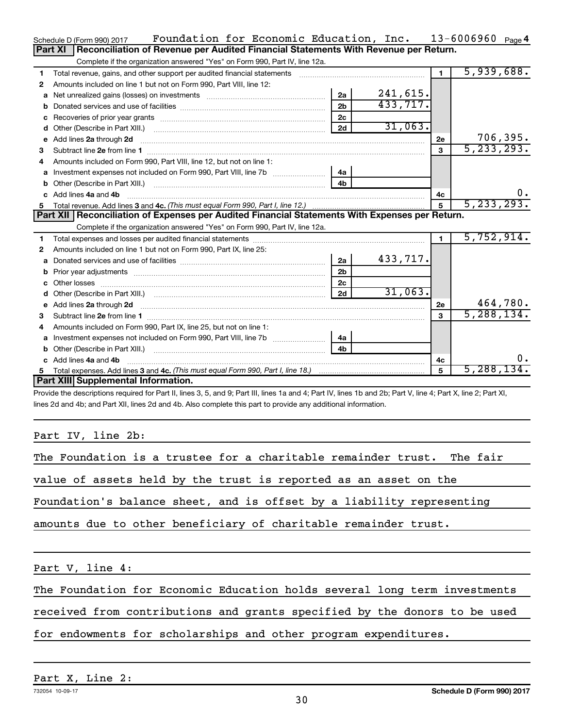Schedule D (Form 990) 2017 Foundation for Economic Education, Inc. 13-6006960 Page 4

## Part XI Reconciliation of Revenue per Audited Financial Statements With Revenue per Return.

Complete if the organization answered "Yes" on Form 990, Part IV, line 12a.

| | | | | | |
|---|---|---|---|---|---|
| 1 | Total revenue, gains, and other support per audited financial statements | | | 1 | 5,939,688. |
| 2 | Amounts included on line 1 but not on Form 990, Part VIII, line 12: | | | | |
| a | Net unrealized gains (losses) on investments | 2a | 241,615. | | |
| b | Donated services and use of facilities | 2b | 433,717. | | |
| c | Recoveries of prior year grants | 2c | | | |
| d | Other (Describe in Part XIII.) | 2d | 31,063. | | |
| e | Add lines 2a through 2d | | | 2e | 706,395. |
| 3 | Subtract line 2e from line 1 | | | 3 | 5,233,293. |
| 4 | Amounts included on Form 990, Part VIII, line 12, but not on line 1: | | | | |
| a | Investment expenses not included on Form 990, Part VIII, line 7b | 4a | | | |
| b | Other (Describe in Part XIII.) | 4b | | | |
| c | Add lines 4a and 4b | | | 4c | 0. |
| 5 | Total revenue. Add lines 3 and 4c. *(This must equal Form 990, Part I, line 12.)* | | | 5 | 5,233,293. |

## Part XII Reconciliation of Expenses per Audited Financial Statements With Expenses per Return.

Complete if the organization answered "Yes" on Form 990, Part IV, line 12a.

| | | | | | |
|---|---|---|---|---|---|
| 1 | Total expenses and losses per audited financial statements | | | 1 | 5,752,914. |
| 2 | Amounts included on line 1 but not on Form 990, Part IX, line 25: | | | | |
| a | Donated services and use of facilities | 2a | 433,717. | | |
| b | Prior year adjustments | 2b | | | |
| c | Other losses | 2c | | | |
| d | Other (Describe in Part XIII.) | 2d | 31,063. | | |
| e | Add lines 2a through 2d | | | 2e | 464,780. |
| 3 | Subtract line 2e from line 1 | | | 3 | 5,288,134. |
| 4 | Amounts included on Form 990, Part IX, line 25, but not on line 1: | | | | |
| a | Investment expenses not included on Form 990, Part VIII, line 7b | 4a | | | |
| b | Other (Describe in Part XIII.) | 4b | | | |
| c | Add lines 4a and 4b | | | 4c | 0. |
| 5 | Total expenses. Add lines 3 and 4c. *(This must equal Form 990, Part I, line 18.)* | | | 5 | 5,288,134. |

## Part XIII Supplemental Information.

Provide the descriptions required for Part II, lines 3, 5, and 9; Part III, lines 1a and 4; Part IV, lines 1b and 2b; Part V, line 4; Part X, line 2; Part XI, lines 2d and 4b; and Part XII, lines 2d and 4b. Also complete this part to provide any additional information.

Part IV, line 2b:

The Foundation is a trustee for a charitable remainder trust. The fair value of assets held by the trust is reported as an asset on the Foundation's balance sheet, and is offset by a liability representing amounts due to other beneficiary of charitable remainder trust.

Part V, line 4:

The Foundation for Economic Education holds several long term investments received from contributions and grants specified by the donors to be used for endowments for scholarships and other program expenditures.

Part X, Line 2:

732054 10-09-17 Schedule D (Form 990) 2017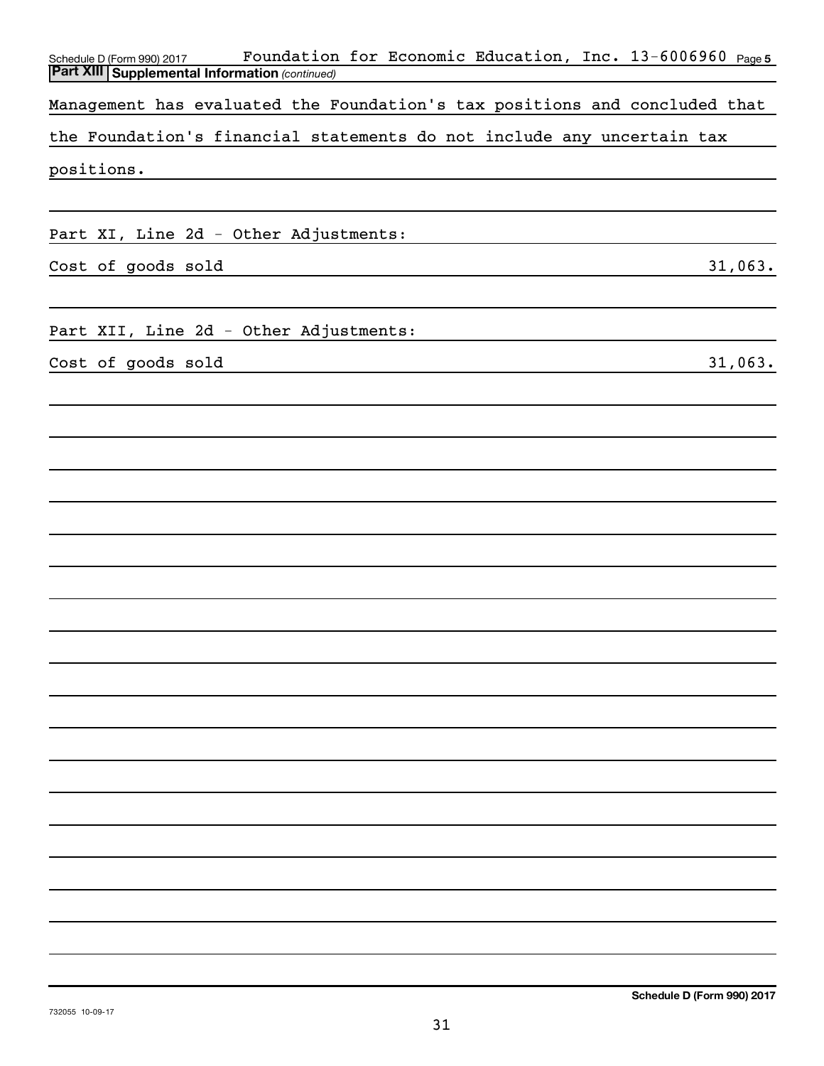Schedule D (Form 990) 2017 Foundation for Economic Education, Inc. 13-6006960 Page 5

**Part XIII | Supplemental Information** *(continued)*

Management has evaluated the Foundation's tax positions and concluded that the Foundation's financial statements do not include any uncertain tax positions.

Part XI, Line 2d - Other Adjustments:

| | |
|---|---|
| Cost of goods sold | 31,063. |

Part XII, Line 2d - Other Adjustments:

| | |
|---|---|
| Cost of goods sold | 31,063. |

**Schedule D (Form 990) 2017**

732055 10-09-17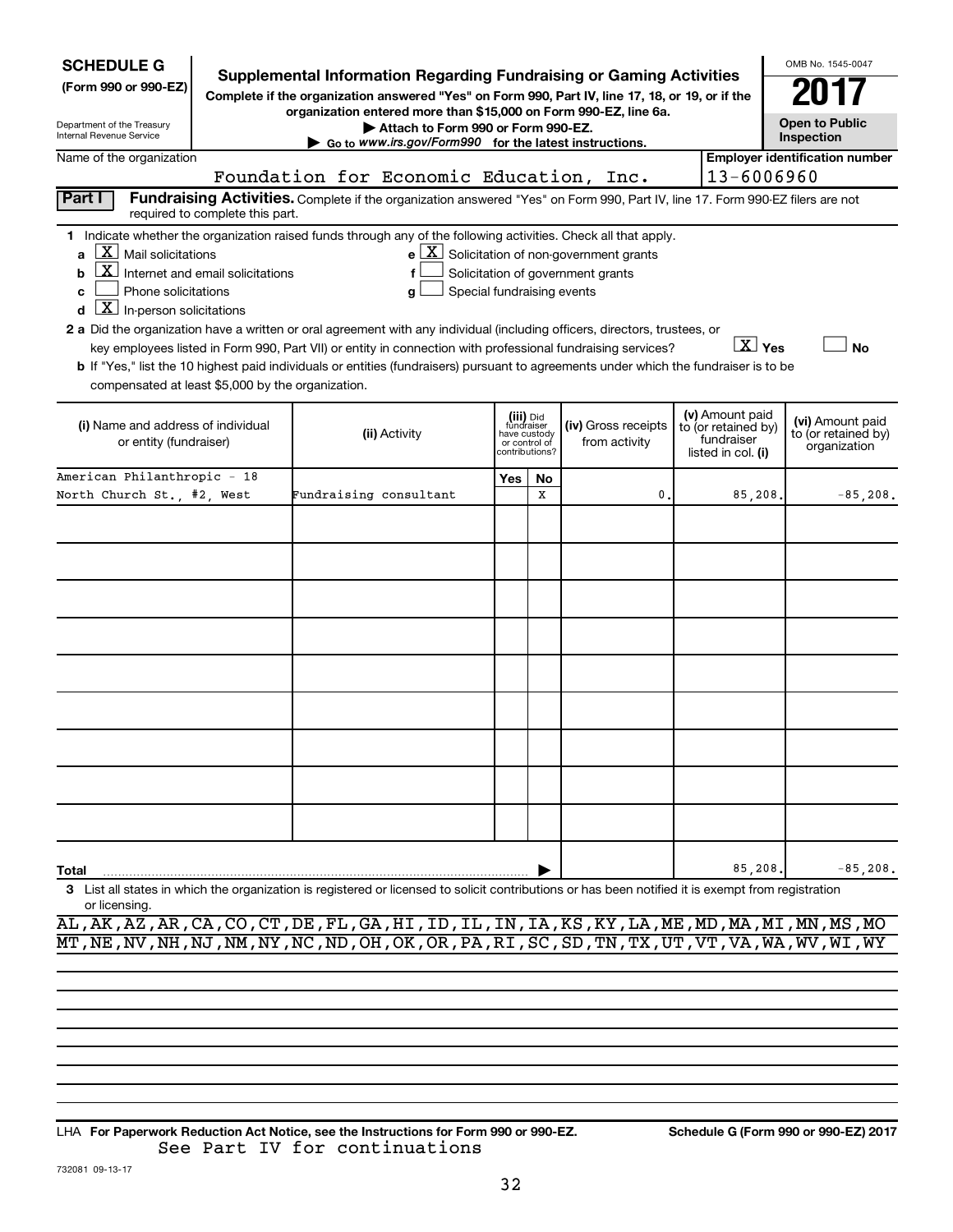**SCHEDULE G**
**(Form 990 or 990-EZ)**

Department of the Treasury
Internal Revenue Service

# Supplemental Information Regarding Fundraising or Gaming Activities

**Complete if the organization answered "Yes" on Form 990, Part IV, line 17, 18, or 19, or if the organization entered more than $15,000 on Form 990-EZ, line 6a.**

**▶ Attach to Form 990 or Form 990-EZ.**

**▶ Go to *www.irs.gov/Form990* for the latest instructions.**

OMB No. 1545-0047

**2017**

**Open to Public Inspection**

Name of the organization: Foundation for Economic Education, Inc.

**Employer identification number:** 13-6006960

**Part I — Fundraising Activities.** Complete if the organization answered "Yes" on Form 990, Part IV, line 17. Form 990-EZ filers are not required to complete this part.

**1** Indicate whether the organization raised funds through any of the following activities. Check all that apply.

- **a** [X] Mail solicitations
- **b** [X] Internet and email solicitations
- **c** [ ] Phone solicitations
- **d** [X] In-person solicitations
- **e** [X] Solicitation of non-government grants
- **f** [ ] Solicitation of government grants
- **g** [ ] Special fundraising events

**2 a** Did the organization have a written or oral agreement with any individual (including officers, directors, trustees, or key employees listed in Form 990, Part VII) or entity in connection with professional fundraising services? [X] Yes [ ] No

**b** If "Yes," list the 10 highest paid individuals or entities (fundraisers) pursuant to agreements under which the fundraiser is to be compensated at least $5,000 by the organization.

| (i) Name and address of individual or entity (fundraiser) | (ii) Activity | (iii) Did fundraiser have custody or control of contributions? Yes | No | (iv) Gross receipts from activity | (v) Amount paid to (or retained by) fundraiser listed in col. (i) | (vi) Amount paid to (or retained by) organization |
|---|---|---|---|---|---|---|
| American Philanthropic - 18 North Church St., #2, West | Fundraising consultant | | X | 0. | 85,208. | -85,208. |
| | | | | | | |
| | | | | | | |
| | | | | | | |
| | | | | | | |
| | | | | | | |
| | | | | | | |
| | | | | | | |
| | | | | | | |
| | | | | | | |
| **Total** | | | | | 85,208. | -85,208. |

**3** List all states in which the organization is registered or licensed to solicit contributions or has been notified it is exempt from registration or licensing.

AL,AK,AZ,AR,CA,CO,CT,DE,FL,GA,HI,ID,IL,IN,IA,KS,KY,LA,ME,MD,MA,MI,MN,MS,MO
MT,NE,NV,NH,NJ,NM,NY,NC,ND,OH,OK,OR,PA,RI,SC,SD,TN,TX,UT,VT,VA,WA,WV,WI,WY

LHA **For Paperwork Reduction Act Notice, see the Instructions for Form 990 or 990-EZ.**
See Part IV for continuations

**Schedule G (Form 990 or 990-EZ) 2017**

732081 09-13-17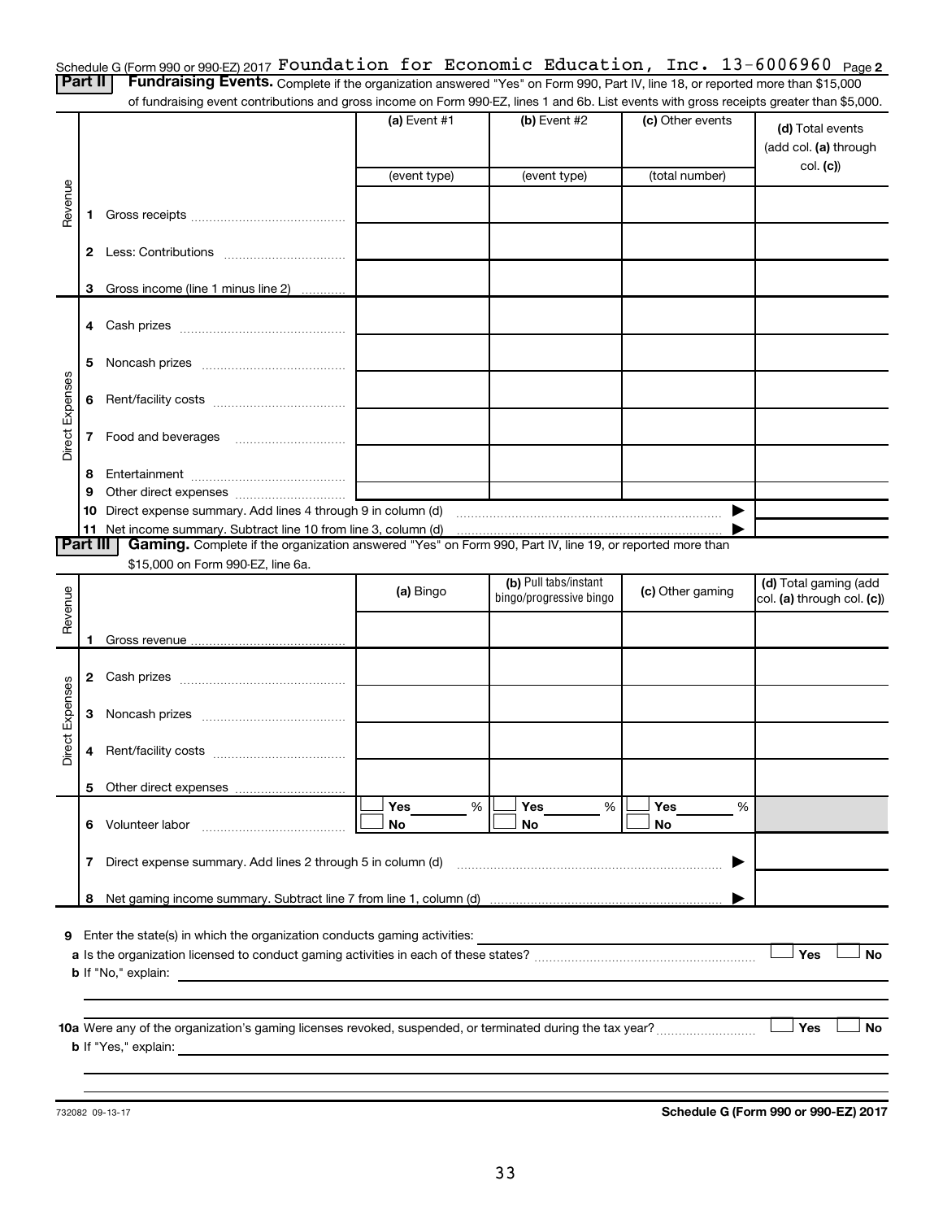Schedule G (Form 990 or 990-EZ) 2017 Foundation for Economic Education, Inc. 13-6006960 Page 2

**Part II** **Fundraising Events.** Complete if the organization answered "Yes" on Form 990, Part IV, line 18, or reported more than $15,000 of fundraising event contributions and gross income on Form 990-EZ, lines 1 and 6b. List events with gross receipts greater than $5,000.

| | | (a) Event #1 | (b) Event #2 | (c) Other events | (d) Total events (add col. (a) through col. (c)) |
|---|---|---|---|---|---|
| | | (event type) | (event type) | (total number) | |
| Revenue | 1 Gross receipts | | | | |
| | 2 Less: Contributions | | | | |
| | 3 Gross income (line 1 minus line 2) | | | | |
| Direct Expenses | 4 Cash prizes | | | | |
| | 5 Noncash prizes | | | | |
| | 6 Rent/facility costs | | | | |
| | 7 Food and beverages | | | | |
| | 8 Entertainment | | | | |
| | 9 Other direct expenses | | | | |
| | 10 Direct expense summary. Add lines 4 through 9 in column (d) | | | ▶ | |
| | 11 Net income summary. Subtract line 10 from line 3, column (d) | | | ▶ | |

**Part III** **Gaming.** Complete if the organization answered "Yes" on Form 990, Part IV, line 19, or reported more than $15,000 on Form 990-EZ, line 6a.

| | | (a) Bingo | (b) Pull tabs/instant bingo/progressive bingo | (c) Other gaming | (d) Total gaming (add col. (a) through col. (c)) |
|---|---|---|---|---|---|
| Revenue | 1 Gross revenue | | | | |
| Direct Expenses | 2 Cash prizes | | | | |
| | 3 Noncash prizes | | | | |
| | 4 Rent/facility costs | | | | |
| | 5 Other direct expenses | | | | |
| | 6 Volunteer labor | ☐ Yes ____ % ☐ No | ☐ Yes ____ % ☐ No | ☐ Yes ____ % ☐ No | |
| | 7 Direct expense summary. Add lines 2 through 5 in column (d) | | | ▶ | |
| | 8 Net gaming income summary. Subtract line 7 from line 1, column (d) | | | ▶ | |

**9** Enter the state(s) in which the organization conducts gaming activities: ____________

**a** Is the organization licensed to conduct gaming activities in each of these states? ☐ Yes ☐ No

**b** If "No," explain: ____________

**10a** Were any of the organization's gaming licenses revoked, suspended, or terminated during the tax year? ☐ Yes ☐ No

**b** If "Yes," explain: ____________

732082 09-13-17

**Schedule G (Form 990 or 990-EZ) 2017**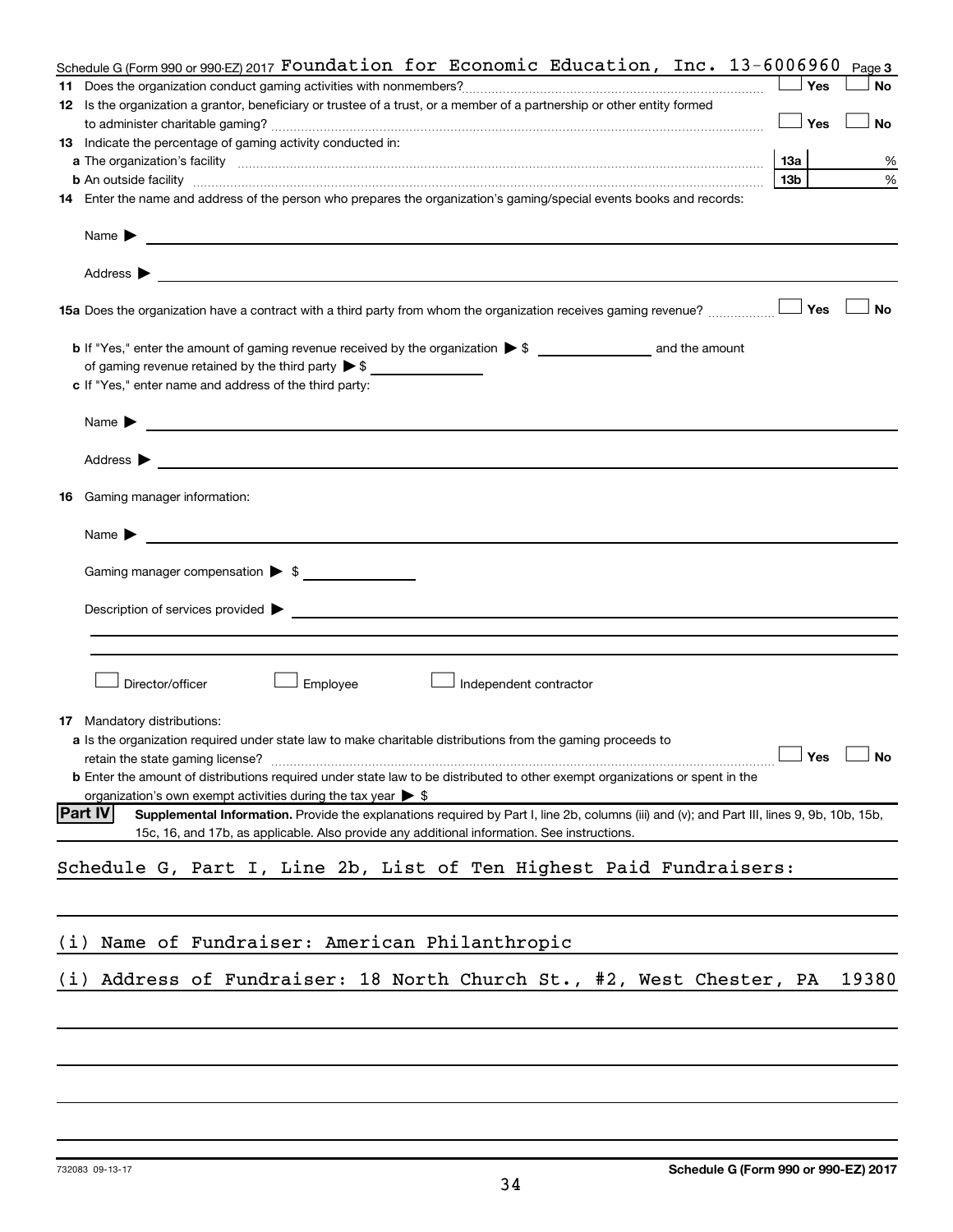Schedule G (Form 990 or 990-EZ) 2017 Foundation for Economic Education, Inc. 13-6006960 Page 3

**11** Does the organization conduct gaming activities with nonmembers? ☐ Yes ☐ No

**12** Is the organization a grantor, beneficiary or trustee of a trust, or a member of a partnership or other entity formed to administer charitable gaming? ☐ Yes ☐ No

**13** Indicate the percentage of gaming activity conducted in:

**a** The organization's facility ... 13a ___ %

**b** An outside facility ... 13b ___ %

**14** Enter the name and address of the person who prepares the organization's gaming/special events books and records:

Name ▶

Address ▶

**15a** Does the organization have a contract with a third party from whom the organization receives gaming revenue? ☐ Yes ☐ No

**b** If "Yes," enter the amount of gaming revenue received by the organization ▶ $ ______ and the amount of gaming revenue retained by the third party ▶ $ ______

**c** If "Yes," enter name and address of the third party:

Name ▶

Address ▶

**16** Gaming manager information:

Name ▶

Gaming manager compensation ▶ $

Description of services provided ▶

☐ Director/officer ☐ Employee ☐ Independent contractor

**17** Mandatory distributions:

**a** Is the organization required under state law to make charitable distributions from the gaming proceeds to retain the state gaming license? ☐ Yes ☐ No

**b** Enter the amount of distributions required under state law to be distributed to other exempt organizations or spent in the organization's own exempt activities during the tax year ▶ $

**Part IV** **Supplemental Information.** Provide the explanations required by Part I, line 2b, columns (iii) and (v); and Part III, lines 9, 9b, 10b, 15b, 15c, 16, and 17b, as applicable. Also provide any additional information. See instructions.

Schedule G, Part I, Line 2b, List of Ten Highest Paid Fundraisers:

(i) Name of Fundraiser: American Philanthropic

(i) Address of Fundraiser: 18 North Church St., #2, West Chester, PA 19380

732083 09-13-17 Schedule G (Form 990 or 990-EZ) 2017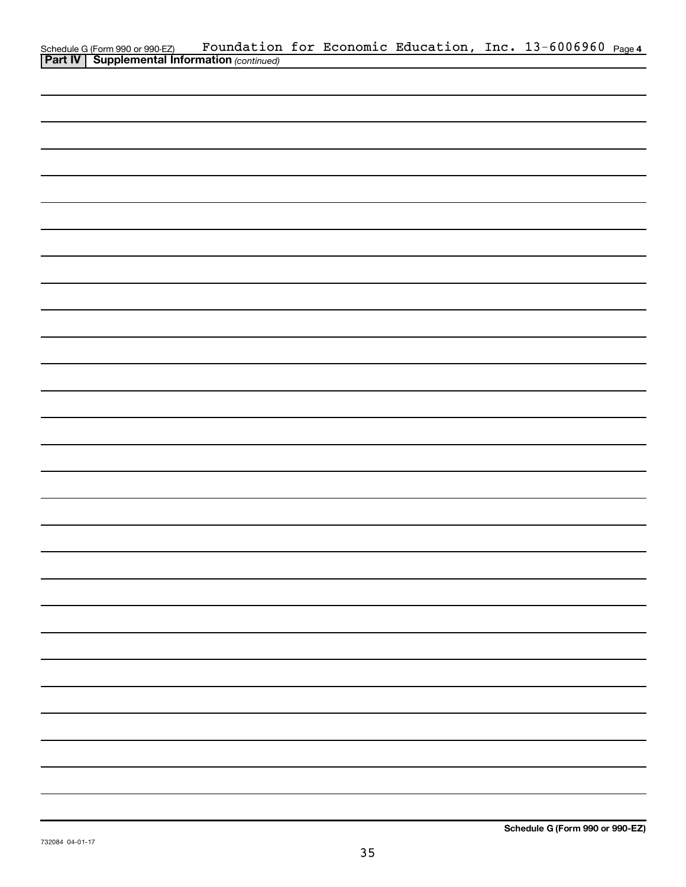Schedule G (Form 990 or 990-EZ) Foundation for Economic Education, Inc. 13-6006960 Page 4

**Part IV | Supplemental Information** *(continued)*

**Schedule G (Form 990 or 990-EZ)**

732084 04-01-17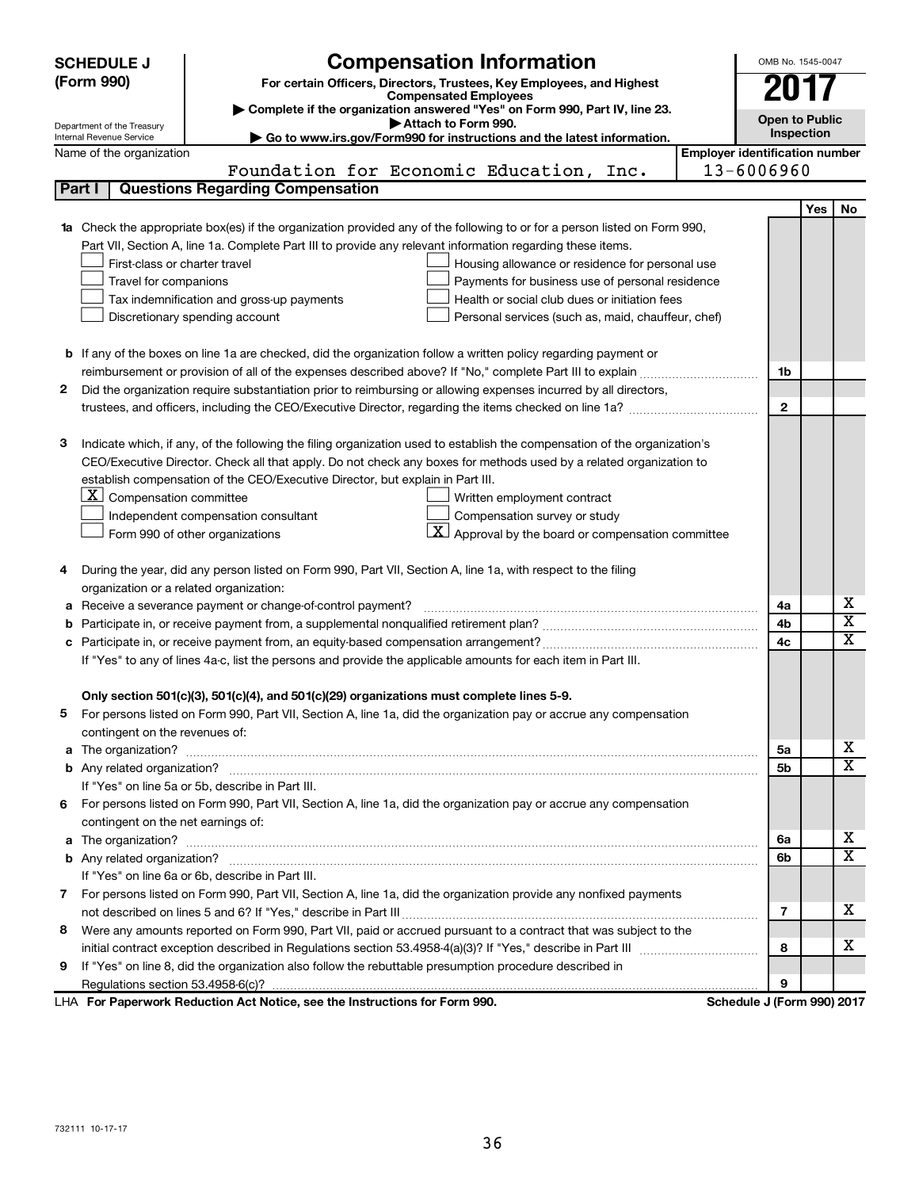**SCHEDULE J (Form 990)**

Department of the Treasury
Internal Revenue Service

# Compensation Information

**For certain Officers, Directors, Trustees, Key Employees, and Highest Compensated Employees**

▶ Complete if the organization answered "Yes" on Form 990, Part IV, line 23.
▶ Attach to Form 990.
▶ Go to www.irs.gov/Form990 for instructions and the latest information.

OMB No. 1545-0047

**2017**

**Open to Public Inspection**

Name of the organization: Foundation for Economic Education, Inc.

Employer identification number: 13-6006960

## Part I — Questions Regarding Compensation

| | | | Yes | No |
|---|---|---|---|---|
| **1a** | Check the appropriate box(es) if the organization provided any of the following to or for a person listed on Form 990, Part VII, Section A, line 1a. Complete Part III to provide any relevant information regarding these items.<br>☐ First-class or charter travel ☐ Housing allowance or residence for personal use<br>☐ Travel for companions ☐ Payments for business use of personal residence<br>☐ Tax indemnification and gross-up payments ☐ Health or social club dues or initiation fees<br>☐ Discretionary spending account ☐ Personal services (such as, maid, chauffeur, chef) | | | |
| **b** | If any of the boxes on line 1a are checked, did the organization follow a written policy regarding payment or reimbursement or provision of all of the expenses described above? If "No," complete Part III to explain | 1b | | |
| **2** | Did the organization require substantiation prior to reimbursing or allowing expenses incurred by all directors, trustees, and officers, including the CEO/Executive Director, regarding the items checked on line 1a? | 2 | | |
| **3** | Indicate which, if any, of the following the filing organization used to establish the compensation of the organization's CEO/Executive Director. Check all that apply. Do not check any boxes for methods used by a related organization to establish compensation of the CEO/Executive Director, but explain in Part III.<br>☒ Compensation committee ☐ Written employment contract<br>☐ Independent compensation consultant ☐ Compensation survey or study<br>☐ Form 990 of other organizations ☒ Approval by the board or compensation committee | | | |
| **4** | During the year, did any person listed on Form 990, Part VII, Section A, line 1a, with respect to the filing organization or a related organization: | | | |
| **a** | Receive a severance payment or change-of-control payment? | 4a | | X |
| **b** | Participate in, or receive payment from, a supplemental nonqualified retirement plan? | 4b | | X |
| **c** | Participate in, or receive payment from, an equity-based compensation arrangement? | 4c | | X |
| | If "Yes" to any of lines 4a-c, list the persons and provide the applicable amounts for each item in Part III. | | | |
| | **Only section 501(c)(3), 501(c)(4), and 501(c)(29) organizations must complete lines 5-9.** | | | |
| **5** | For persons listed on Form 990, Part VII, Section A, line 1a, did the organization pay or accrue any compensation contingent on the revenues of: | | | |
| **a** | The organization? | 5a | | X |
| **b** | Any related organization? | 5b | | X |
| | If "Yes" on line 5a or 5b, describe in Part III. | | | |
| **6** | For persons listed on Form 990, Part VII, Section A, line 1a, did the organization pay or accrue any compensation contingent on the net earnings of: | | | |
| **a** | The organization? | 6a | | X |
| **b** | Any related organization? | 6b | | X |
| | If "Yes" on line 6a or 6b, describe in Part III. | | | |
| **7** | For persons listed on Form 990, Part VII, Section A, line 1a, did the organization provide any nonfixed payments not described on lines 5 and 6? If "Yes," describe in Part III | 7 | | X |
| **8** | Were any amounts reported on Form 990, Part VII, paid or accrued pursuant to a contract that was subject to the initial contract exception described in Regulations section 53.4958-4(a)(3)? If "Yes," describe in Part III | 8 | | X |
| **9** | If "Yes" on line 8, did the organization also follow the rebuttable presumption procedure described in Regulations section 53.4958-6(c)? | 9 | | |

LHA **For Paperwork Reduction Act Notice, see the Instructions for Form 990.** **Schedule J (Form 990) 2017**

732111 10-17-17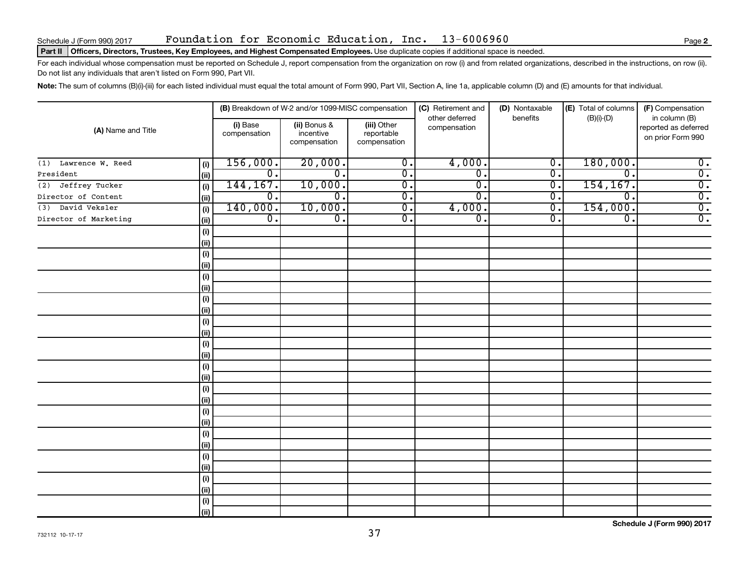Schedule J (Form 990) 2017 Foundation for Economic Education, Inc. 13-6006960

**Part II Officers, Directors, Trustees, Key Employees, and Highest Compensated Employees.** Use duplicate copies if additional space is needed.

For each individual whose compensation must be reported on Schedule J, report compensation from the organization on row (i) and from related organizations, described in the instructions, on row (ii). Do not list any individuals that aren't listed on Form 990, Part VII.

**Note:** The sum of columns (B)(i)-(iii) for each listed individual must equal the total amount of Form 990, Part VII, Section A, line 1a, applicable column (D) and (E) amounts for that individual.

| (A) Name and Title | | (B) Breakdown of W-2 and/or 1099-MISC compensation | | | (C) Retirement and other deferred compensation | (D) Nontaxable benefits | (E) Total of columns (B)(i)-(D) | (F) Compensation in column (B) reported as deferred on prior Form 990 |
|---|---|---|---|---|---|---|---|---|
| | | (i) Base compensation | (ii) Bonus & incentive compensation | (iii) Other reportable compensation | | | | |
| (1) Lawrence W. Reed | (i) | 156,000. | 20,000. | 0. | 4,000. | 0. | 180,000. | 0. |
| President | (ii) | 0. | 0. | 0. | 0. | 0. | 0. | 0. |
| (2) Jeffrey Tucker | (i) | 144,167. | 10,000. | 0. | 0. | 0. | 154,167. | 0. |
| Director of Content | (ii) | 0. | 0. | 0. | 0. | 0. | 0. | 0. |
| (3) David Veksler | (i) | 140,000. | 10,000. | 0. | 4,000. | 0. | 154,000. | 0. |
| Director of Marketing | (ii) | 0. | 0. | 0. | 0. | 0. | 0. | 0. |

732112 10-17-17

Schedule J (Form 990) 2017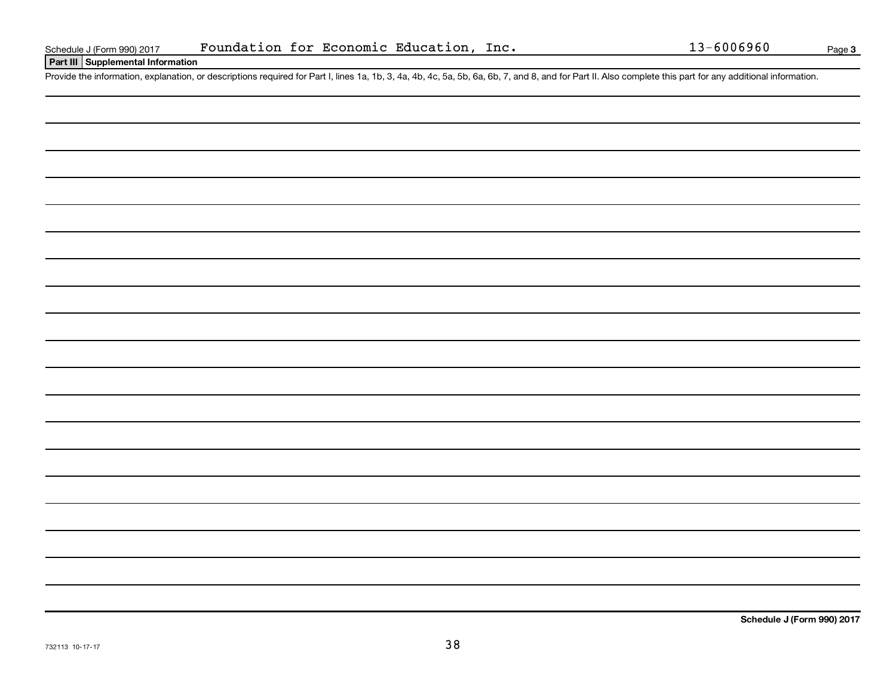Schedule J (Form 990) 2017 Foundation for Economic Education, Inc. 13-6006960 Page 3

**Part III Supplemental Information**

Provide the information, explanation, or descriptions required for Part I, lines 1a, 1b, 3, 4a, 4b, 4c, 5a, 5b, 6a, 6b, 7, and 8, and for Part II. Also complete this part for any additional information.

**Schedule J (Form 990) 2017**

732113 10-17-17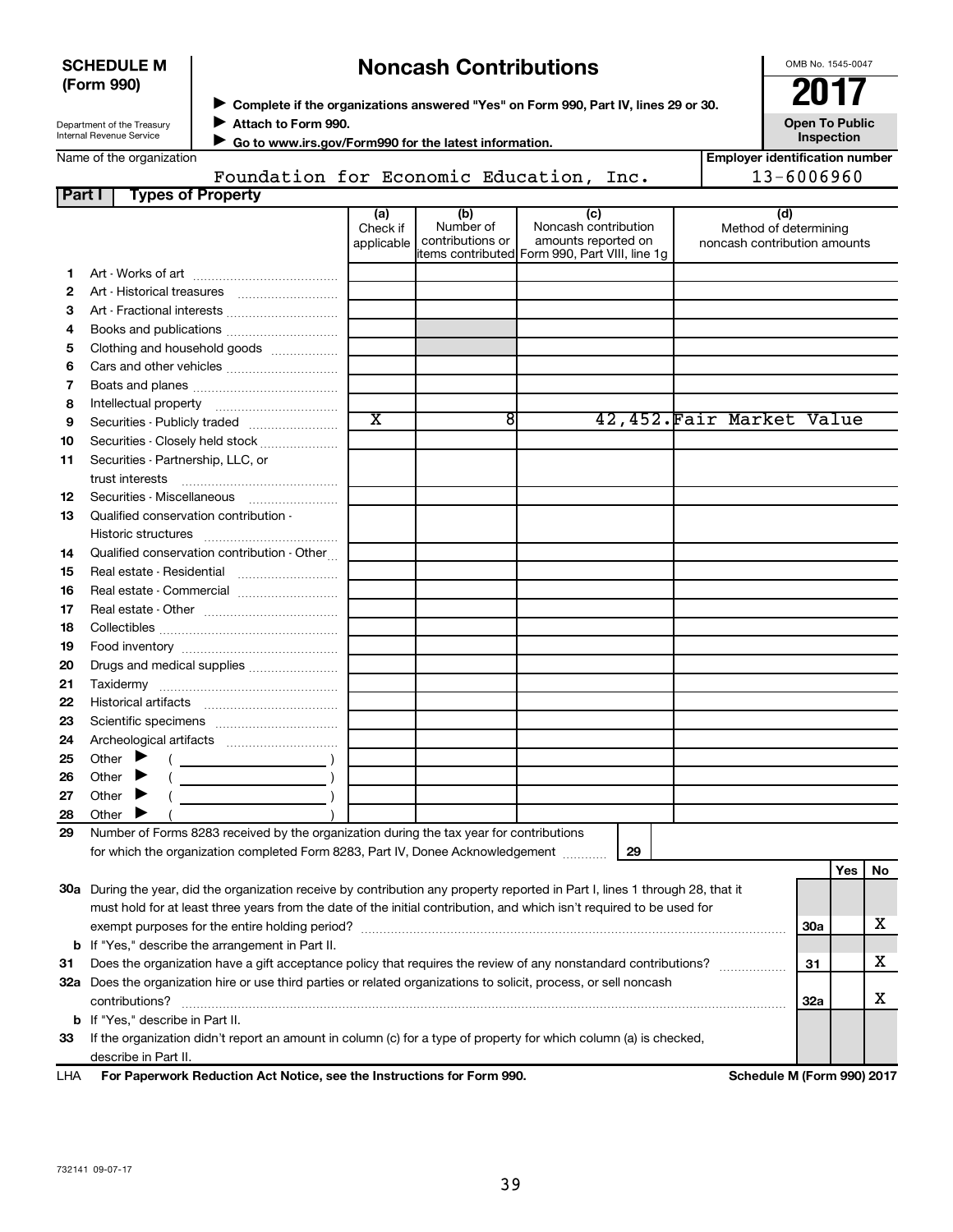**SCHEDULE M (Form 990)**

Department of the Treasury
Internal Revenue Service

# Noncash Contributions

▶ Complete if the organizations answered "Yes" on Form 990, Part IV, lines 29 or 30.
▶ Attach to Form 990.
▶ Go to www.irs.gov/Form990 for the latest information.

OMB No. 1545-0047

**2017**

**Open To Public Inspection**

Name of the organization: Foundation for Economic Education, Inc.

Employer identification number: 13-6006960

## Part I Types of Property

| | | (a) Check if applicable | (b) Number of contributions or items contributed | (c) Noncash contribution amounts reported on Form 990, Part VIII, line 1g | (d) Method of determining noncash contribution amounts |
|---|---|---|---|---|---|
| 1 | Art - Works of art | | | | |
| 2 | Art - Historical treasures | | | | |
| 3 | Art - Fractional interests | | | | |
| 4 | Books and publications | | | | |
| 5 | Clothing and household goods | | | | |
| 6 | Cars and other vehicles | | | | |
| 7 | Boats and planes | | | | |
| 8 | Intellectual property | | | | |
| 9 | Securities - Publicly traded | X | 8 | 42,452. | Fair Market Value |
| 10 | Securities - Closely held stock | | | | |
| 11 | Securities - Partnership, LLC, or trust interests | | | | |
| 12 | Securities - Miscellaneous | | | | |
| 13 | Qualified conservation contribution - Historic structures | | | | |
| 14 | Qualified conservation contribution - Other | | | | |
| 15 | Real estate - Residential | | | | |
| 16 | Real estate - Commercial | | | | |
| 17 | Real estate - Other | | | | |
| 18 | Collectibles | | | | |
| 19 | Food inventory | | | | |
| 20 | Drugs and medical supplies | | | | |
| 21 | Taxidermy | | | | |
| 22 | Historical artifacts | | | | |
| 23 | Scientific specimens | | | | |
| 24 | Archeological artifacts | | | | |
| 25 | Other ▶ ( ) | | | | |
| 26 | Other ▶ ( ) | | | | |
| 27 | Other ▶ ( ) | | | | |
| 28 | Other ▶ ( ) | | | | |

29 Number of Forms 8283 received by the organization during the tax year for contributions for which the organization completed Form 8283, Part IV, Donee Acknowledgement ..... 29

| | | | Yes | No |
|---|---|---|---|---|
| 30a | During the year, did the organization receive by contribution any property reported in Part I, lines 1 through 28, that it must hold for at least three years from the date of the initial contribution, and which isn't required to be used for exempt purposes for the entire holding period? | 30a | | X |
| b | If "Yes," describe the arrangement in Part II. | | | |
| 31 | Does the organization have a gift acceptance policy that requires the review of any nonstandard contributions? | 31 | | X |
| 32a | Does the organization hire or use third parties or related organizations to solicit, process, or sell noncash contributions? | 32a | | X |
| b | If "Yes," describe in Part II. | | | |
| 33 | If the organization didn't report an amount in column (c) for a type of property for which column (a) is checked, describe in Part II. | | | |

LHA For Paperwork Reduction Act Notice, see the Instructions for Form 990. Schedule M (Form 990) 2017

732141 09-07-17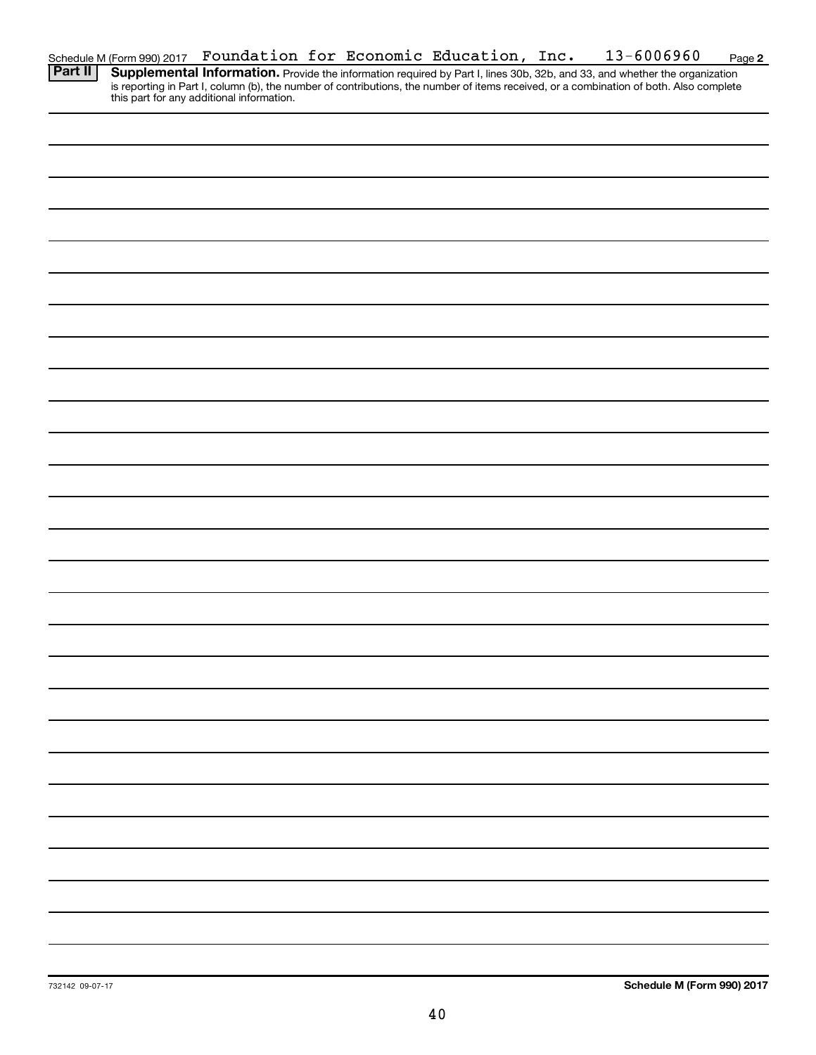Schedule M (Form 990) 2017 Foundation for Economic Education, Inc. 13-6006960 Page **2**

**Part II** **Supplemental Information.** Provide the information required by Part I, lines 30b, 32b, and 33, and whether the organization is reporting in Part I, column (b), the number of contributions, the number of items received, or a combination of both. Also complete this part for any additional information.

732142 09-07-17

**Schedule M (Form 990) 2017**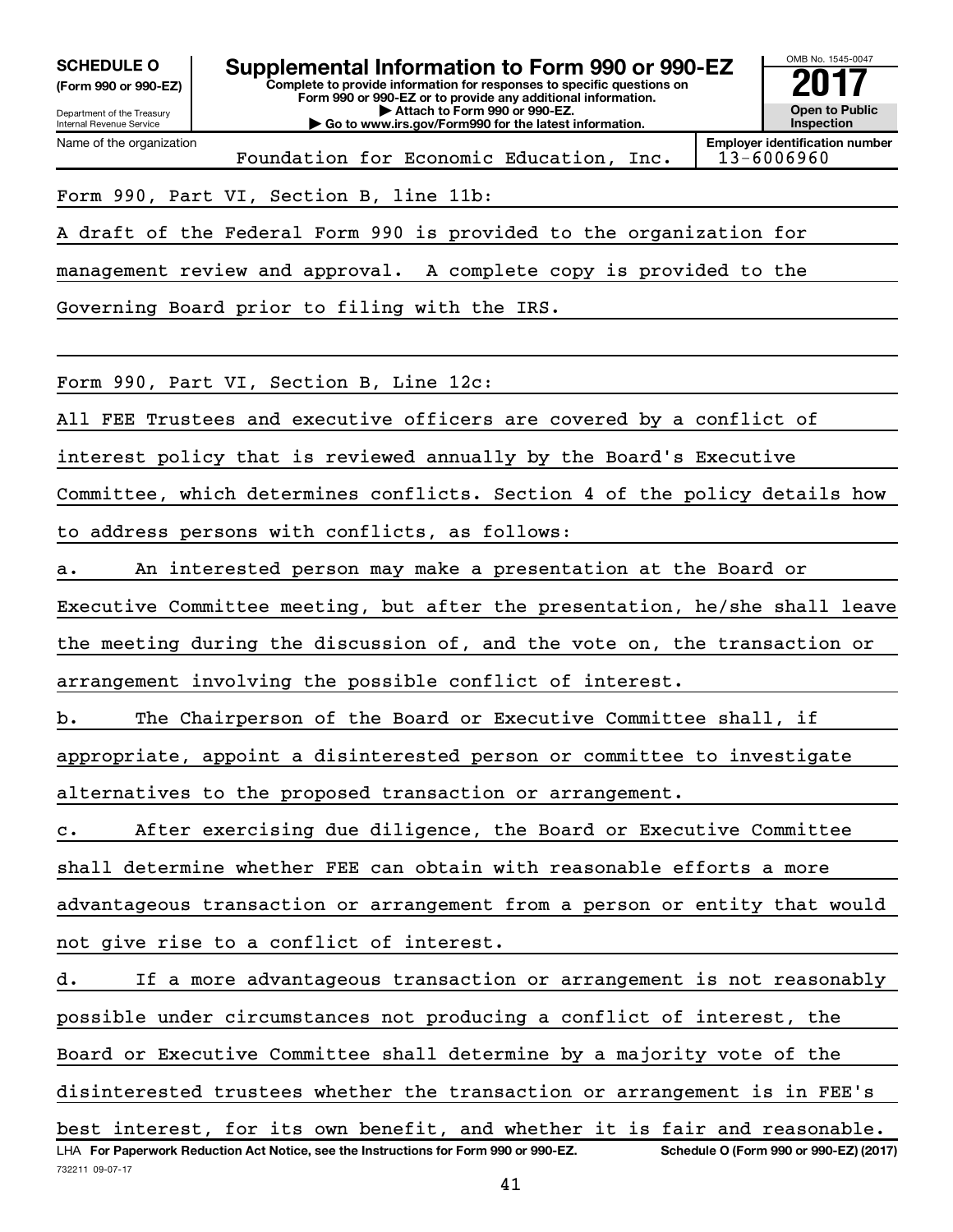**SCHEDULE O (Form 990 or 990-EZ)**

Department of the Treasury
Internal Revenue Service

# Supplemental Information to Form 990 or 990-EZ

**Complete to provide information for responses to specific questions on Form 990 or 990-EZ or to provide any additional information.**
**▶ Attach to Form 990 or 990-EZ.**
**▶ Go to www.irs.gov/Form990 for the latest information.**

OMB No. 1545-0047

**2017**

**Open to Public Inspection**

Name of the organization: Foundation for Economic Education, Inc.

**Employer identification number**: 13-6006960

Form 990, Part VI, Section B, line 11b:

A draft of the Federal Form 990 is provided to the organization for management review and approval. A complete copy is provided to the Governing Board prior to filing with the IRS.

Form 990, Part VI, Section B, Line 12c:

All FEE Trustees and executive officers are covered by a conflict of interest policy that is reviewed annually by the Board's Executive Committee, which determines conflicts. Section 4 of the policy details how to address persons with conflicts, as follows:

a. An interested person may make a presentation at the Board or Executive Committee meeting, but after the presentation, he/she shall leave the meeting during the discussion of, and the vote on, the transaction or arrangement involving the possible conflict of interest.

b. The Chairperson of the Board or Executive Committee shall, if appropriate, appoint a disinterested person or committee to investigate alternatives to the proposed transaction or arrangement.

c. After exercising due diligence, the Board or Executive Committee shall determine whether FEE can obtain with reasonable efforts a more advantageous transaction or arrangement from a person or entity that would not give rise to a conflict of interest.

d. If a more advantageous transaction or arrangement is not reasonably possible under circumstances not producing a conflict of interest, the Board or Executive Committee shall determine by a majority vote of the disinterested trustees whether the transaction or arrangement is in FEE's best interest, for its own benefit, and whether it is fair and reasonable.

LHA **For Paperwork Reduction Act Notice, see the Instructions for Form 990 or 990-EZ.** **Schedule O (Form 990 or 990-EZ) (2017)**

732211 09-07-17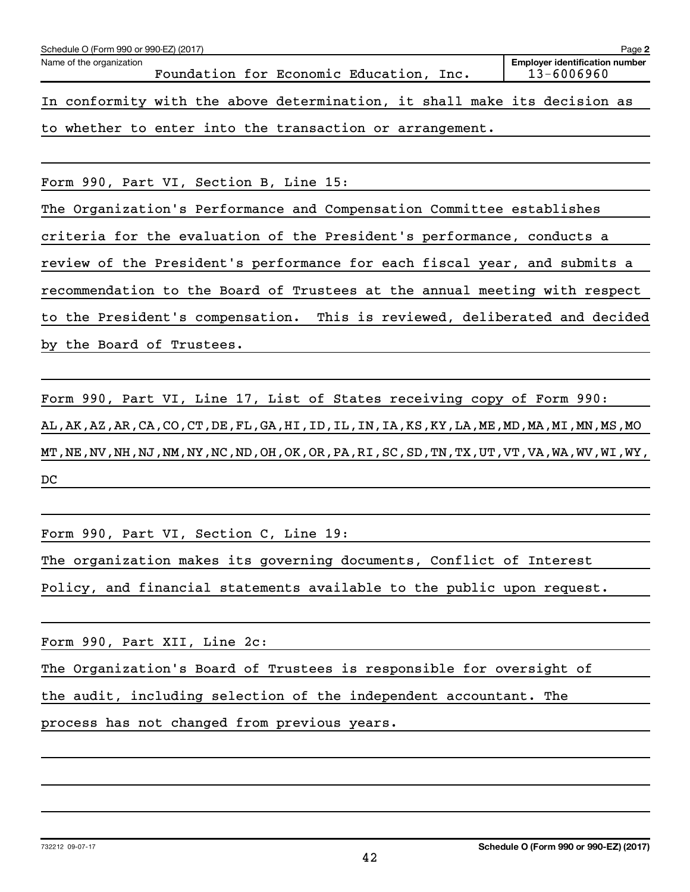Schedule O (Form 990 or 990-EZ) (2017) Page **2**

Name of the organization: Foundation for Economic Education, Inc.

**Employer identification number**: 13-6006960

In conformity with the above determination, it shall make its decision as to whether to enter into the transaction or arrangement.

Form 990, Part VI, Section B, Line 15:

The Organization's Performance and Compensation Committee establishes criteria for the evaluation of the President's performance, conducts a review of the President's performance for each fiscal year, and submits a recommendation to the Board of Trustees at the annual meeting with respect to the President's compensation. This is reviewed, deliberated and decided by the Board of Trustees.

Form 990, Part VI, Line 17, List of States receiving copy of Form 990:

AL,AK,AZ,AR,CA,CO,CT,DE,FL,GA,HI,ID,IL,IN,IA,KS,KY,LA,ME,MD,MA,MI,MN,MS,MO MT,NE,NV,NH,NJ,NM,NY,NC,ND,OH,OK,OR,PA,RI,SC,SD,TN,TX,UT,VT,VA,WA,WV,WI,WY, DC

Form 990, Part VI, Section C, Line 19:

The organization makes its governing documents, Conflict of Interest Policy, and financial statements available to the public upon request.

Form 990, Part XII, Line 2c:

The Organization's Board of Trustees is responsible for oversight of the audit, including selection of the independent accountant. The process has not changed from previous years.

732212 09-07-17 **Schedule O (Form 990 or 990-EZ) (2017)**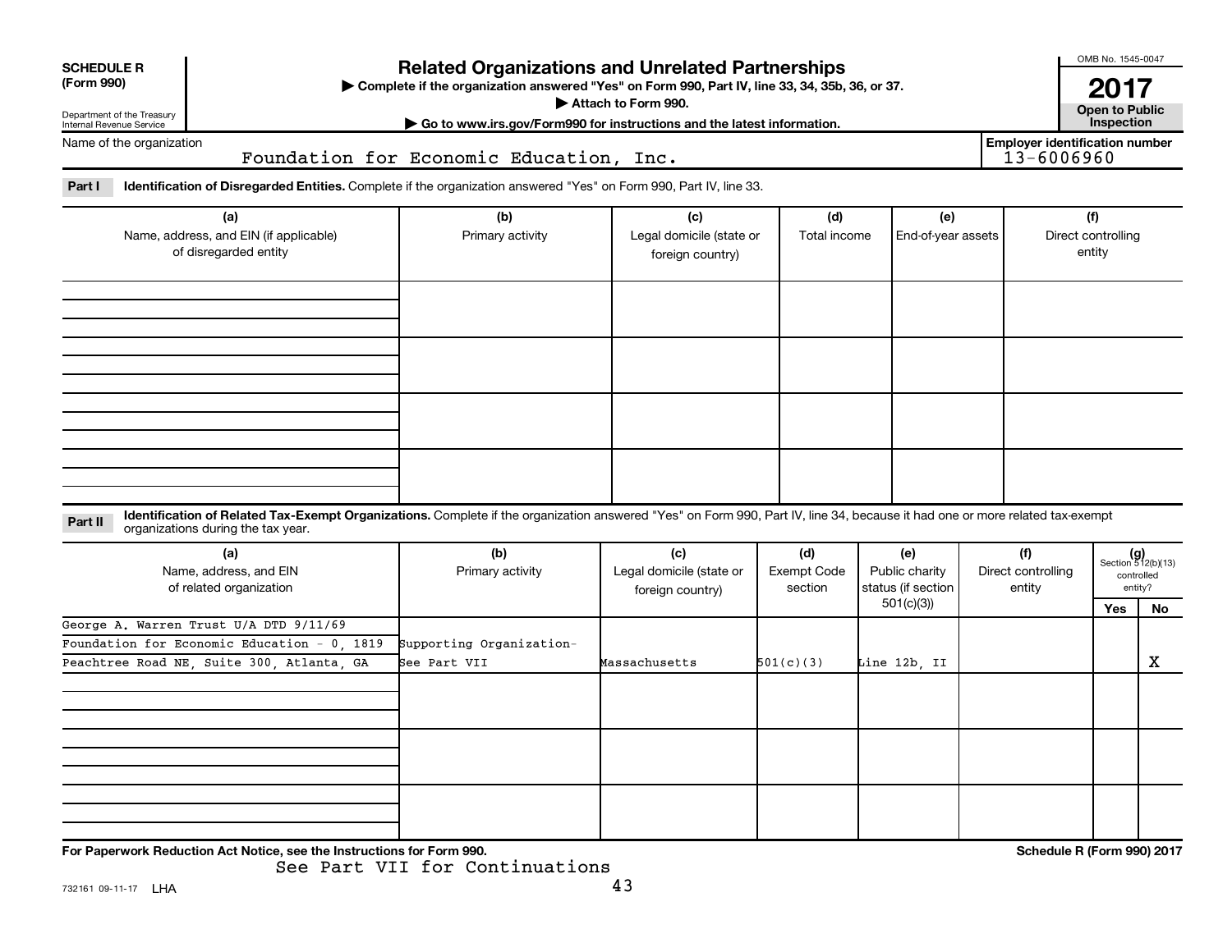**SCHEDULE R**
**(Form 990)**

Department of the Treasury
Internal Revenue Service

# Related Organizations and Unrelated Partnerships

▶ **Complete if the organization answered "Yes" on Form 990, Part IV, line 33, 34, 35b, 36, or 37.**
▶ **Attach to Form 990.**
▶ **Go to www.irs.gov/Form990 for instructions and the latest information.**

OMB No. 1545-0047

**2017**

**Open to Public Inspection**

Name of the organization: Foundation for Economic Education, Inc.

**Employer identification number:** 13-6006960

**Part I** **Identification of Disregarded Entities.** Complete if the organization answered "Yes" on Form 990, Part IV, line 33.

| (a) Name, address, and EIN (if applicable) of disregarded entity | (b) Primary activity | (c) Legal domicile (state or foreign country) | (d) Total income | (e) End-of-year assets | (f) Direct controlling entity |
|---|---|---|---|---|---|
| | | | | | |
| | | | | | |
| | | | | | |
| | | | | | |

**Part II** **Identification of Related Tax-Exempt Organizations.** Complete if the organization answered "Yes" on Form 990, Part IV, line 34, because it had one or more related tax-exempt organizations during the tax year.

| (a) Name, address, and EIN of related organization | (b) Primary activity | (c) Legal domicile (state or foreign country) | (d) Exempt Code section | (e) Public charity status (if section 501(c)(3)) | (f) Direct controlling entity | (g) Section 512(b)(13) controlled entity? Yes | No |
|---|---|---|---|---|---|---|---|
| George A. Warren Trust U/A DTD 9/11/69 Foundation for Economic Education - 0, 1819 Peachtree Road NE, Suite 300, Atlanta, GA | Supporting Organization- See Part VII | Massachusetts | 501(c)(3) | Line 12b, II | | | X |
| | | | | | | | |
| | | | | | | | |
| | | | | | | | |

**For Paperwork Reduction Act Notice, see the Instructions for Form 990.**

See Part VII for Continuations

**Schedule R (Form 990) 2017**

732161 09-11-17 LHA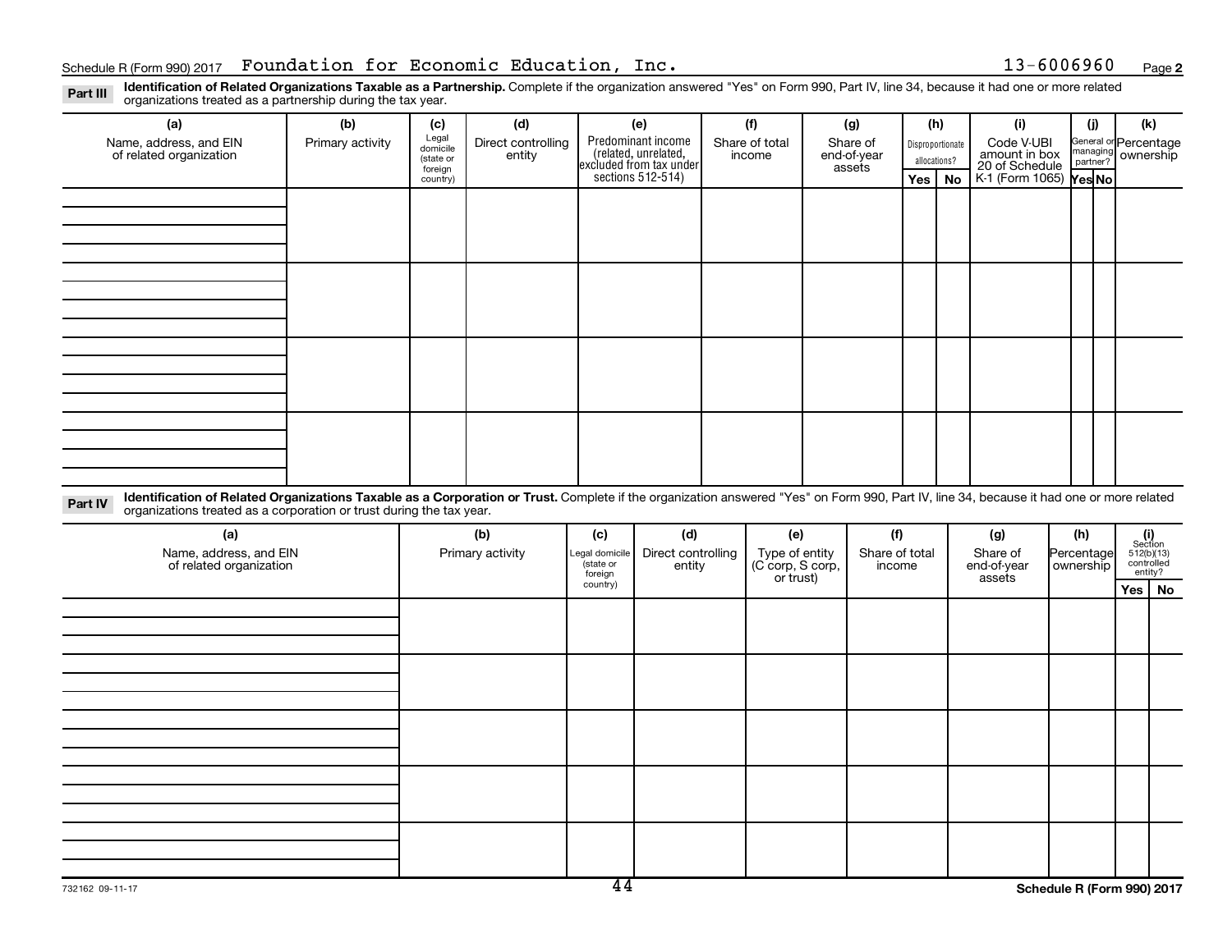Schedule R (Form 990) 2017 Foundation for Economic Education, Inc. 13-6006960 Page **2**

**Part III** **Identification of Related Organizations Taxable as a Partnership.** Complete if the organization answered "Yes" on Form 990, Part IV, line 34, because it had one or more related organizations treated as a partnership during the tax year.

| (a) Name, address, and EIN of related organization | (b) Primary activity | (c) Legal domicile (state or foreign country) | (d) Direct controlling entity | (e) Predominant income (related, unrelated, excluded from tax under sections 512-514) | (f) Share of total income | (g) Share of end-of-year assets | (h) Disproportionate allocations? Yes | (h) No | (i) Code V-UBI amount in box 20 of Schedule K-1 (Form 1065) | (j) General or managing partner? Yes | (j) No | (k) Percentage ownership |
|---|---|---|---|---|---|---|---|---|---|---|---|---|
| | | | | | | | | | | | | |
| | | | | | | | | | | | | |
| | | | | | | | | | | | | |
| | | | | | | | | | | | | |

**Part IV** **Identification of Related Organizations Taxable as a Corporation or Trust.** Complete if the organization answered "Yes" on Form 990, Part IV, line 34, because it had one or more related organizations treated as a corporation or trust during the tax year.

| (a) Name, address, and EIN of related organization | (b) Primary activity | (c) Legal domicile (state or foreign country) | (d) Direct controlling entity | (e) Type of entity (C corp, S corp, or trust) | (f) Share of total income | (g) Share of end-of-year assets | (h) Percentage ownership | (i) Section 512(b)(13) controlled entity? Yes | (i) No |
|---|---|---|---|---|---|---|---|---|---|
| | | | | | | | | | |
| | | | | | | | | | |
| | | | | | | | | | |
| | | | | | | | | | |
| | | | | | | | | | |

732162 09-11-17 **Schedule R (Form 990) 2017**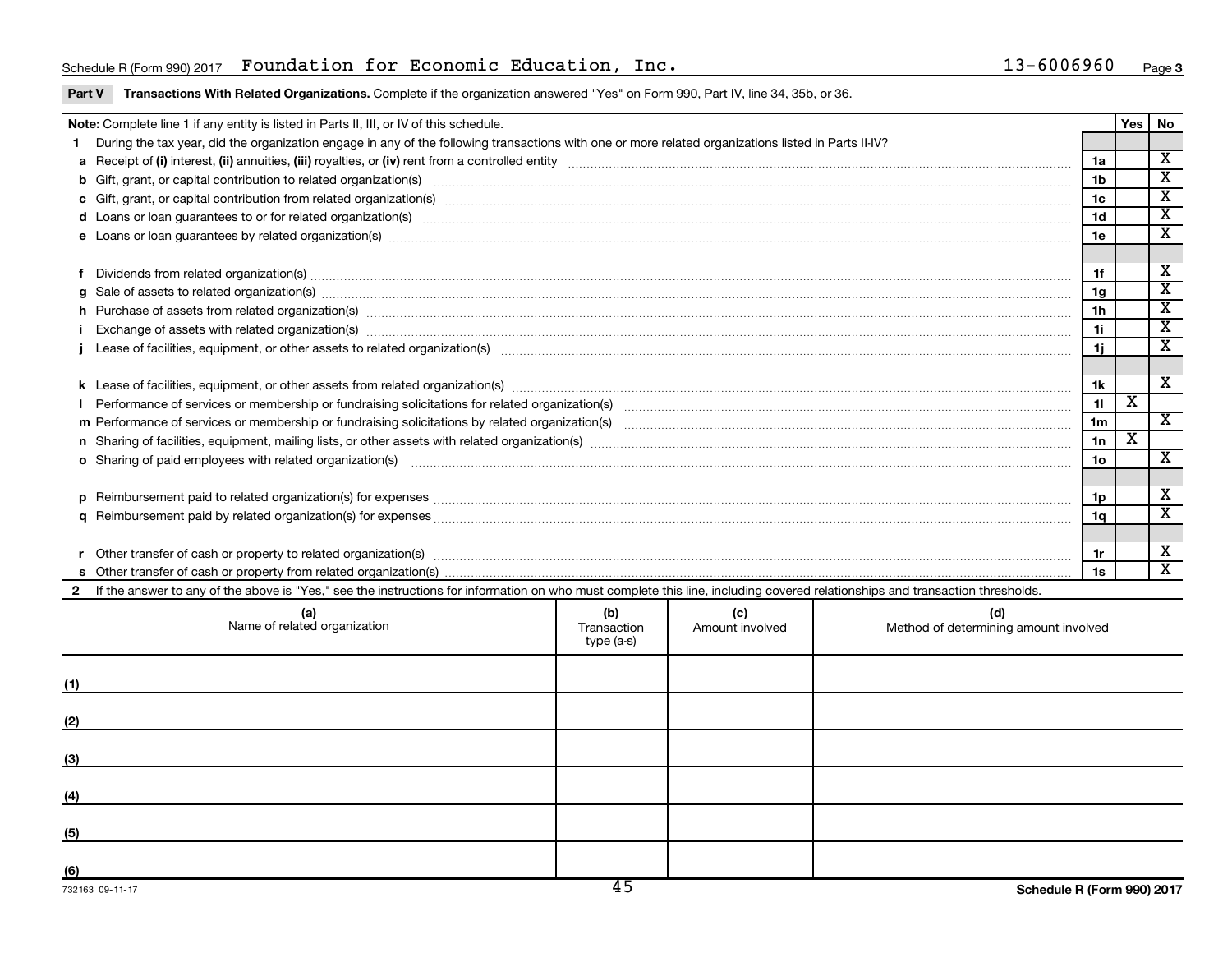Schedule R (Form 990) 2017 Foundation for Economic Education, Inc. 13-6006960 Page 3

**Part V Transactions With Related Organizations.** Complete if the organization answered "Yes" on Form 990, Part IV, line 34, 35b, or 36.

| **Note:** Complete line 1 if any entity is listed in Parts II, III, or IV of this schedule. | | Yes | No |
|---|---|---|---|
| **1** During the tax year, did the organization engage in any of the following transactions with one or more related organizations listed in Parts II-IV? | | | |
| **a** Receipt of **(i)** interest, **(ii)** annuities, **(iii)** royalties, or **(iv)** rent from a controlled entity | 1a | | X |
| **b** Gift, grant, or capital contribution to related organization(s) | 1b | | X |
| **c** Gift, grant, or capital contribution from related organization(s) | 1c | | X |
| **d** Loans or loan guarantees to or for related organization(s) | 1d | | X |
| **e** Loans or loan guarantees by related organization(s) | 1e | | X |
| **f** Dividends from related organization(s) | 1f | | X |
| **g** Sale of assets to related organization(s) | 1g | | X |
| **h** Purchase of assets from related organization(s) | 1h | | X |
| **i** Exchange of assets with related organization(s) | 1i | | X |
| **j** Lease of facilities, equipment, or other assets to related organization(s) | 1j | | X |
| **k** Lease of facilities, equipment, or other assets from related organization(s) | 1k | | X |
| **l** Performance of services or membership or fundraising solicitations for related organization(s) | 1l | X | |
| **m** Performance of services or membership or fundraising solicitations by related organization(s) | 1m | | X |
| **n** Sharing of facilities, equipment, mailing lists, or other assets with related organization(s) | 1n | X | |
| **o** Sharing of paid employees with related organization(s) | 1o | | X |
| **p** Reimbursement paid to related organization(s) for expenses | 1p | | X |
| **q** Reimbursement paid by related organization(s) for expenses | 1q | | X |
| **r** Other transfer of cash or property to related organization(s) | 1r | | X |
| **s** Other transfer of cash or property from related organization(s) | 1s | | X |

**2** If the answer to any of the above is "Yes," see the instructions for information on who must complete this line, including covered relationships and transaction thresholds.

| | (a) Name of related organization | (b) Transaction type (a-s) | (c) Amount involved | (d) Method of determining amount involved |
|---|---|---|---|---|
| (1) | | | | |
| (2) | | | | |
| (3) | | | | |
| (4) | | | | |
| (5) | | | | |
| (6) | | | | |

732163 09-11-17 Schedule R (Form 990) 2017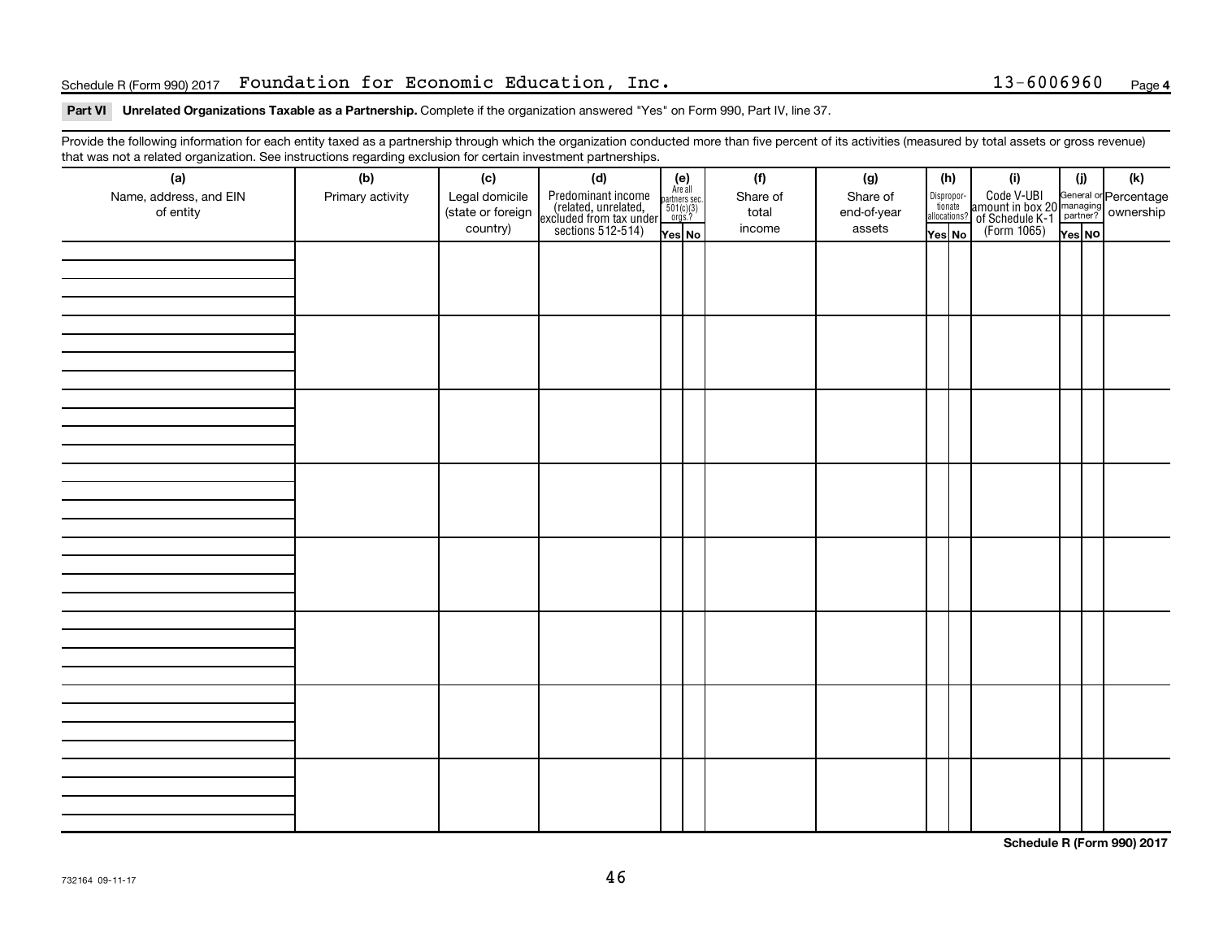Schedule R (Form 990) 2017 Foundation for Economic Education, Inc. 13-6006960

**Part VI Unrelated Organizations Taxable as a Partnership.** Complete if the organization answered "Yes" on Form 990, Part IV, line 37.

Provide the following information for each entity taxed as a partnership through which the organization conducted more than five percent of its activities (measured by total assets or gross revenue) that was not a related organization. See instructions regarding exclusion for certain investment partnerships.

| (a) Name, address, and EIN of entity | (b) Primary activity | (c) Legal domicile (state or foreign country) | (d) Predominant income (related, unrelated, excluded from tax under sections 512-514) | (e) Are all partners sec. 501(c)(3) orgs.? Yes | No | (f) Share of total income | (g) Share of end-of-year assets | (h) Disproportionate allocations? Yes | No | (i) Code V-UBI amount in box 20 of Schedule K-1 (Form 1065) | (j) General or managing partner? Yes | No | (k) Percentage ownership |
|---|---|---|---|---|---|---|---|---|---|---|---|---|---|
| | | | | | | | | | | | | | |
| | | | | | | | | | | | | | |
| | | | | | | | | | | | | | |
| | | | | | | | | | | | | | |
| | | | | | | | | | | | | | |
| | | | | | | | | | | | | | |
| | | | | | | | | | | | | | |
| | | | | | | | | | | | | | |

**Schedule R (Form 990) 2017**

732164 09-11-17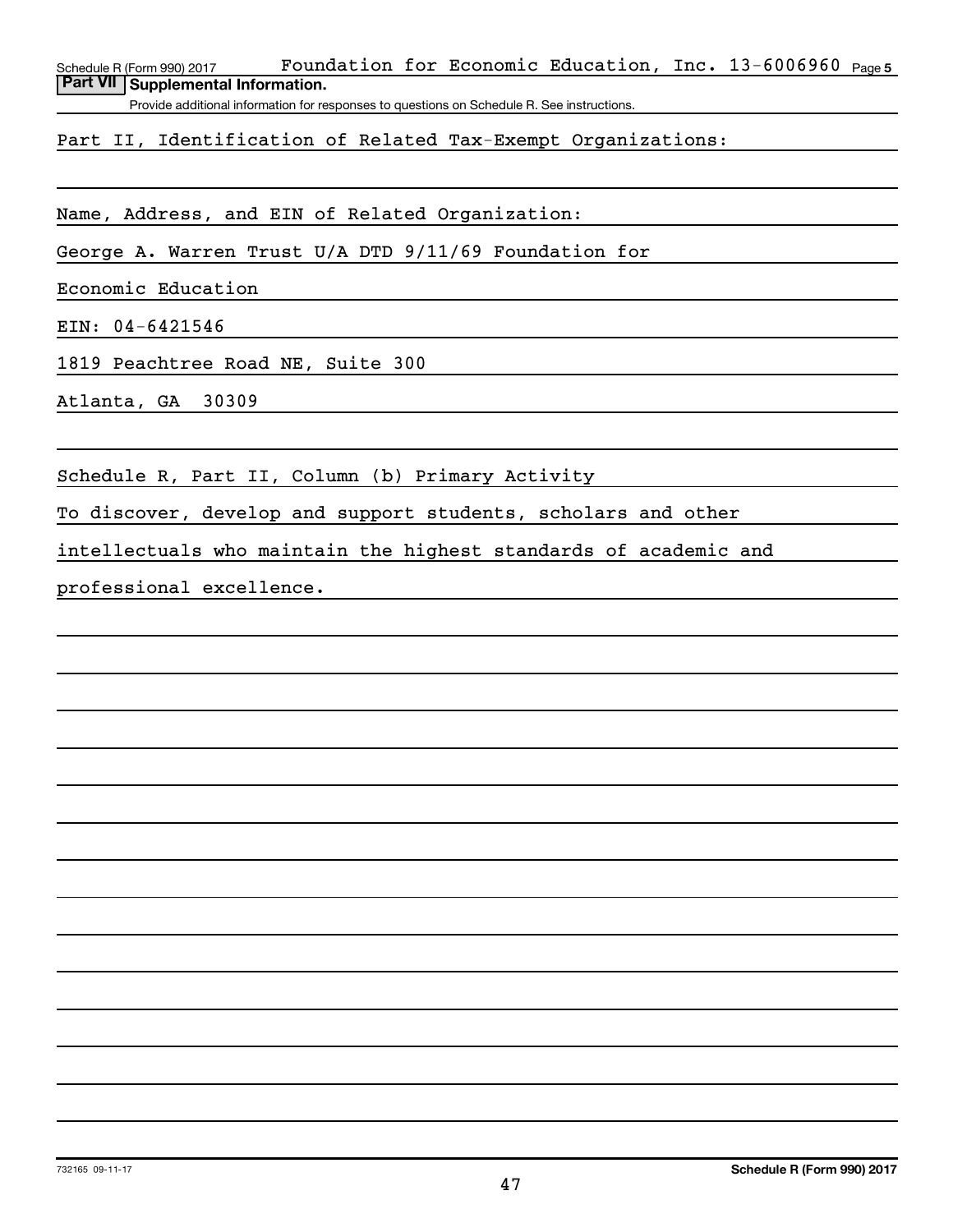## Part VII Supplemental Information.

Provide additional information for responses to questions on Schedule R. See instructions.

Part II, Identification of Related Tax-Exempt Organizations:

Name, Address, and EIN of Related Organization:

George A. Warren Trust U/A DTD 9/11/69 Foundation for Economic Education

EIN: 04-6421546

1819 Peachtree Road NE, Suite 300

Atlanta, GA 30309

Schedule R, Part II, Column (b) Primary Activity

To discover, develop and support students, scholars and other intellectuals who maintain the highest standards of academic and professional excellence.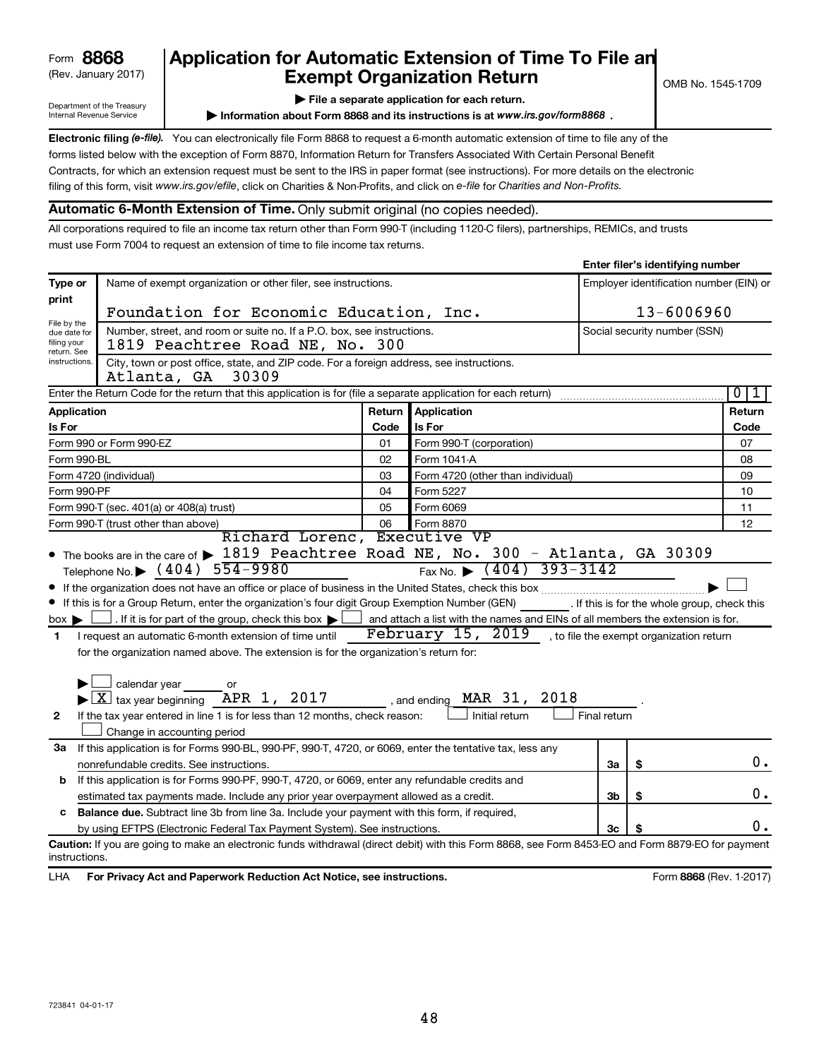Form **8868**
(Rev. January 2017)

Department of the Treasury
Internal Revenue Service

# Application for Automatic Extension of Time To File an Exempt Organization Return

OMB No. 1545-1709

▶ **File a separate application for each return.**

▶ **Information about Form 8868 and its instructions is at** ***www.irs.gov/form8868*** **.**

**Electronic filing** ***(e-file).*** You can electronically file Form 8868 to request a 6-month automatic extension of time to file any of the forms listed below with the exception of Form 8870, Information Return for Transfers Associated With Certain Personal Benefit Contracts, for which an extension request must be sent to the IRS in paper format (see instructions). For more details on the electronic filing of this form, visit *www.irs.gov/efile*, click on Charities & Non-Profits, and click on *e-file* for *Charities and Non-Profits.*

## Automatic 6-Month Extension of Time. Only submit original (no copies needed).

All corporations required to file an income tax return other than Form 990-T (including 1120-C filers), partnerships, REMICs, and trusts must use Form 7004 to request an extension of time to file income tax returns.

**Enter filer's identifying number**

| Type or print | | |
|---|---|---|
| | Name of exempt organization or other filer, see instructions.<br>Foundation for Economic Education, Inc. | Employer identification number (EIN) or<br>13-6006960 |
| File by the due date for filing your return. See instructions. | Number, street, and room or suite no. If a P.O. box, see instructions.<br>1819 Peachtree Road NE, No. 300 | Social security number (SSN) |
| | City, town or post office, state, and ZIP code. For a foreign address, see instructions.<br>Atlanta, GA 30309 | |

Enter the Return Code for the return that this application is for (file a separate application for each return) .......... 0 1

| Application Is For | Return Code | Application Is For | Return Code |
|---|---|---|---|
| Form 990 or Form 990-EZ | 01 | Form 990-T (corporation) | 07 |
| Form 990-BL | 02 | Form 1041-A | 08 |
| Form 4720 (individual) | 03 | Form 4720 (other than individual) | 09 |
| Form 990-PF | 04 | Form 5227 | 10 |
| Form 990-T (sec. 401(a) or 408(a) trust) | 05 | Form 6069 | 11 |
| Form 990-T (trust other than above) | 06 | Form 8870 | 12 |

- The books are in the care of ▶ Richard Lorenc, Executive VP 1819 Peachtree Road NE, No. 300 - Atlanta, GA 30309
  Telephone No. ▶ (404) 554-9980 Fax No. ▶ (404) 393-3142
- If the organization does not have an office or place of business in the United States, check this box .......... ▶ ☐
- If this is for a Group Return, enter the organization's four digit Group Exemption Number (GEN) ________ . If this is for the whole group, check this box ▶ ☐ . If it is for part of the group, check this box ▶ ☐ and attach a list with the names and EINs of all members the extension is for.

**1** I request an automatic 6-month extension of time until February 15, 2019 , to file the exempt organization return for the organization named above. The extension is for the organization's return for:

▶ ☐ calendar year ______ or
▶ ☒ tax year beginning APR 1, 2017 , and ending MAR 31, 2018 .

**2** If the tax year entered in line 1 is for less than 12 months, check reason: ☐ Initial return ☐ Final return
☐ Change in accounting period

| | | | | |
|---|---|---|---|---|
| **3a** | If this application is for Forms 990-BL, 990-PF, 990-T, 4720, or 6069, enter the tentative tax, less any nonrefundable credits. See instructions. | 3a | $ | 0. |
| **b** | If this application is for Forms 990-PF, 990-T, 4720, or 6069, enter any refundable credits and estimated tax payments made. Include any prior year overpayment allowed as a credit. | 3b | $ | 0. |
| **c** | **Balance due.** Subtract line 3b from line 3a. Include your payment with this form, if required, by using EFTPS (Electronic Federal Tax Payment System). See instructions. | 3c | $ | 0. |

**Caution:** If you are going to make an electronic funds withdrawal (direct debit) with this Form 8868, see Form 8453-EO and Form 8879-EO for payment instructions.

LHA **For Privacy Act and Paperwork Reduction Act Notice, see instructions.** Form **8868** (Rev. 1-2017)

723841 04-01-17